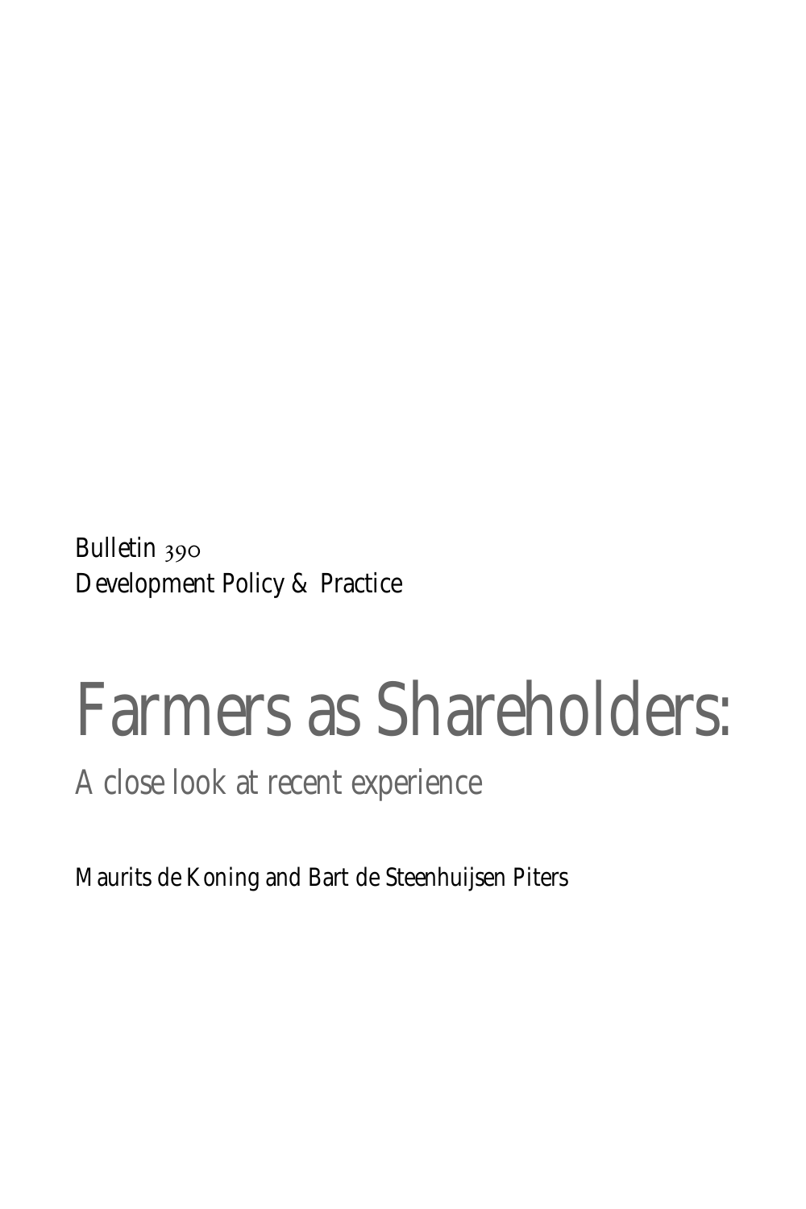Bulletin 390
Development Policy & Practice

# Farmers as Shareholders:

## A close look at recent experience

Maurits de Koning and Bart de Steenhuijsen Piters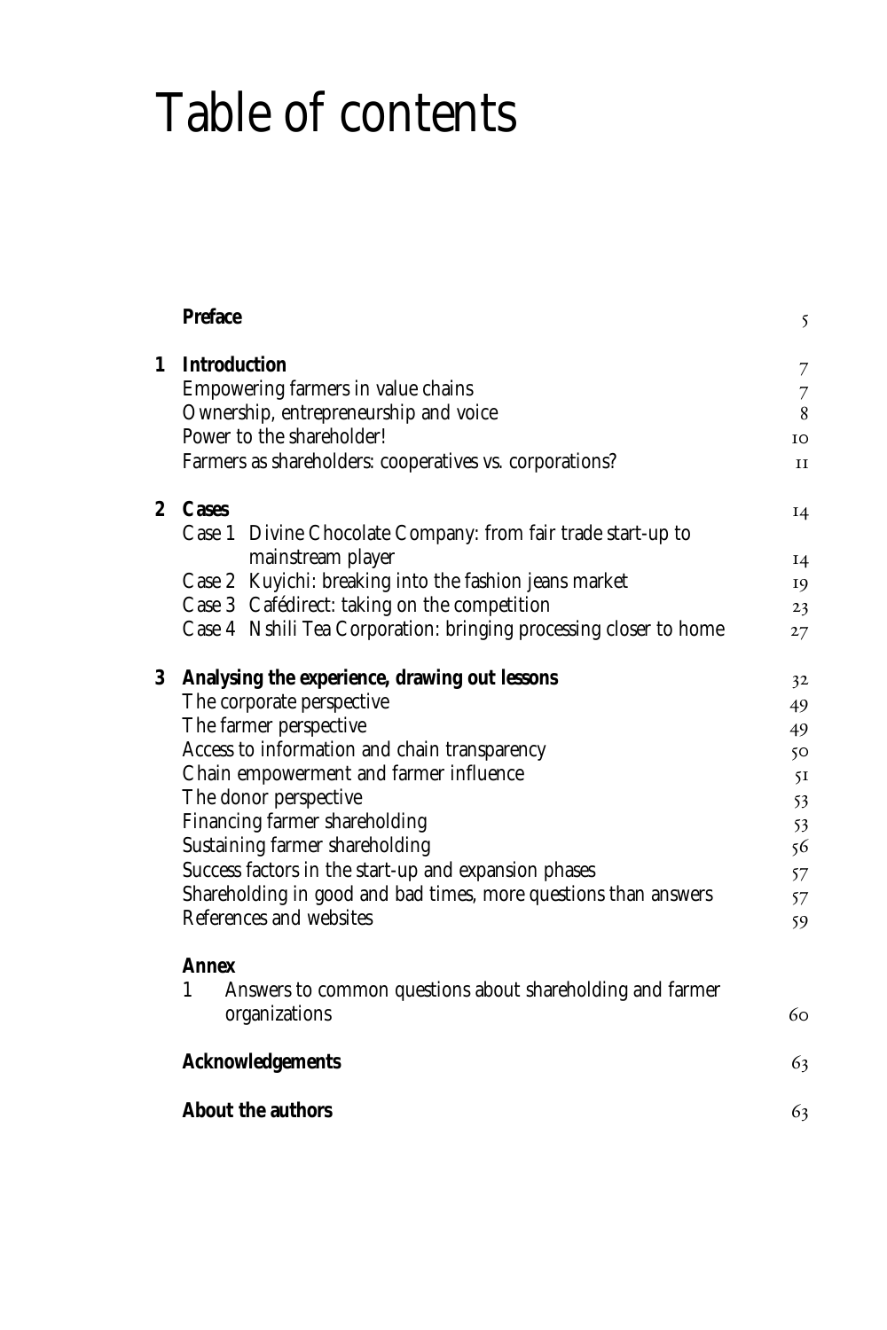# Table of contents

| | | |
|---|---|---|
| | **Preface** | 5 |
| **1** | **Introduction** | 7 |
| | Empowering farmers in value chains | 7 |
| | Ownership, entrepreneurship and voice | 8 |
| | Power to the shareholder! | 10 |
| | Farmers as shareholders: cooperatives vs. corporations? | 11 |
| **2** | **Cases** | 14 |
| | Case 1 Divine Chocolate Company: from fair trade start-up to mainstream player | 14 |
| | Case 2 Kuyichi: breaking into the fashion jeans market | 19 |
| | Case 3 Cafédirect: taking on the competition | 23 |
| | Case 4 Nshili Tea Corporation: bringing processing closer to home | 27 |
| **3** | **Analysing the experience, drawing out lessons** | 32 |
| | The corporate perspective | 49 |
| | The farmer perspective | 49 |
| | Access to information and chain transparency | 50 |
| | Chain empowerment and farmer influence | 51 |
| | The donor perspective | 53 |
| | Financing farmer shareholding | 53 |
| | Sustaining farmer shareholding | 56 |
| | Success factors in the start-up and expansion phases | 57 |
| | Shareholding in good and bad times, more questions than answers | 57 |
| | References and websites | 59 |
| | **Annex** | |
| | 1 Answers to common questions about shareholding and farmer organizations | 60 |
| | **Acknowledgements** | 63 |
| | **About the authors** | 63 |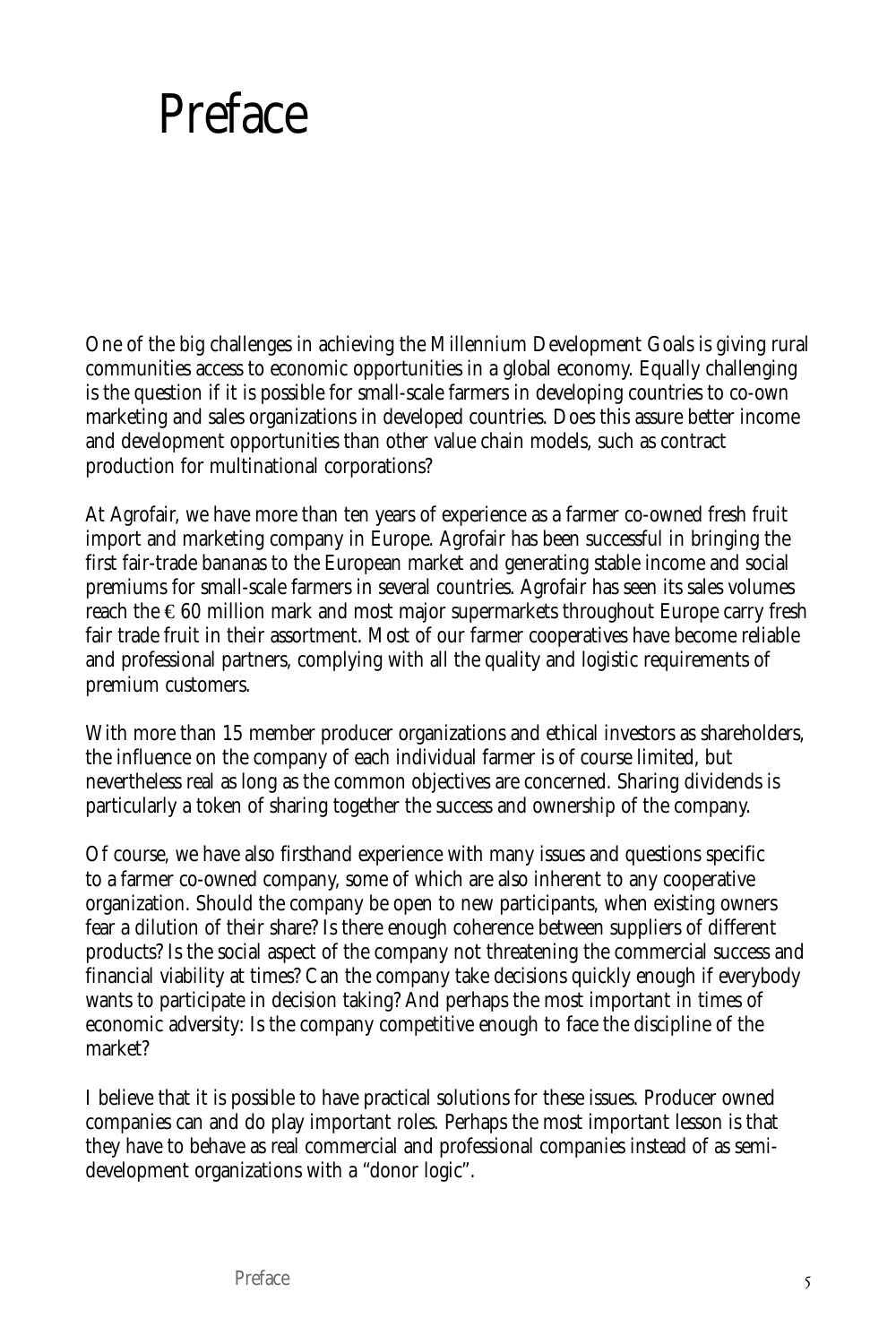# Preface

One of the big challenges in achieving the Millennium Development Goals is giving rural communities access to economic opportunities in a global economy. Equally challenging is the question if it is possible for small-scale farmers in developing countries to co-own marketing and sales organizations in developed countries. Does this assure better income and development opportunities than other value chain models, such as contract production for multinational corporations?

At Agrofair, we have more than ten years of experience as a farmer co-owned fresh fruit import and marketing company in Europe. Agrofair has been successful in bringing the first fair-trade bananas to the European market and generating stable income and social premiums for small-scale farmers in several countries. Agrofair has seen its sales volumes reach the €60 million mark and most major supermarkets throughout Europe carry fresh fair trade fruit in their assortment. Most of our farmer cooperatives have become reliable and professional partners, complying with all the quality and logistic requirements of premium customers.

With more than 15 member producer organizations and ethical investors as shareholders, the influence on the company of each individual farmer is of course limited, but nevertheless real as long as the common objectives are concerned. Sharing dividends is particularly a token of sharing together the success and ownership of the company.

Of course, we have also firsthand experience with many issues and questions specific to a farmer co-owned company, some of which are also inherent to any cooperative organization. Should the company be open to new participants, when existing owners fear a dilution of their share? Is there enough coherence between suppliers of different products? Is the social aspect of the company not threatening the commercial success and financial viability at times? Can the company take decisions quickly enough if everybody wants to participate in decision taking? And perhaps the most important in times of economic adversity: Is the company competitive enough to face the discipline of the market?

I believe that it is possible to have practical solutions for these issues. Producer owned companies can and do play important roles. Perhaps the most important lesson is that they have to behave as real commercial and professional companies instead of as semi-development organizations with a "donor logic".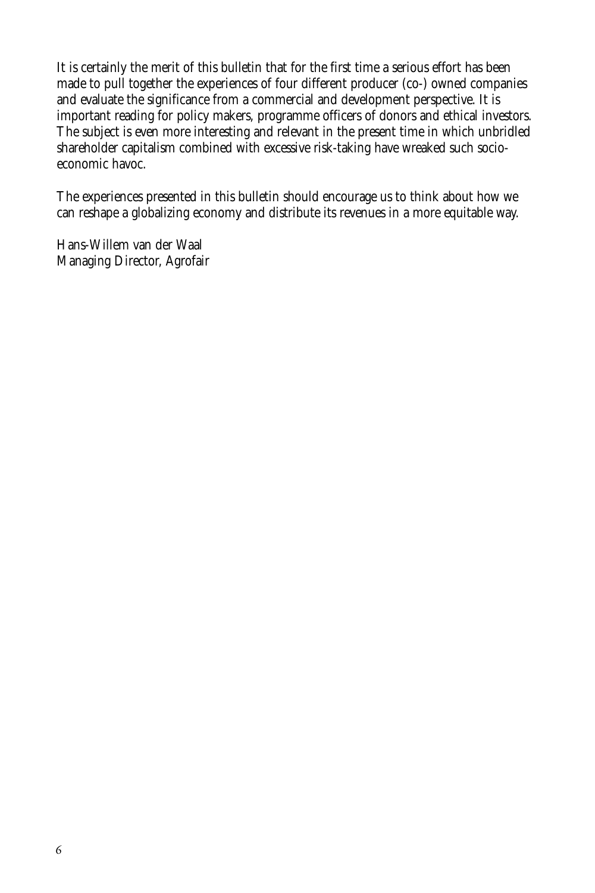It is certainly the merit of this bulletin that for the first time a serious effort has been made to pull together the experiences of four different producer (co-) owned companies and evaluate the significance from a commercial and development perspective. It is important reading for policy makers, programme officers of donors and ethical investors. The subject is even more interesting and relevant in the present time in which unbridled shareholder capitalism combined with excessive risk-taking have wreaked such socio-economic havoc.

The experiences presented in this bulletin should encourage us to think about how we can reshape a globalizing economy and distribute its revenues in a more equitable way.

Hans-Willem van der Waal
Managing Director, Agrofair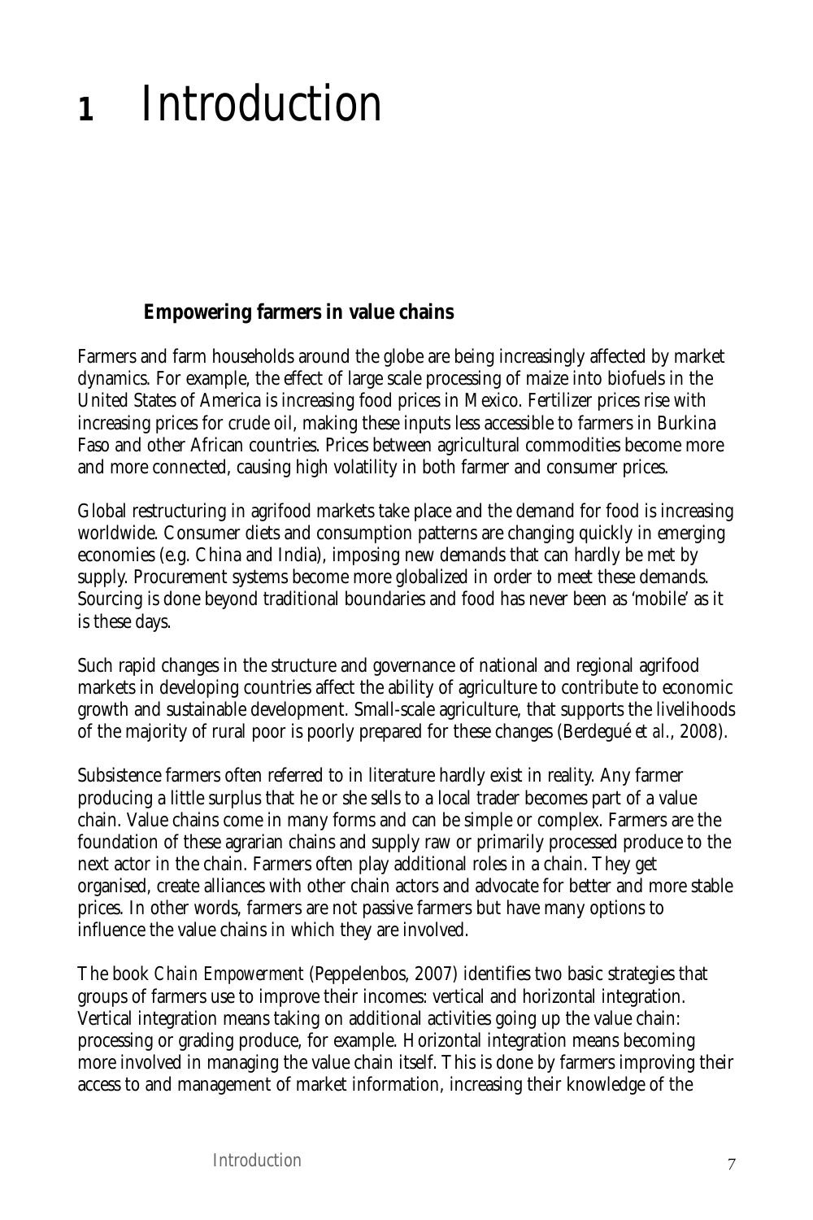# 1 Introduction

### Empowering farmers in value chains

Farmers and farm households around the globe are being increasingly affected by market dynamics. For example, the effect of large scale processing of maize into biofuels in the United States of America is increasing food prices in Mexico. Fertilizer prices rise with increasing prices for crude oil, making these inputs less accessible to farmers in Burkina Faso and other African countries. Prices between agricultural commodities become more and more connected, causing high volatility in both farmer and consumer prices.

Global restructuring in agrifood markets take place and the demand for food is increasing worldwide. Consumer diets and consumption patterns are changing quickly in emerging economies (e.g. China and India), imposing new demands that can hardly be met by supply. Procurement systems become more globalized in order to meet these demands. Sourcing is done beyond traditional boundaries and food has never been as 'mobile' as it is these days.

Such rapid changes in the structure and governance of national and regional agrifood markets in developing countries affect the ability of agriculture to contribute to economic growth and sustainable development. Small-scale agriculture, that supports the livelihoods of the majority of rural poor is poorly prepared for these changes (Berdegué *et al.*, 2008).

Subsistence farmers often referred to in literature hardly exist in reality. Any farmer producing a little surplus that he or she sells to a local trader becomes part of a value chain. Value chains come in many forms and can be simple or complex. Farmers are the foundation of these agrarian chains and supply raw or primarily processed produce to the next actor in the chain. Farmers often play additional roles in a chain. They get organised, create alliances with other chain actors and advocate for better and more stable prices. In other words, farmers are not passive farmers but have many options to influence the value chains in which they are involved.

The book *Chain Empowerment* (Peppelenbos, 2007) identifies two basic strategies that groups of farmers use to improve their incomes: vertical and horizontal integration. Vertical integration means taking on additional activities going up the value chain: processing or grading produce, for example. Horizontal integration means becoming more involved in managing the value chain itself. This is done by farmers improving their access to and management of market information, increasing their knowledge of the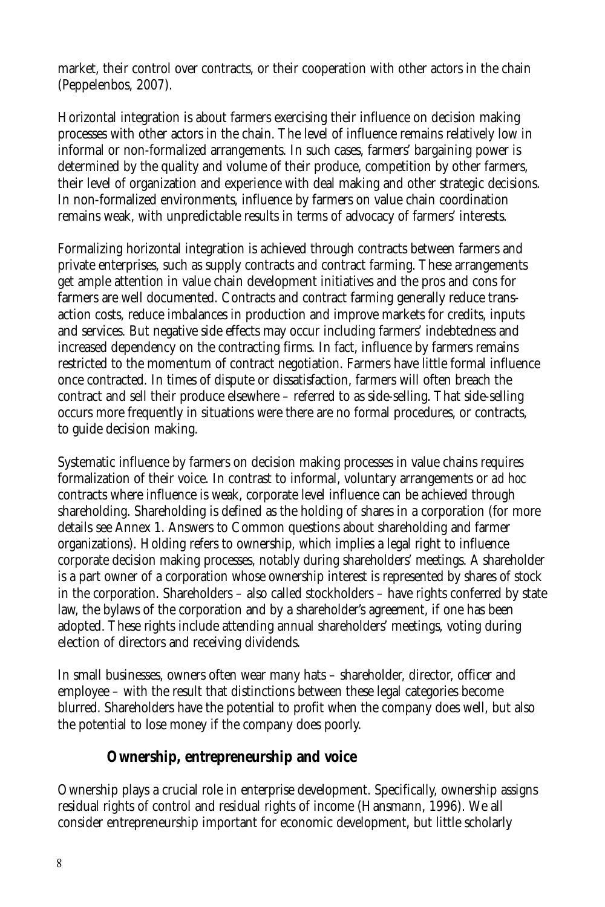market, their control over contracts, or their cooperation with other actors in the chain (Peppelenbos, 2007).

Horizontal integration is about farmers exercising their influence on decision making processes with other actors in the chain. The level of influence remains relatively low in informal or non-formalized arrangements. In such cases, farmers' bargaining power is determined by the quality and volume of their produce, competition by other farmers, their level of organization and experience with deal making and other strategic decisions. In non-formalized environments, influence by farmers on value chain coordination remains weak, with unpredictable results in terms of advocacy of farmers' interests.

Formalizing horizontal integration is achieved through contracts between farmers and private enterprises, such as supply contracts and contract farming. These arrangements get ample attention in value chain development initiatives and the pros and cons for farmers are well documented. Contracts and contract farming generally reduce transaction costs, reduce imbalances in production and improve markets for credits, inputs and services. But negative side effects may occur including farmers' indebtedness and increased dependency on the contracting firms. In fact, influence by farmers remains restricted to the momentum of contract negotiation. Farmers have little formal influence once contracted. In times of dispute or dissatisfaction, farmers will often breach the contract and sell their produce elsewhere – referred to as side-selling. That side-selling occurs more frequently in situations were there are no formal procedures, or contracts, to guide decision making.

Systematic influence by farmers on decision making processes in value chains requires formalization of their voice. In contrast to informal, voluntary arrangements or *ad hoc* contracts where influence is weak, corporate level influence can be achieved through shareholding. Shareholding is defined as the holding of shares in a corporation (for more details see Annex 1. Answers to Common questions about shareholding and farmer organizations). Holding refers to ownership, which implies a legal right to influence corporate decision making processes, notably during shareholders' meetings. A shareholder is a part owner of a corporation whose ownership interest is represented by shares of stock in the corporation. Shareholders – also called stockholders – have rights conferred by state law, the bylaws of the corporation and by a shareholder's agreement, if one has been adopted. These rights include attending annual shareholders' meetings, voting during election of directors and receiving dividends.

In small businesses, owners often wear many hats – shareholder, director, officer and employee – with the result that distinctions between these legal categories become blurred. Shareholders have the potential to profit when the company does well, but also the potential to lose money if the company does poorly.

## Ownership, entrepreneurship and voice

Ownership plays a crucial role in enterprise development. Specifically, ownership assigns residual rights of control and residual rights of income (Hansmann, 1996). We all consider entrepreneurship important for economic development, but little scholarly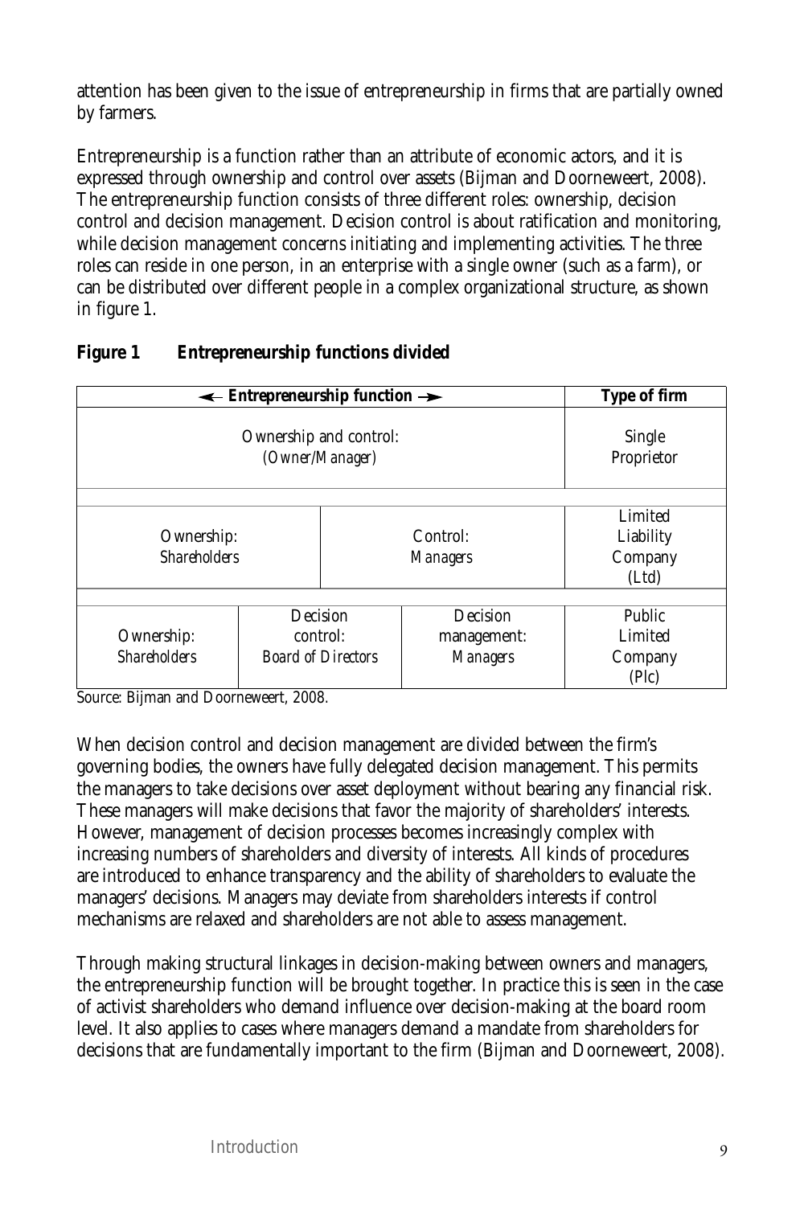attention has been given to the issue of entrepreneurship in firms that are partially owned by farmers.

Entrepreneurship is a function rather than an attribute of economic actors, and it is expressed through ownership and control over assets (Bijman and Doorneweert, 2008). The entrepreneurship function consists of three different roles: ownership, decision control and decision management. Decision control is about ratification and monitoring, while decision management concerns initiating and implementing activities. The three roles can reside in one person, in an enterprise with a single owner (such as a farm), or can be distributed over different people in a complex organizational structure, as shown in figure 1.

**Figure 1 Entrepreneurship functions divided**

| ← Entrepreneurship function → | | | Type of firm |
|---|---|---|---|
| Ownership and control: *(Owner/Manager)* | | | Single Proprietor |
| Ownership: *Shareholders* | Control: *Managers* | | Limited Liability Company (Ltd) |
| Ownership: *Shareholders* | Decision control: *Board of Directors* | Decision management: *Managers* | Public Limited Company (Plc) |

Source: Bijman and Doorneweert, 2008.

When decision control and decision management are divided between the firm's governing bodies, the owners have fully delegated decision management. This permits the managers to take decisions over asset deployment without bearing any financial risk. These managers will make decisions that favor the majority of shareholders' interests. However, management of decision processes becomes increasingly complex with increasing numbers of shareholders and diversity of interests. All kinds of procedures are introduced to enhance transparency and the ability of shareholders to evaluate the managers' decisions. Managers may deviate from shareholders interests if control mechanisms are relaxed and shareholders are not able to assess management.

Through making structural linkages in decision-making between owners and managers, the entrepreneurship function will be brought together. In practice this is seen in the case of activist shareholders who demand influence over decision-making at the board room level. It also applies to cases where managers demand a mandate from shareholders for decisions that are fundamentally important to the firm (Bijman and Doorneweert, 2008).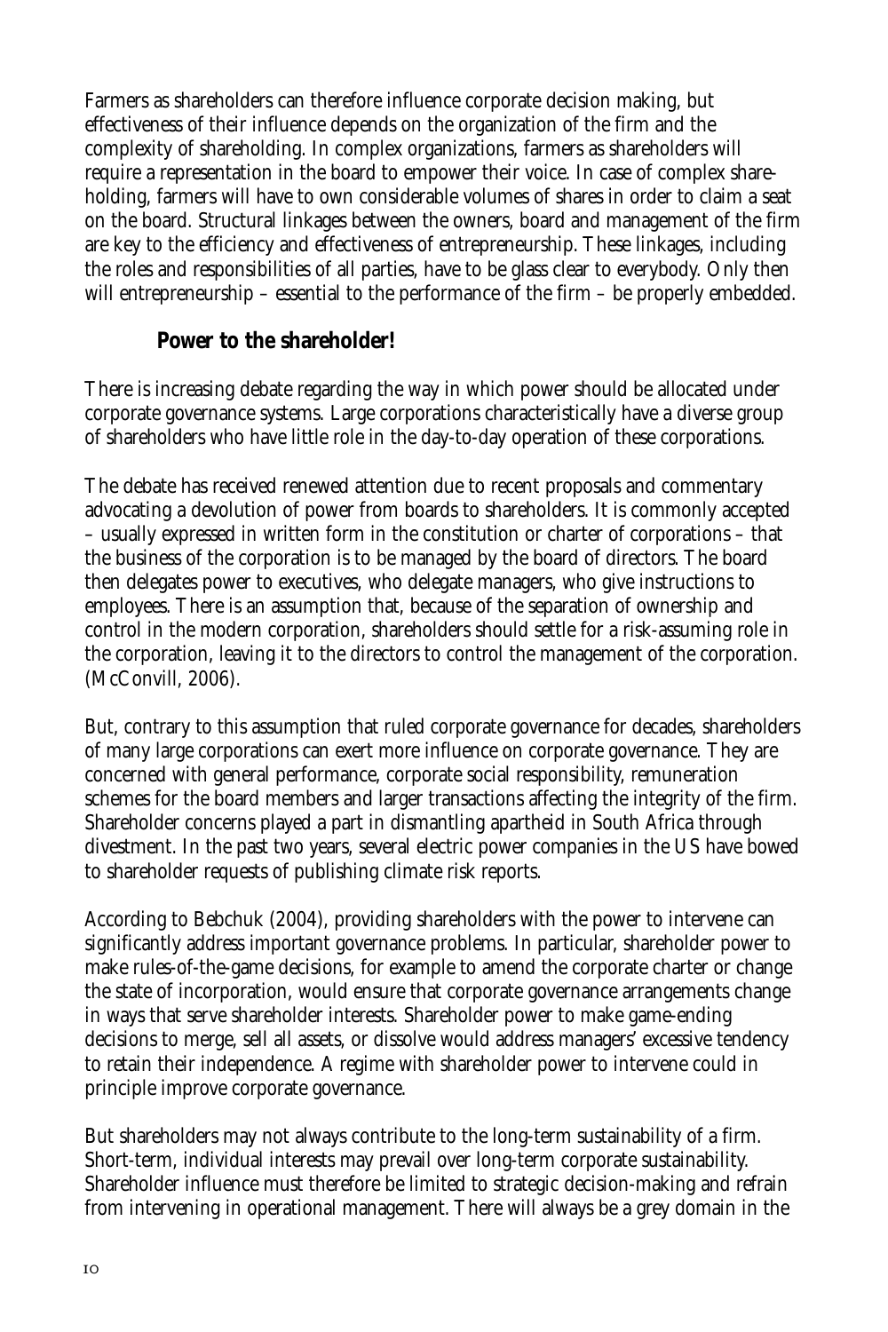Farmers as shareholders can therefore influence corporate decision making, but effectiveness of their influence depends on the organization of the firm and the complexity of shareholding. In complex organizations, farmers as shareholders will require a representation in the board to empower their voice. In case of complex shareholding, farmers will have to own considerable volumes of shares in order to claim a seat on the board. Structural linkages between the owners, board and management of the firm are key to the efficiency and effectiveness of entrepreneurship. These linkages, including the roles and responsibilities of all parties, have to be glass clear to everybody. Only then will entrepreneurship – essential to the performance of the firm – be properly embedded.

## Power to the shareholder!

There is increasing debate regarding the way in which power should be allocated under corporate governance systems. Large corporations characteristically have a diverse group of shareholders who have little role in the day-to-day operation of these corporations.

The debate has received renewed attention due to recent proposals and commentary advocating a devolution of power from boards to shareholders. It is commonly accepted – usually expressed in written form in the constitution or charter of corporations – that the business of the corporation is to be managed by the board of directors. The board then delegates power to executives, who delegate managers, who give instructions to employees. There is an assumption that, because of the separation of ownership and control in the modern corporation, shareholders should settle for a risk-assuming role in the corporation, leaving it to the directors to control the management of the corporation. (McConvill, 2006).

But, contrary to this assumption that ruled corporate governance for decades, shareholders of many large corporations can exert more influence on corporate governance. They are concerned with general performance, corporate social responsibility, remuneration schemes for the board members and larger transactions affecting the integrity of the firm. Shareholder concerns played a part in dismantling apartheid in South Africa through divestment. In the past two years, several electric power companies in the US have bowed to shareholder requests of publishing climate risk reports.

According to Bebchuk (2004), providing shareholders with the power to intervene can significantly address important governance problems. In particular, shareholder power to make rules-of-the-game decisions, for example to amend the corporate charter or change the state of incorporation, would ensure that corporate governance arrangements change in ways that serve shareholder interests. Shareholder power to make game-ending decisions to merge, sell all assets, or dissolve would address managers' excessive tendency to retain their independence. A regime with shareholder power to intervene could in principle improve corporate governance.

But shareholders may not always contribute to the long-term sustainability of a firm. Short-term, individual interests may prevail over long-term corporate sustainability. Shareholder influence must therefore be limited to strategic decision-making and refrain from intervening in operational management. There will always be a grey domain in the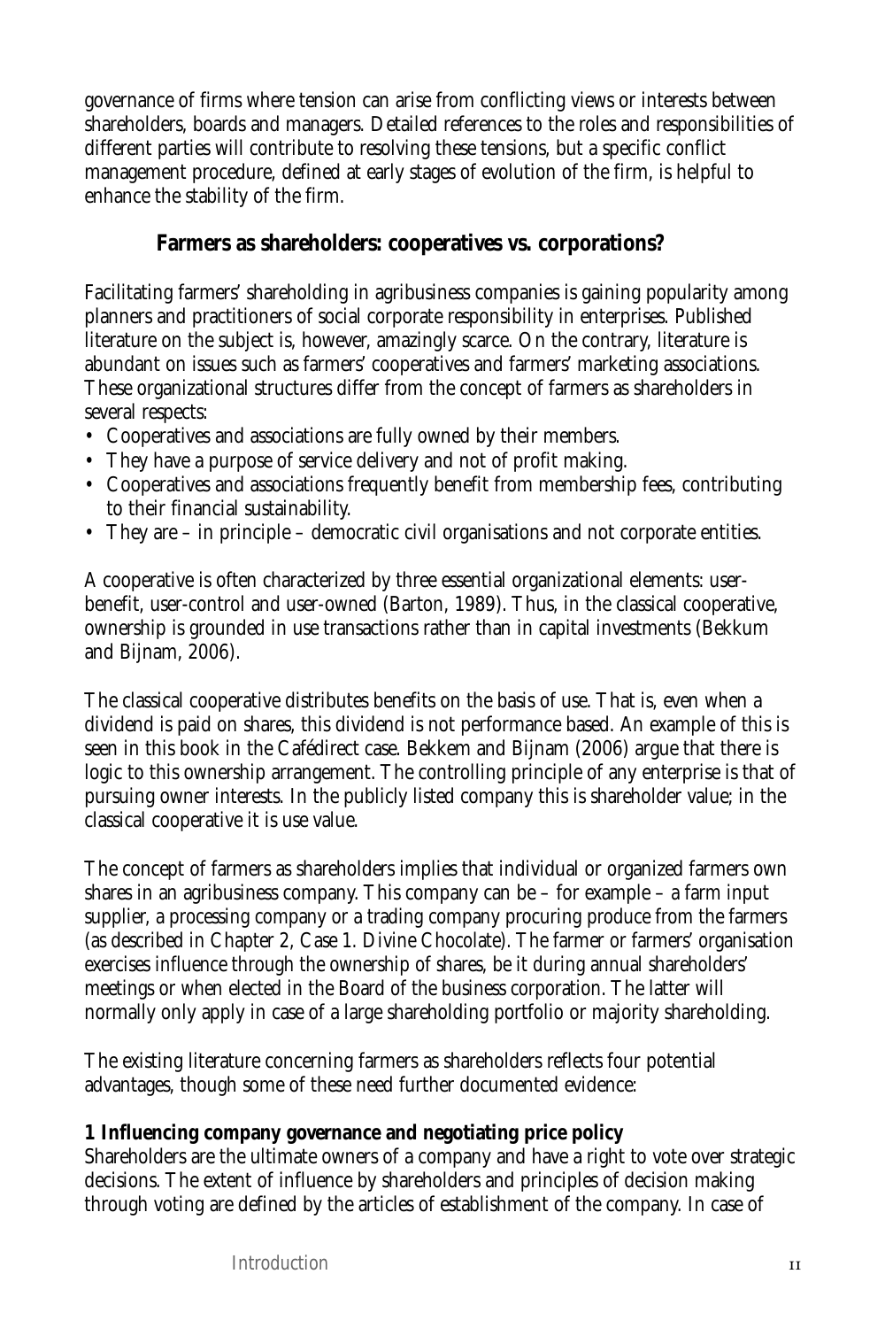governance of firms where tension can arise from conflicting views or interests between shareholders, boards and managers. Detailed references to the roles and responsibilities of different parties will contribute to resolving these tensions, but a specific conflict management procedure, defined at early stages of evolution of the firm, is helpful to enhance the stability of the firm.

## Farmers as shareholders: cooperatives vs. corporations?

Facilitating farmers' shareholding in agribusiness companies is gaining popularity among planners and practitioners of social corporate responsibility in enterprises. Published literature on the subject is, however, amazingly scarce. On the contrary, literature is abundant on issues such as farmers' cooperatives and farmers' marketing associations. These organizational structures differ from the concept of farmers as shareholders in several respects:

- Cooperatives and associations are fully owned by their members.
- They have a purpose of service delivery and not of profit making.
- Cooperatives and associations frequently benefit from membership fees, contributing to their financial sustainability.
- They are – in principle – democratic civil organisations and not corporate entities.

A cooperative is often characterized by three essential organizational elements: user-benefit, user-control and user-owned (Barton, 1989). Thus, in the classical cooperative, ownership is grounded in use transactions rather than in capital investments (Bekkum and Bijnam, 2006).

The classical cooperative distributes benefits on the basis of use. That is, even when a dividend is paid on shares, this dividend is not performance based. An example of this is seen in this book in the Cafédirect case. Bekkem and Bijnam (2006) argue that there is logic to this ownership arrangement. The controlling principle of any enterprise is that of pursuing owner interests. In the publicly listed company this is shareholder value; in the classical cooperative it is use value.

The concept of farmers as shareholders implies that individual or organized farmers own shares in an agribusiness company. This company can be – for example – a farm input supplier, a processing company or a trading company procuring produce from the farmers (as described in Chapter 2, Case 1. Divine Chocolate). The farmer or farmers' organisation exercises influence through the ownership of shares, be it during annual shareholders' meetings or when elected in the Board of the business corporation. The latter will normally only apply in case of a large shareholding portfolio or majority shareholding.

The existing literature concerning farmers as shareholders reflects four potential advantages, though some of these need further documented evidence:

**1 Influencing company governance and negotiating price policy**

Shareholders are the ultimate owners of a company and have a right to vote over strategic decisions. The extent of influence by shareholders and principles of decision making through voting are defined by the articles of establishment of the company. In case of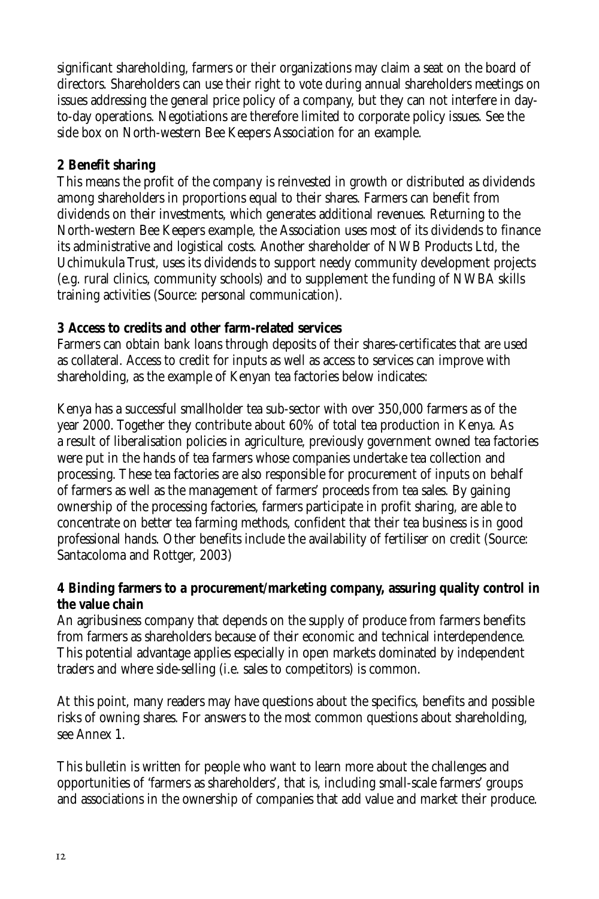significant shareholding, farmers or their organizations may claim a seat on the board of directors. Shareholders can use their right to vote during annual shareholders meetings on issues addressing the general price policy of a company, but they can not interfere in day-to-day operations. Negotiations are therefore limited to corporate policy issues. See the side box on North-western Bee Keepers Association for an example.

**2 Benefit sharing**

This means the profit of the company is reinvested in growth or distributed as dividends among shareholders in proportions equal to their shares. Farmers can benefit from dividends on their investments, which generates additional revenues. Returning to the North-western Bee Keepers example, the Association uses most of its dividends to finance its administrative and logistical costs. Another shareholder of NWB Products Ltd, the Uchimukula Trust, uses its dividends to support needy community development projects (e.g. rural clinics, community schools) and to supplement the funding of NWBA skills training activities (Source: personal communication).

**3 Access to credits and other farm-related services**

Farmers can obtain bank loans through deposits of their shares-certificates that are used as collateral. Access to credit for inputs as well as access to services can improve with shareholding, as the example of Kenyan tea factories below indicates:

Kenya has a successful smallholder tea sub-sector with over 350,000 farmers as of the year 2000. Together they contribute about 60% of total tea production in Kenya. As a result of liberalisation policies in agriculture, previously government owned tea factories were put in the hands of tea farmers whose companies undertake tea collection and processing. These tea factories are also responsible for procurement of inputs on behalf of farmers as well as the management of farmers' proceeds from tea sales. By gaining ownership of the processing factories, farmers participate in profit sharing, are able to concentrate on better tea farming methods, confident that their tea business is in good professional hands. Other benefits include the availability of fertiliser on credit (Source: Santacoloma and Rottger, 2003)

**4 Binding farmers to a procurement/marketing company, assuring quality control in the value chain**

An agribusiness company that depends on the supply of produce from farmers benefits from farmers as shareholders because of their economic and technical interdependence. This potential advantage applies especially in open markets dominated by independent traders and where side-selling (i.e. sales to competitors) is common.

At this point, many readers may have questions about the specifics, benefits and possible risks of owning shares. For answers to the most common questions about shareholding, see Annex 1.

This bulletin is written for people who want to learn more about the challenges and opportunities of 'farmers as shareholders', that is, including small-scale farmers' groups and associations in the ownership of companies that add value and market their produce.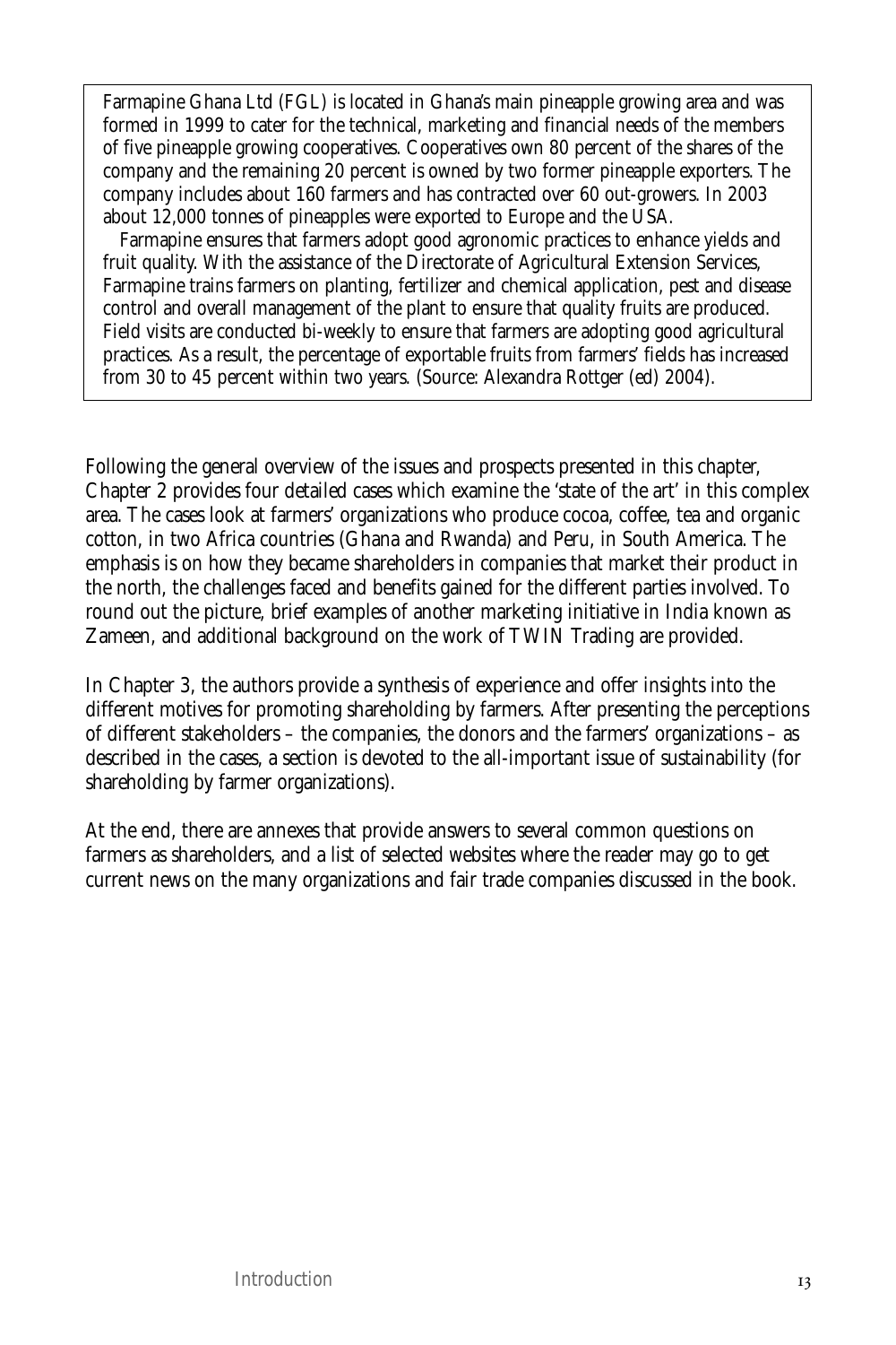> Farmapine Ghana Ltd (FGL) is located in Ghana's main pineapple growing area and was formed in 1999 to cater for the technical, marketing and financial needs of the members of five pineapple growing cooperatives. Cooperatives own 80 percent of the shares of the company and the remaining 20 percent is owned by two former pineapple exporters. The company includes about 160 farmers and has contracted over 60 out-growers. In 2003 about 12,000 tonnes of pineapples were exported to Europe and the USA.
>
> Farmapine ensures that farmers adopt good agronomic practices to enhance yields and fruit quality. With the assistance of the Directorate of Agricultural Extension Services, Farmapine trains farmers on planting, fertilizer and chemical application, pest and disease control and overall management of the plant to ensure that quality fruits are produced. Field visits are conducted bi-weekly to ensure that farmers are adopting good agricultural practices. As a result, the percentage of exportable fruits from farmers' fields has increased from 30 to 45 percent within two years. (Source: Alexandra Rottger (ed) 2004).

Following the general overview of the issues and prospects presented in this chapter, Chapter 2 provides four detailed cases which examine the 'state of the art' in this complex area. The cases look at farmers' organizations who produce cocoa, coffee, tea and organic cotton, in two Africa countries (Ghana and Rwanda) and Peru, in South America. The emphasis is on how they became shareholders in companies that market their product in the north, the challenges faced and benefits gained for the different parties involved. To round out the picture, brief examples of another marketing initiative in India known as Zameen, and additional background on the work of TWIN Trading are provided.

In Chapter 3, the authors provide a synthesis of experience and offer insights into the different motives for promoting shareholding by farmers. After presenting the perceptions of different stakeholders – the companies, the donors and the farmers' organizations – as described in the cases, a section is devoted to the all-important issue of sustainability (for shareholding by farmer organizations).

At the end, there are annexes that provide answers to several common questions on farmers as shareholders, and a list of selected websites where the reader may go to get current news on the many organizations and fair trade companies discussed in the book.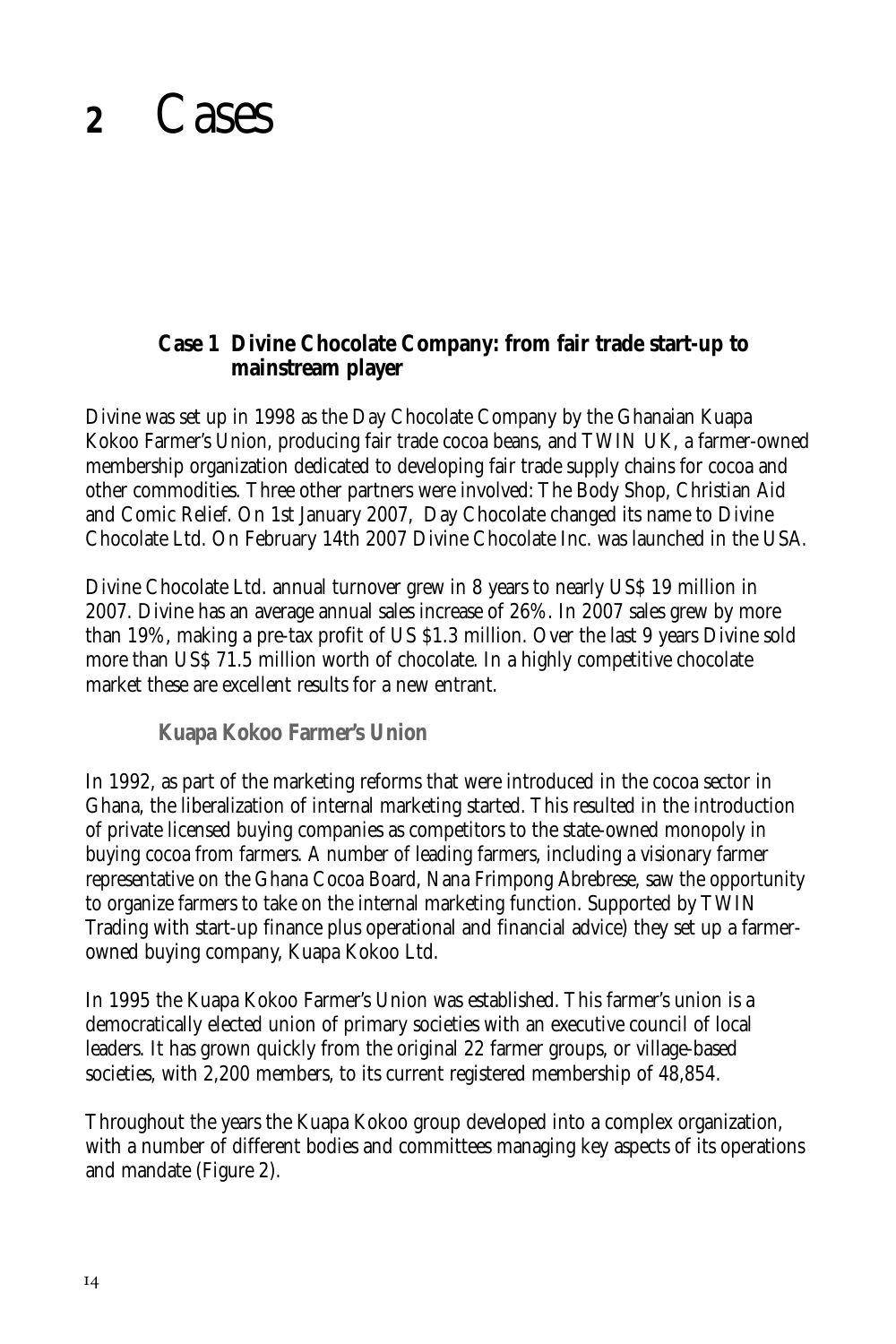# 2 Cases

### Case 1 Divine Chocolate Company: from fair trade start-up to mainstream player

Divine was set up in 1998 as the Day Chocolate Company by the Ghanaian Kuapa Kokoo Farmer's Union, producing fair trade cocoa beans, and TWIN UK, a farmer-owned membership organization dedicated to developing fair trade supply chains for cocoa and other commodities. Three other partners were involved: The Body Shop, Christian Aid and Comic Relief. On 1st January 2007, Day Chocolate changed its name to Divine Chocolate Ltd. On February 14th 2007 Divine Chocolate Inc. was launched in the USA.

Divine Chocolate Ltd. annual turnover grew in 8 years to nearly US$ 19 million in 2007. Divine has an average annual sales increase of 26%. In 2007 sales grew by more than 19%, making a pre-tax profit of US $1.3 million. Over the last 9 years Divine sold more than US$ 71.5 million worth of chocolate. In a highly competitive chocolate market these are excellent results for a new entrant.

#### Kuapa Kokoo Farmer's Union

In 1992, as part of the marketing reforms that were introduced in the cocoa sector in Ghana, the liberalization of internal marketing started. This resulted in the introduction of private licensed buying companies as competitors to the state-owned monopoly in buying cocoa from farmers. A number of leading farmers, including a visionary farmer representative on the Ghana Cocoa Board, Nana Frimpong Abrebrese, saw the opportunity to organize farmers to take on the internal marketing function. Supported by TWIN Trading with start-up finance plus operational and financial advice) they set up a farmer-owned buying company, Kuapa Kokoo Ltd.

In 1995 the Kuapa Kokoo Farmer's Union was established. This farmer's union is a democratically elected union of primary societies with an executive council of local leaders. It has grown quickly from the original 22 farmer groups, or village-based societies, with 2,200 members, to its current registered membership of 48,854.

Throughout the years the Kuapa Kokoo group developed into a complex organization, with a number of different bodies and committees managing key aspects of its operations and mandate (Figure 2).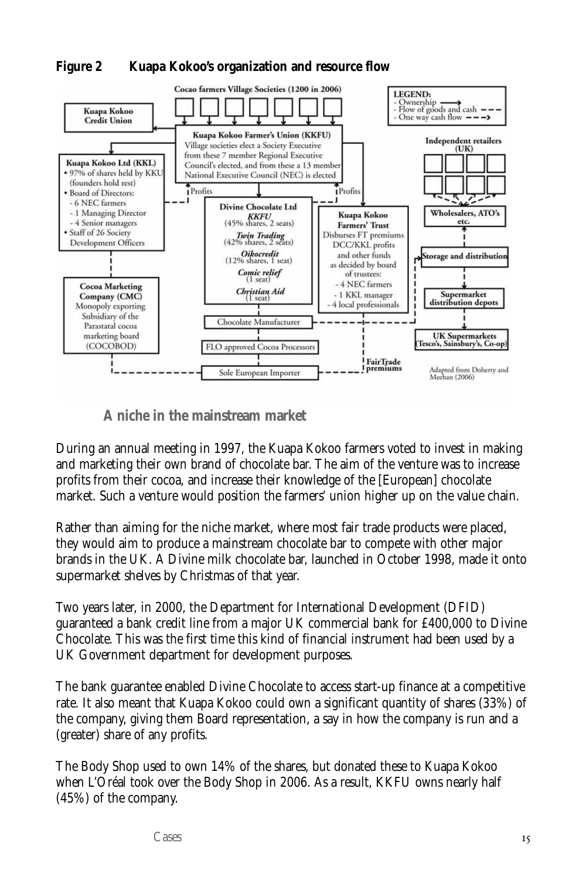**Figure 2 Kuapa Kokoo's organization and resource flow**

Cocao farmers Village Societies (1200 in 2006)

LEGEND:
- Ownership
- Flow of goods and cash
- One way cash flow

Kuapa Kokoo Credit Union

Kuapa Kokoo Farmer's Union (KKFU)
Village societies elect a Society Executive from these 7 member Regional Executive Council's elected, and from these a 13 member National Executive Council (NEC) is elected

Kuapa Kokoo Ltd (KKL)
- 97% of shares held by KKU (founders hold rest)
- Board of Directors:
  - 6 NEC farmers
  - 1 Managing Director
  - 4 Senior managers
- Staff of 26 Society Development Officers

Profits

Divine Chocolate Ltd
*KKFU* (45% shares, 2 seats)
*Twin Trading* (42% shares, 2 seats)
*Oikocredit* (12% shares, 1 seat)
*Comic relief* (1 seat)
*Christian Aid* (1 seat)

Kuapa Kokoo Farmers' Trust
Disburses FT premiums DCC/KKL profits and other funds as decided by board of trustees:
- 4 NEC farmers
- 1 KKL manager
- 4 local professionals

Independent retailers (UK)

Wholesalers, ATO's etc.

Storage and distribution

Supermarket distribution depots

UK Supermarkets (Tesco's, Sainsbury's, Co-op)

Cocoa Marketing Company (CMC)
Monopoly exporting Subsidiary of the Parastatal cocoa marketing board (COCOBOD)

Chocolate Manufacturer

FLO approved Cocoa Processors

Sole European Importer

FairTrade premiums

Adapted from Doherty and Meehan (2006)

## A niche in the mainstream market

During an annual meeting in 1997, the Kuapa Kokoo farmers voted to invest in making and marketing their own brand of chocolate bar. The aim of the venture was to increase profits from their cocoa, and increase their knowledge of the [European] chocolate market. Such a venture would position the farmers' union higher up on the value chain.

Rather than aiming for the niche market, where most fair trade products were placed, they would aim to produce a mainstream chocolate bar to compete with other major brands in the UK. A Divine milk chocolate bar, launched in October 1998, made it onto supermarket shelves by Christmas of that year.

Two years later, in 2000, the Department for International Development (DFID) guaranteed a bank credit line from a major UK commercial bank for £400,000 to Divine Chocolate. This was the first time this kind of financial instrument had been used by a UK Government department for development purposes.

The bank guarantee enabled Divine Chocolate to access start-up finance at a competitive rate. It also meant that Kuapa Kokoo could own a significant quantity of shares (33%) of the company, giving them Board representation, a say in how the company is run and a (greater) share of any profits.

The Body Shop used to own 14% of the shares, but donated these to Kuapa Kokoo when L'Oréal took over the Body Shop in 2006. As a result, KKFU owns nearly half (45%) of the company.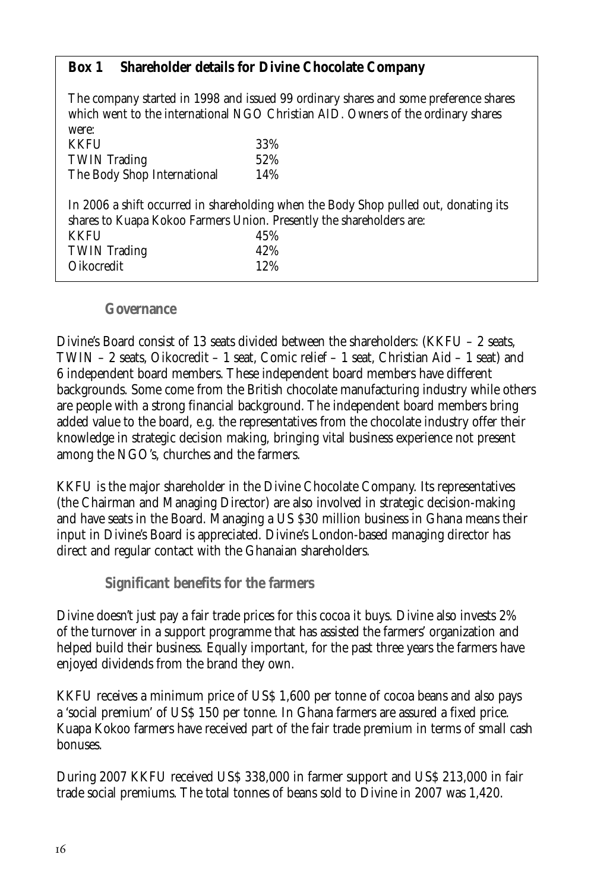**Box 1 Shareholder details for Divine Chocolate Company**

The company started in 1998 and issued 99 ordinary shares and some preference shares which went to the international NGO Christian AID. Owners of the ordinary shares were:

| | |
|---|---|
| KKFU | 33% |
| TWIN Trading | 52% |
| The Body Shop International | 14% |

In 2006 a shift occurred in shareholding when the Body Shop pulled out, donating its shares to Kuapa Kokoo Farmers Union. Presently the shareholders are:

| | |
|---|---|
| KKFU | 45% |
| TWIN Trading | 42% |
| Oikocredit | 12% |

## Governance

Divine's Board consist of 13 seats divided between the shareholders: (KKFU – 2 seats, TWIN – 2 seats, Oikocredit – 1 seat, Comic relief – 1 seat, Christian Aid – 1 seat) and 6 independent board members. These independent board members have different backgrounds. Some come from the British chocolate manufacturing industry while others are people with a strong financial background. The independent board members bring added value to the board, e.g. the representatives from the chocolate industry offer their knowledge in strategic decision making, bringing vital business experience not present among the NGO's, churches and the farmers.

KKFU is the major shareholder in the Divine Chocolate Company. Its representatives (the Chairman and Managing Director) are also involved in strategic decision-making and have seats in the Board. Managing a US $30 million business in Ghana means their input in Divine's Board is appreciated. Divine's London-based managing director has direct and regular contact with the Ghanaian shareholders.

## Significant benefits for the farmers

Divine doesn't just pay a fair trade prices for this cocoa it buys. Divine also invests 2% of the turnover in a support programme that has assisted the farmers' organization and helped build their business. Equally important, for the past three years the farmers have enjoyed dividends from the brand they own.

KKFU receives a minimum price of US$ 1,600 per tonne of cocoa beans and also pays a 'social premium' of US$ 150 per tonne. In Ghana farmers are assured a fixed price. Kuapa Kokoo farmers have received part of the fair trade premium in terms of small cash bonuses.

During 2007 KKFU received US$ 338,000 in farmer support and US$ 213,000 in fair trade social premiums. The total tonnes of beans sold to Divine in 2007 was 1,420.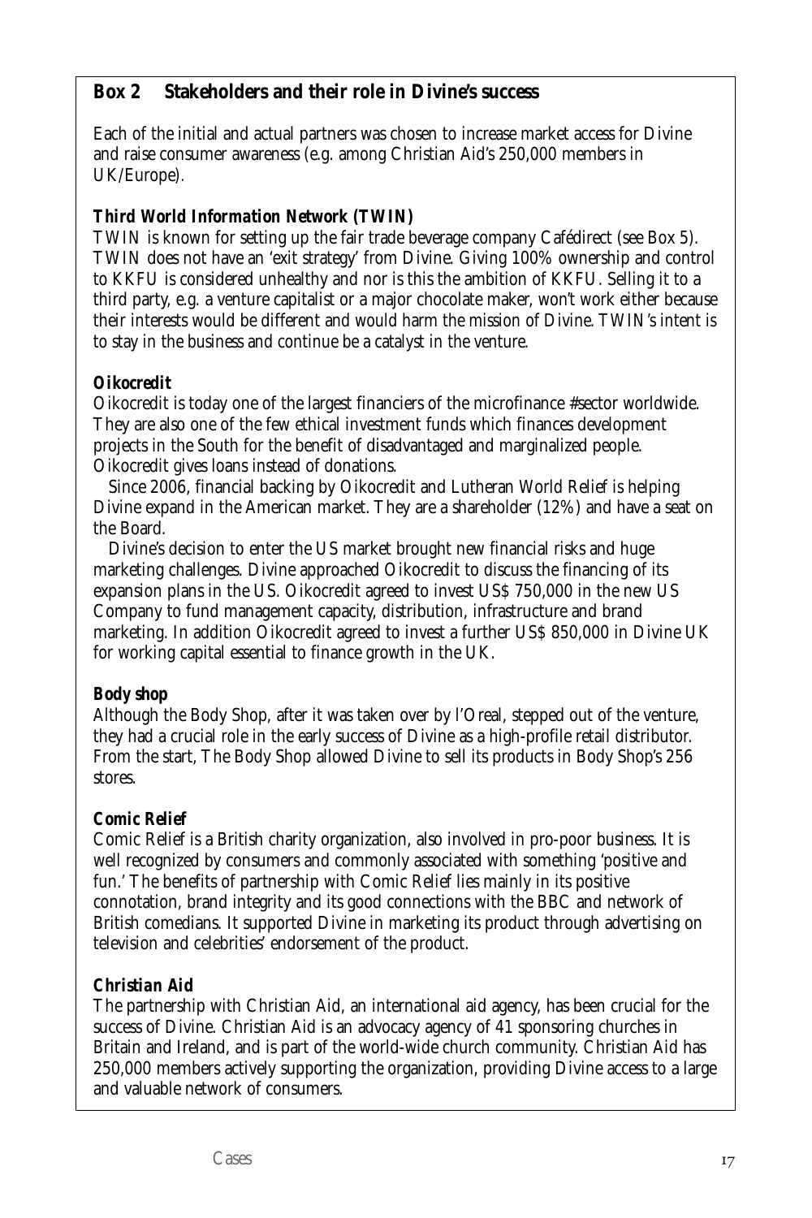## Box 2 Stakeholders and their role in Divine's success

Each of the initial and actual partners was chosen to increase market access for Divine and raise consumer awareness (e.g. among Christian Aid's 250,000 members in UK/Europe).

### *Third World Information Network (TWIN)*

TWIN is known for setting up the fair trade beverage company Cafédirect (see Box 5). TWIN does not have an 'exit strategy' from Divine. Giving 100% ownership and control to KKFU is considered unhealthy and nor is this the ambition of KKFU. Selling it to a third party, e.g. a venture capitalist or a major chocolate maker, won't work either because their interests would be different and would harm the mission of Divine. TWIN's intent is to stay in the business and continue be a catalyst in the venture.

### *Oikocredit*

Oikocredit is today one of the largest financiers of the microfinance #sector worldwide. They are also one of the few ethical investment funds which finances development projects in the South for the benefit of disadvantaged and marginalized people. Oikocredit gives loans instead of donations.

Since 2006, financial backing by Oikocredit and Lutheran World Relief is helping Divine expand in the American market. They are a shareholder (12%) and have a seat on the Board.

Divine's decision to enter the US market brought new financial risks and huge marketing challenges. Divine approached Oikocredit to discuss the financing of its expansion plans in the US. Oikocredit agreed to invest US$ 750,000 in the new US Company to fund management capacity, distribution, infrastructure and brand marketing. In addition Oikocredit agreed to invest a further US$ 850,000 in Divine UK for working capital essential to finance growth in the UK.

### *Body shop*

Although the Body Shop, after it was taken over by l'Oreal, stepped out of the venture, they had a crucial role in the early success of Divine as a high-profile retail distributor. From the start, The Body Shop allowed Divine to sell its products in Body Shop's 256 stores.

### *Comic Relief*

Comic Relief is a British charity organization, also involved in pro-poor business. It is well recognized by consumers and commonly associated with something 'positive and fun.' The benefits of partnership with Comic Relief lies mainly in its positive connotation, brand integrity and its good connections with the BBC and network of British comedians. It supported Divine in marketing its product through advertising on television and celebrities' endorsement of the product.

### *Christian Aid*

The partnership with Christian Aid, an international aid agency, has been crucial for the success of Divine. Christian Aid is an advocacy agency of 41 sponsoring churches in Britain and Ireland, and is part of the world-wide church community. Christian Aid has 250,000 members actively supporting the organization, providing Divine access to a large and valuable network of consumers.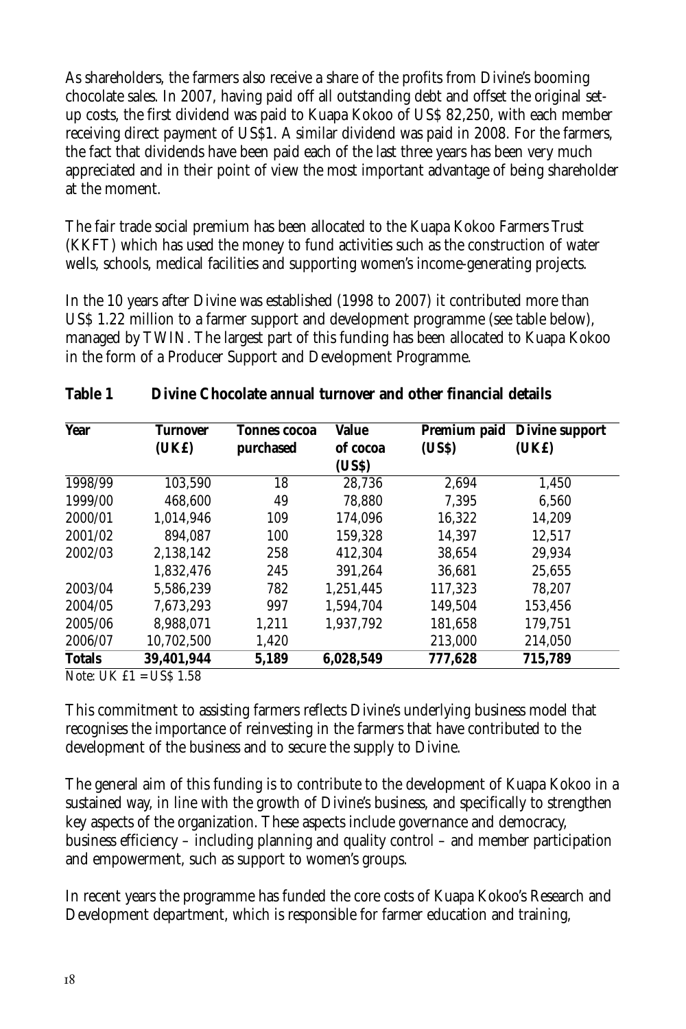As shareholders, the farmers also receive a share of the profits from Divine's booming chocolate sales. In 2007, having paid off all outstanding debt and offset the original set-up costs, the first dividend was paid to Kuapa Kokoo of US$ 82,250, with each member receiving direct payment of US$1. A similar dividend was paid in 2008. For the farmers, the fact that dividends have been paid each of the last three years has been very much appreciated and in their point of view the most important advantage of being shareholder at the moment.

The fair trade social premium has been allocated to the Kuapa Kokoo Farmers Trust (KKFT) which has used the money to fund activities such as the construction of water wells, schools, medical facilities and supporting women's income-generating projects.

In the 10 years after Divine was established (1998 to 2007) it contributed more than US$ 1.22 million to a farmer support and development programme (see table below), managed by TWIN. The largest part of this funding has been allocated to Kuapa Kokoo in the form of a Producer Support and Development Programme.

**Table 1 Divine Chocolate annual turnover and other financial details**

| Year | Turnover (UK£) | Tonnes cocoa purchased | Value of cocoa (US$) | Premium paid (US$) | Divine support (UK£) |
|---|---|---|---|---|---|
| 1998/99 | 103,590 | 18 | 28,736 | 2,694 | 1,450 |
| 1999/00 | 468,600 | 49 | 78,880 | 7,395 | 6,560 |
| 2000/01 | 1,014,946 | 109 | 174,096 | 16,322 | 14,209 |
| 2001/02 | 894,087 | 100 | 159,328 | 14,397 | 12,517 |
| 2002/03 | 2,138,142 | 258 | 412,304 | 38,654 | 29,934 |
| | 1,832,476 | 245 | 391,264 | 36,681 | 25,655 |
| 2003/04 | 5,586,239 | 782 | 1,251,445 | 117,323 | 78,207 |
| 2004/05 | 7,673,293 | 997 | 1,594,704 | 149,504 | 153,456 |
| 2005/06 | 8,988,071 | 1,211 | 1,937,792 | 181,658 | 179,751 |
| 2006/07 | 10,702,500 | 1,420 | | 213,000 | 214,050 |
| **Totals** | **39,401,944** | **5,189** | **6,028,549** | **777,628** | **715,789** |

Note: UK £1 = US$ 1.58

This commitment to assisting farmers reflects Divine's underlying business model that recognises the importance of reinvesting in the farmers that have contributed to the development of the business and to secure the supply to Divine.

The general aim of this funding is to contribute to the development of Kuapa Kokoo in a sustained way, in line with the growth of Divine's business, and specifically to strengthen key aspects of the organization. These aspects include governance and democracy, business efficiency – including planning and quality control – and member participation and empowerment, such as support to women's groups.

In recent years the programme has funded the core costs of Kuapa Kokoo's Research and Development department, which is responsible for farmer education and training,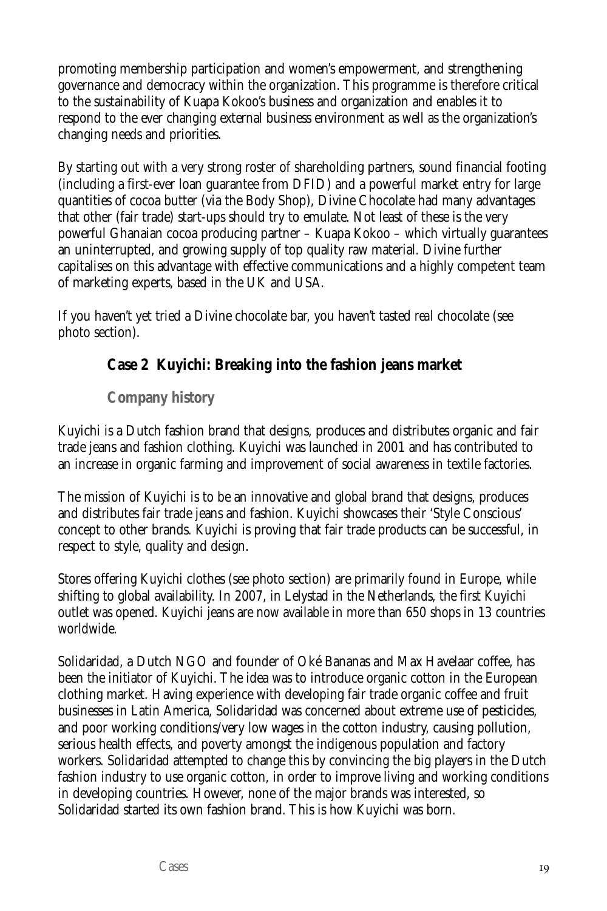promoting membership participation and women's empowerment, and strengthening governance and democracy within the organization. This programme is therefore critical to the sustainability of Kuapa Kokoo's business and organization and enables it to respond to the ever changing external business environment as well as the organization's changing needs and priorities.

By starting out with a very strong roster of shareholding partners, sound financial footing (including a first-ever loan guarantee from DFID) and a powerful market entry for large quantities of cocoa butter (via the Body Shop), Divine Chocolate had many advantages that other (fair trade) start-ups should try to emulate. Not least of these is the very powerful Ghanaian cocoa producing partner – Kuapa Kokoo – which virtually guarantees an uninterrupted, and growing supply of top quality raw material. Divine further capitalises on this advantage with effective communications and a highly competent team of marketing experts, based in the UK and USA.

If you haven't yet tried a Divine chocolate bar, you haven't tasted *real* chocolate (see photo section).

## Case 2 Kuyichi: Breaking into the fashion jeans market

### Company history

Kuyichi is a Dutch fashion brand that designs, produces and distributes organic and fair trade jeans and fashion clothing. Kuyichi was launched in 2001 and has contributed to an increase in organic farming and improvement of social awareness in textile factories.

The mission of Kuyichi is to be an innovative and global brand that designs, produces and distributes fair trade jeans and fashion. Kuyichi showcases their 'Style Conscious' concept to other brands. Kuyichi is proving that fair trade products can be successful, in respect to style, quality and design.

Stores offering Kuyichi clothes (see photo section) are primarily found in Europe, while shifting to global availability. In 2007, in Lelystad in the Netherlands, the first Kuyichi outlet was opened. Kuyichi jeans are now available in more than 650 shops in 13 countries worldwide.

Solidaridad, a Dutch NGO and founder of Oké Bananas and Max Havelaar coffee, has been the initiator of Kuyichi. The idea was to introduce organic cotton in the European clothing market. Having experience with developing fair trade organic coffee and fruit businesses in Latin America, Solidaridad was concerned about extreme use of pesticides, and poor working conditions/very low wages in the cotton industry, causing pollution, serious health effects, and poverty amongst the indigenous population and factory workers. Solidaridad attempted to change this by convincing the big players in the Dutch fashion industry to use organic cotton, in order to improve living and working conditions in developing countries. However, none of the major brands was interested, so Solidaridad started its own fashion brand. This is how Kuyichi was born.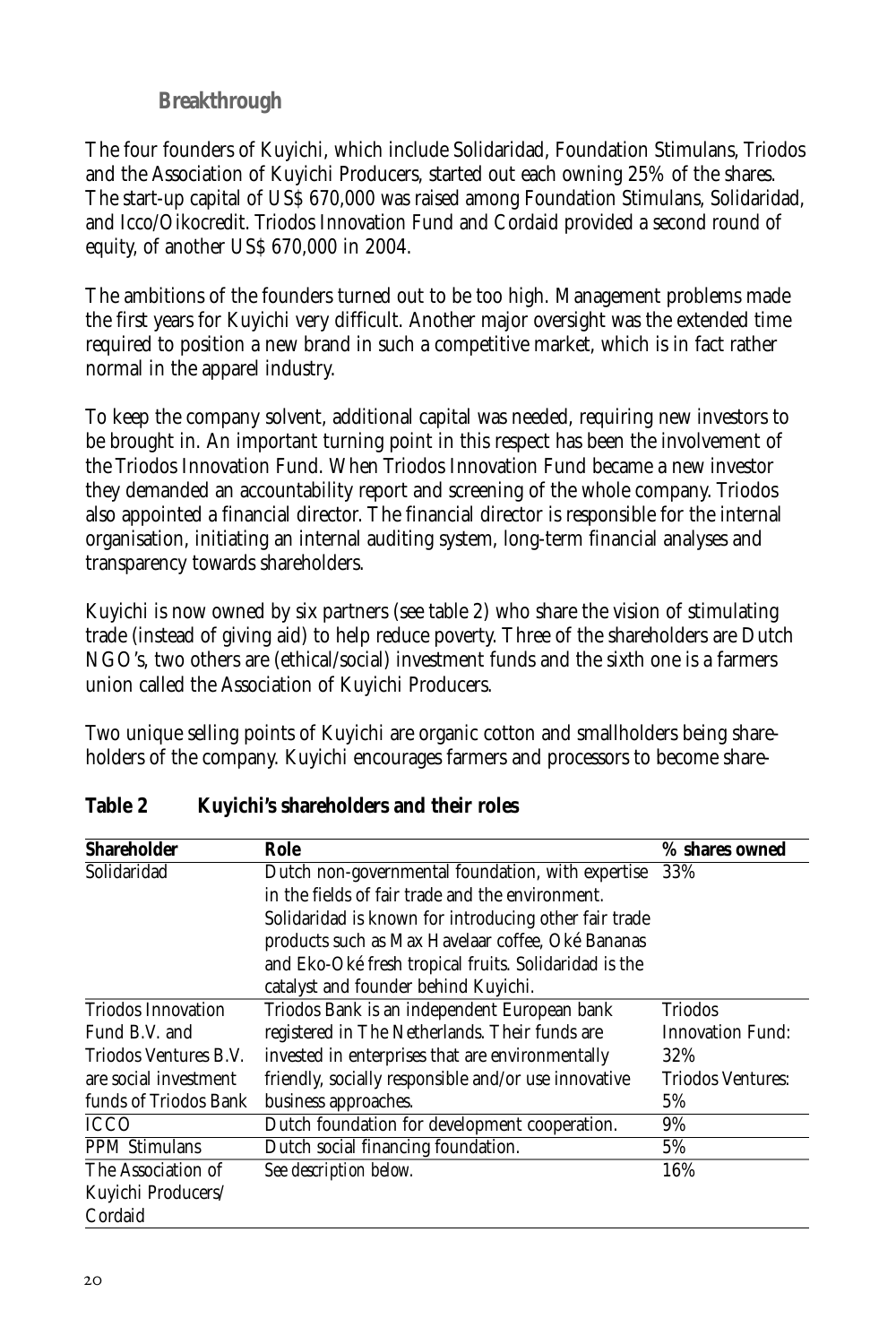### Breakthrough

The four founders of Kuyichi, which include Solidaridad, Foundation Stimulans, Triodos and the Association of Kuyichi Producers, started out each owning 25% of the shares. The start-up capital of US$ 670,000 was raised among Foundation Stimulans, Solidaridad, and Icco/Oikocredit. Triodos Innovation Fund and Cordaid provided a second round of equity, of another US$ 670,000 in 2004.

The ambitions of the founders turned out to be too high. Management problems made the first years for Kuyichi very difficult. Another major oversight was the extended time required to position a new brand in such a competitive market, which is in fact rather normal in the apparel industry.

To keep the company solvent, additional capital was needed, requiring new investors to be brought in. An important turning point in this respect has been the involvement of the Triodos Innovation Fund. When Triodos Innovation Fund became a new investor they demanded an accountability report and screening of the whole company. Triodos also appointed a financial director. The financial director is responsible for the internal organisation, initiating an internal auditing system, long-term financial analyses and transparency towards shareholders.

Kuyichi is now owned by six partners (see table 2) who share the vision of stimulating trade (instead of giving aid) to help reduce poverty. Three of the shareholders are Dutch NGO's, two others are (ethical/social) investment funds and the sixth one is a farmers union called the Association of Kuyichi Producers.

Two unique selling points of Kuyichi are organic cotton and smallholders being shareholders of the company. Kuyichi encourages farmers and processors to become share-

**Table 2 Kuyichi's shareholders and their roles**

| Shareholder | Role | % shares owned |
|---|---|---|
| Solidaridad | Dutch non-governmental foundation, with expertise in the fields of fair trade and the environment. Solidaridad is known for introducing other fair trade products such as Max Havelaar coffee, Oké Bananas and Eko-Oké fresh tropical fruits. Solidaridad is the catalyst and founder behind Kuyichi. | 33% |
| Triodos Innovation Fund B.V. and Triodos Ventures B.V. are social investment funds of Triodos Bank | Triodos Bank is an independent European bank registered in The Netherlands. Their funds are invested in enterprises that are environmentally friendly, socially responsible and/or use innovative business approaches. | Triodos Innovation Fund: 32%<br>Triodos Ventures: 5% |
| ICCO | Dutch foundation for development cooperation. | 9% |
| PPM Stimulans | Dutch social financing foundation. | 5% |
| The Association of Kuyichi Producers/ Cordaid | *See description below.* | 16% |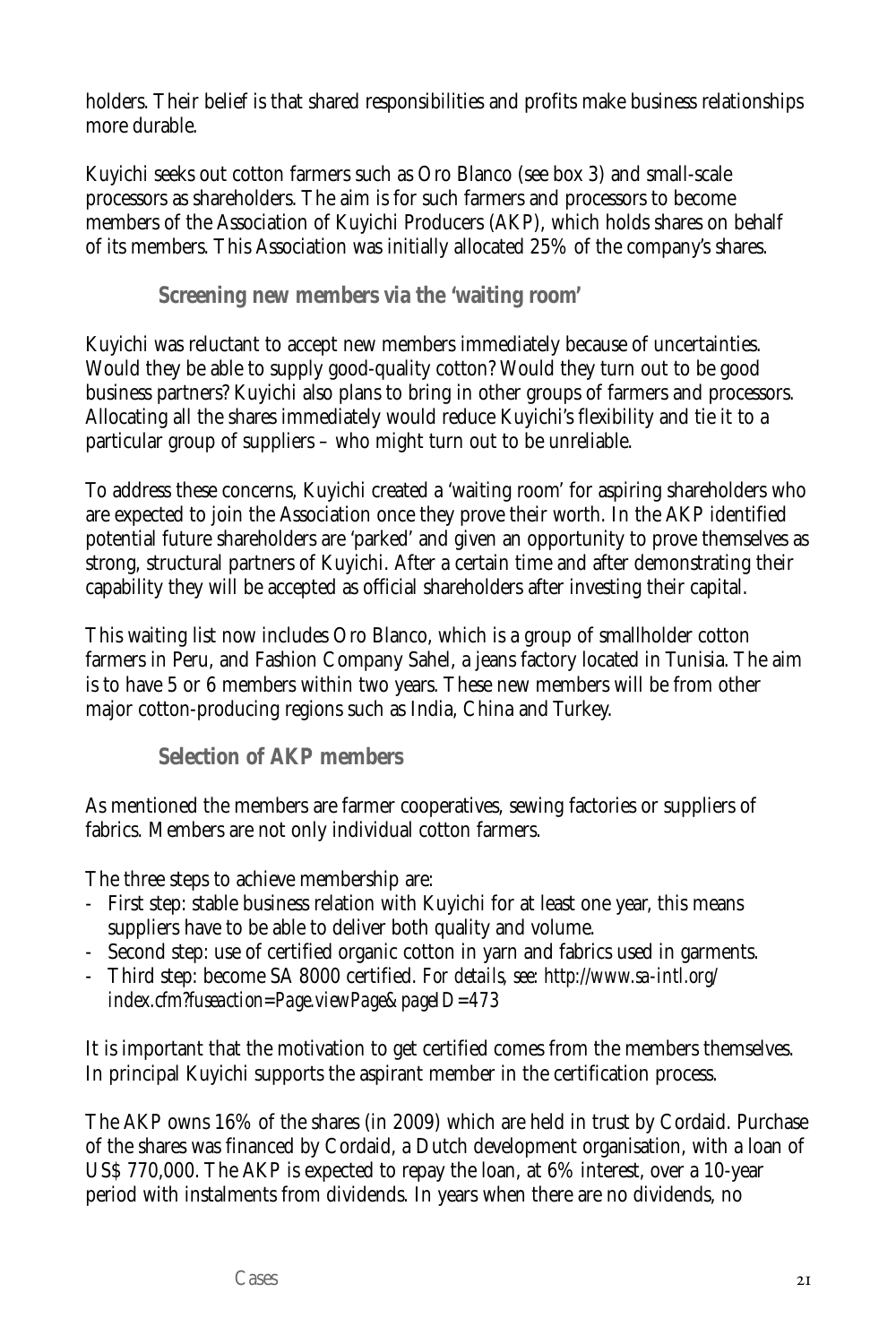holders. Their belief is that shared responsibilities and profits make business relationships more durable.

Kuyichi seeks out cotton farmers such as Oro Blanco (see box 3) and small-scale processors as shareholders. The aim is for such farmers and processors to become members of the Association of Kuyichi Producers (AKP), which holds shares on behalf of its members. This Association was initially allocated 25% of the company's shares.

### Screening new members via the 'waiting room'

Kuyichi was reluctant to accept new members immediately because of uncertainties. Would they be able to supply good-quality cotton? Would they turn out to be good business partners? Kuyichi also plans to bring in other groups of farmers and processors. Allocating all the shares immediately would reduce Kuyichi's flexibility and tie it to a particular group of suppliers – who might turn out to be unreliable.

To address these concerns, Kuyichi created a 'waiting room' for aspiring shareholders who are expected to join the Association once they prove their worth. In the AKP identified potential future shareholders are 'parked' and given an opportunity to prove themselves as strong, structural partners of Kuyichi. After a certain time and after demonstrating their capability they will be accepted as official shareholders after investing their capital.

This waiting list now includes Oro Blanco, which is a group of smallholder cotton farmers in Peru, and Fashion Company Sahel, a jeans factory located in Tunisia. The aim is to have 5 or 6 members within two years. These new members will be from other major cotton-producing regions such as India, China and Turkey.

### Selection of AKP members

As mentioned the members are farmer cooperatives, sewing factories or suppliers of fabrics. Members are not only individual cotton farmers.

The three steps to achieve membership are:

- First step: stable business relation with Kuyichi for at least one year, this means suppliers have to be able to deliver both quality and volume.
- Second step: use of certified organic cotton in yarn and fabrics used in garments.
- Third step: become SA 8000 certified. *For details, see: http://www.sa-intl.org/index.cfm?fuseaction=Page.viewPage&pageID=473*

It is important that the motivation to get certified comes from the members themselves. In principal Kuyichi supports the aspirant member in the certification process.

The AKP owns 16% of the shares (in 2009) which are held in trust by Cordaid. Purchase of the shares was financed by Cordaid, a Dutch development organisation, with a loan of US$ 770,000. The AKP is expected to repay the loan, at 6% interest, over a 10-year period with instalments from dividends. In years when there are no dividends, no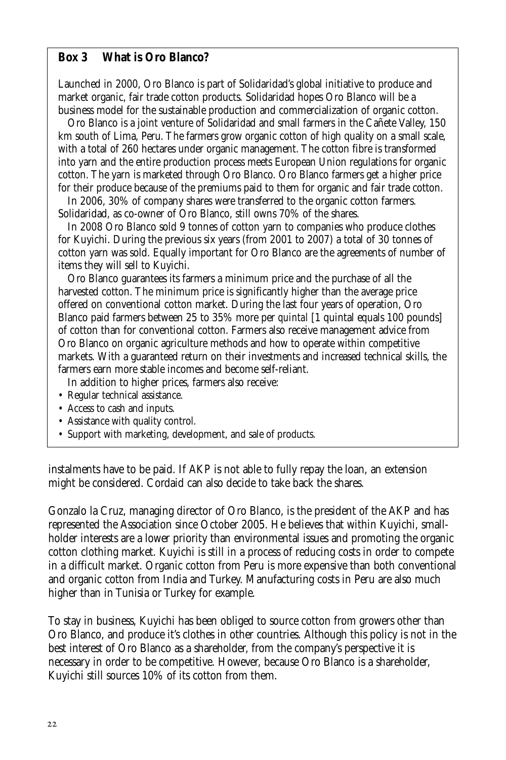**Box 3 What is Oro Blanco?**

Launched in 2000, Oro Blanco is part of Solidaridad's global initiative to produce and market organic, fair trade cotton products. Solidaridad hopes Oro Blanco will be a business model for the sustainable production and commercialization of organic cotton.

Oro Blanco is a joint venture of Solidaridad and small farmers in the Cañete Valley, 150 km south of Lima, Peru. The farmers grow organic cotton of high quality on a small scale, with a total of 260 hectares under organic management. The cotton fibre is transformed into yarn and the entire production process meets European Union regulations for organic cotton. The yarn is marketed through Oro Blanco. Oro Blanco farmers get a higher price for their produce because of the premiums paid to them for organic and fair trade cotton.

In 2006, 30% of company shares were transferred to the organic cotton farmers. Solidaridad, as co-owner of Oro Blanco, still owns 70% of the shares.

In 2008 Oro Blanco sold 9 tonnes of cotton yarn to companies who produce clothes for Kuyichi. During the previous six years (from 2001 to 2007) a total of 30 tonnes of cotton yarn was sold. Equally important for Oro Blanco are the agreements of number of items they will sell to Kuyichi.

Oro Blanco guarantees its farmers a minimum price and the purchase of all the harvested cotton. The minimum price is significantly higher than the average price offered on conventional cotton market. During the last four years of operation, Oro Blanco paid farmers between 25 to 35% more per *quintal* [1 quintal equals 100 pounds] of cotton than for conventional cotton. Farmers also receive management advice from Oro Blanco on organic agriculture methods and how to operate within competitive markets. With a guaranteed return on their investments and increased technical skills, the farmers earn more stable incomes and become self-reliant.

In addition to higher prices, farmers also receive:

- Regular technical assistance.
- Access to cash and inputs.
- Assistance with quality control.
- Support with marketing, development, and sale of products.

instalments have to be paid. If AKP is not able to fully repay the loan, an extension might be considered. Cordaid can also decide to take back the shares.

Gonzalo la Cruz, managing director of Oro Blanco, is the president of the AKP and has represented the Association since October 2005. He believes that within Kuyichi, smallholder interests are a lower priority than environmental issues and promoting the organic cotton clothing market. Kuyichi is still in a process of reducing costs in order to compete in a difficult market. Organic cotton from Peru is more expensive than both conventional and organic cotton from India and Turkey. Manufacturing costs in Peru are also much higher than in Tunisia or Turkey for example.

To stay in business, Kuyichi has been obliged to source cotton from growers other than Oro Blanco, and produce it's clothes in other countries. Although this policy is not in the best interest of Oro Blanco as a shareholder, from the company's perspective it is necessary in order to be competitive. However, because Oro Blanco is a shareholder, Kuyichi still sources 10% of its cotton from them.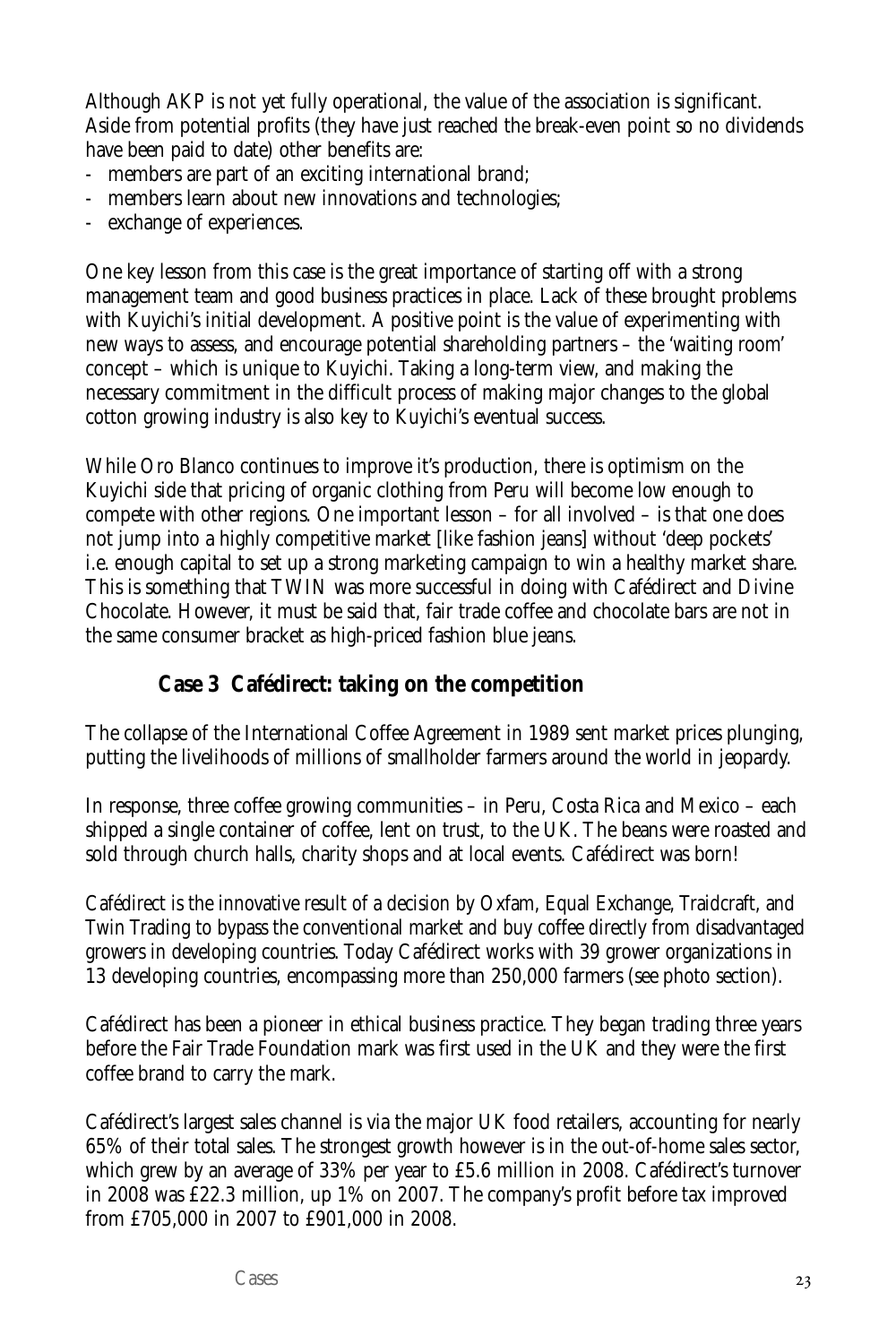Although AKP is not yet fully operational, the value of the association is significant. Aside from potential profits (they have just reached the break-even point so no dividends have been paid to date) other benefits are:

- members are part of an exciting international brand;
- members learn about new innovations and technologies;
- exchange of experiences.

One key lesson from this case is the great importance of starting off with a strong management team and good business practices in place. Lack of these brought problems with Kuyichi's initial development. A positive point is the value of experimenting with new ways to assess, and encourage potential shareholding partners – the 'waiting room' concept – which is unique to Kuyichi. Taking a long-term view, and making the necessary commitment in the difficult process of making major changes to the global cotton growing industry is also key to Kuyichi's eventual success.

While Oro Blanco continues to improve it's production, there is optimism on the Kuyichi side that pricing of organic clothing from Peru will become low enough to compete with other regions. One important lesson – for all involved – is that one does not jump into a highly competitive market [like fashion jeans] without 'deep pockets' i.e. enough capital to set up a strong marketing campaign to win a healthy market share. This is something that TWIN was more successful in doing with Cafédirect and Divine Chocolate. However, it must be said that, fair trade coffee and chocolate bars are not in the same consumer bracket as high-priced fashion blue jeans.

## Case 3 Cafédirect: taking on the competition

The collapse of the International Coffee Agreement in 1989 sent market prices plunging, putting the livelihoods of millions of smallholder farmers around the world in jeopardy.

In response, three coffee growing communities – in Peru, Costa Rica and Mexico – each shipped a single container of coffee, lent on trust, to the UK. The beans were roasted and sold through church halls, charity shops and at local events. Cafédirect was born!

Cafédirect is the innovative result of a decision by Oxfam, Equal Exchange, Traidcraft, and Twin Trading to bypass the conventional market and buy coffee directly from disadvantaged growers in developing countries. Today Cafédirect works with 39 grower organizations in 13 developing countries, encompassing more than 250,000 farmers (see photo section).

Cafédirect has been a pioneer in ethical business practice. They began trading three years before the Fair Trade Foundation mark was first used in the UK and they were the first coffee brand to carry the mark.

Cafédirect's largest sales channel is via the major UK food retailers, accounting for nearly 65% of their total sales. The strongest growth however is in the out-of-home sales sector, which grew by an average of 33% per year to £5.6 million in 2008. Cafédirect's turnover in 2008 was £22.3 million, up 1% on 2007. The company's profit before tax improved from £705,000 in 2007 to £901,000 in 2008.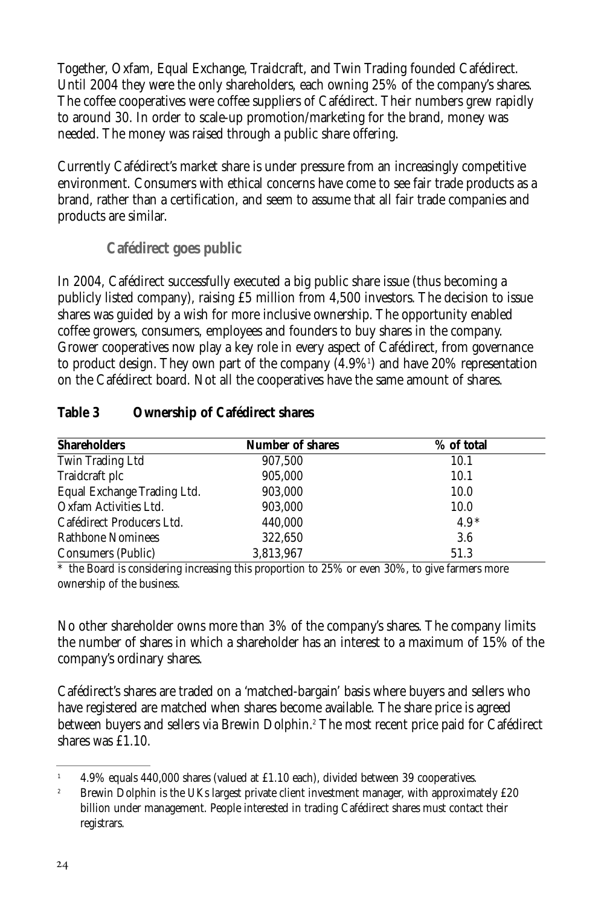Together, Oxfam, Equal Exchange, Traidcraft, and Twin Trading founded Cafédirect. Until 2004 they were the only shareholders, each owning 25% of the company's shares. The coffee cooperatives were coffee suppliers of Cafédirect. Their numbers grew rapidly to around 30. In order to scale-up promotion/marketing for the brand, money was needed. The money was raised through a public share offering.

Currently Cafédirect's market share is under pressure from an increasingly competitive environment. Consumers with ethical concerns have come to see fair trade products as a brand, rather than a certification, and seem to assume that all fair trade companies and products are similar.

### Cafédirect goes public

In 2004, Cafédirect successfully executed a big public share issue (thus becoming a publicly listed company), raising £5 million from 4,500 investors. The decision to issue shares was guided by a wish for more inclusive ownership. The opportunity enabled coffee growers, consumers, employees and founders to buy shares in the company. Grower cooperatives now play a key role in every aspect of Cafédirect, from governance to product design. They own part of the company (4.9%[1]) and have 20% representation on the Cafédirect board. Not all the cooperatives have the same amount of shares.

**Table 3 Ownership of Cafédirect shares**

| Shareholders | Number of shares | % of total |
|---|---|---|
| Twin Trading Ltd | 907,500 | 10.1 |
| Traidcraft plc | 905,000 | 10.1 |
| Equal Exchange Trading Ltd. | 903,000 | 10.0 |
| Oxfam Activities Ltd. | 903,000 | 10.0 |
| Cafédirect Producers Ltd. | 440,000 | 4.9* |
| Rathbone Nominees | 322,650 | 3.6 |
| Consumers (Public) | 3,813,967 | 51.3 |

* the Board is considering increasing this proportion to 25% or even 30%, to give farmers more ownership of the business.

No other shareholder owns more than 3% of the company's shares. The company limits the number of shares in which a shareholder has an interest to a maximum of 15% of the company's ordinary shares.

Cafédirect's shares are traded on a 'matched-bargain' basis where buyers and sellers who have registered are matched when shares become available. The share price is agreed between buyers and sellers via Brewin Dolphin.[2] The most recent price paid for Cafédirect shares was £1.10.

---

[1] 4.9% equals 440,000 shares (valued at £1.10 each), divided between 39 cooperatives.

[2] Brewin Dolphin is the UKs largest private client investment manager, with approximately £20 billion under management. People interested in trading Cafédirect shares must contact their registrars.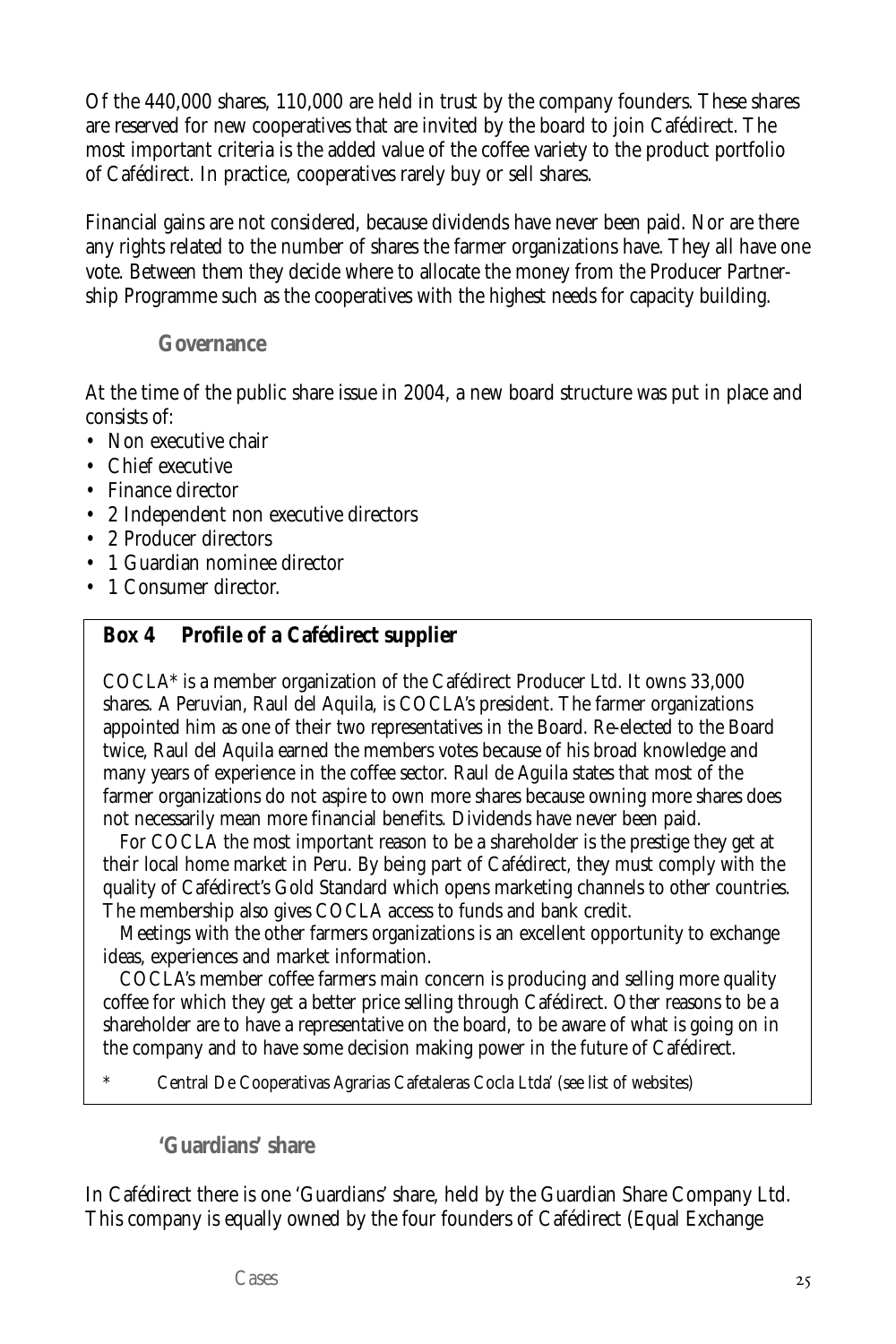Of the 440,000 shares, 110,000 are held in trust by the company founders. These shares are reserved for new cooperatives that are invited by the board to join Cafédirect. The most important criteria is the added value of the coffee variety to the product portfolio of Cafédirect. In practice, cooperatives rarely buy or sell shares.

Financial gains are not considered, because dividends have never been paid. Nor are there any rights related to the number of shares the farmer organizations have. They all have one vote. Between them they decide where to allocate the money from the Producer Partnership Programme such as the cooperatives with the highest needs for capacity building.

### Governance

At the time of the public share issue in 2004, a new board structure was put in place and consists of:

- Non executive chair
- Chief executive
- Finance director
- 2 Independent non executive directors
- 2 Producer directors
- 1 Guardian nominee director
- 1 Consumer director.

> **Box 4 Profile of a Cafédirect supplier**
>
> COCLA* is a member organization of the Cafédirect Producer Ltd. It owns 33,000 shares. A Peruvian, Raul del Aquila, is COCLA's president. The farmer organizations appointed him as one of their two representatives in the Board. Re-elected to the Board twice, Raul del Aquila earned the members votes because of his broad knowledge and many years of experience in the coffee sector. Raul de Aguila states that most of the farmer organizations do not aspire to own more shares because owning more shares does not necessarily mean more financial benefits. Dividends have never been paid.
>
> For COCLA the most important reason to be a shareholder is the prestige they get at their local home market in Peru. By being part of Cafédirect, they must comply with the quality of Cafédirect's Gold Standard which opens marketing channels to other countries. The membership also gives COCLA access to funds and bank credit.
>
> Meetings with the other farmers organizations is an excellent opportunity to exchange ideas, experiences and market information.
>
> COCLA's member coffee farmers main concern is producing and selling more quality coffee for which they get a better price selling through Cafédirect. Other reasons to be a shareholder are to have a representative on the board, to be aware of what is going on in the company and to have some decision making power in the future of Cafédirect.
>
> \* Central De Cooperativas Agrarias Cafetaleras Cocla Ltda' (see list of websites)

### 'Guardians' share

In Cafédirect there is one 'Guardians' share, held by the Guardian Share Company Ltd. This company is equally owned by the four founders of Cafédirect (Equal Exchange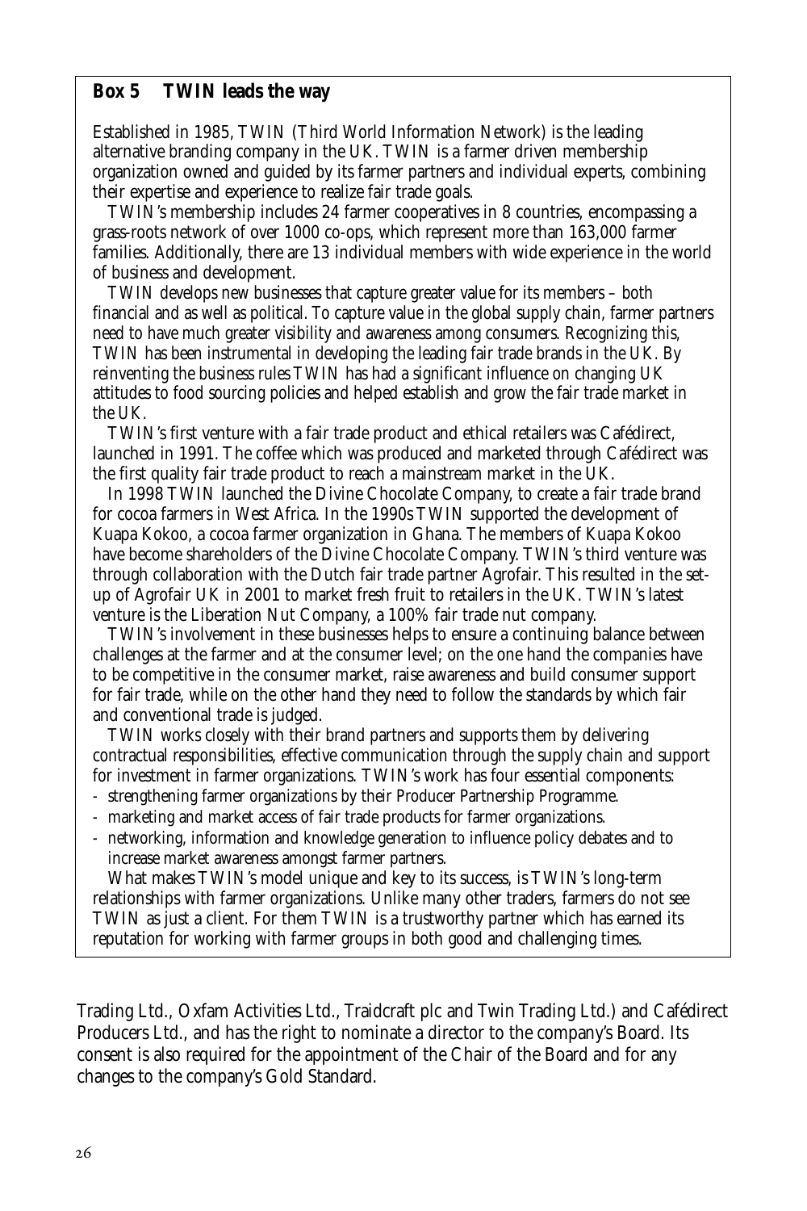### Box 5 TWIN leads the way

Established in 1985, TWIN (Third World Information Network) is the leading alternative branding company in the UK. TWIN is a farmer driven membership organization owned and guided by its farmer partners and individual experts, combining their expertise and experience to realize fair trade goals.

TWIN's membership includes 24 farmer cooperatives in 8 countries, encompassing a grass-roots network of over 1000 co-ops, which represent more than 163,000 farmer families. Additionally, there are 13 individual members with wide experience in the world of business and development.

TWIN develops new businesses that capture greater value for its members – both financial and as well as political. To capture value in the global supply chain, farmer partners need to have much greater visibility and awareness among consumers. Recognizing this, TWIN has been instrumental in developing the leading fair trade brands in the UK. By reinventing the business rules TWIN has had a significant influence on changing UK attitudes to food sourcing policies and helped establish and grow the fair trade market in the UK.

TWIN's first venture with a fair trade product and ethical retailers was Cafédirect, launched in 1991. The coffee which was produced and marketed through Cafédirect was the first quality fair trade product to reach a mainstream market in the UK.

In 1998 TWIN launched the Divine Chocolate Company, to create a fair trade brand for cocoa farmers in West Africa. In the 1990s TWIN supported the development of Kuapa Kokoo, a cocoa farmer organization in Ghana. The members of Kuapa Kokoo have become shareholders of the Divine Chocolate Company. TWIN's third venture was through collaboration with the Dutch fair trade partner Agrofair. This resulted in the set-up of Agrofair UK in 2001 to market fresh fruit to retailers in the UK. TWIN's latest venture is the Liberation Nut Company, a 100% fair trade nut company.

TWIN's involvement in these businesses helps to ensure a continuing balance between challenges at the farmer and at the consumer level; on the one hand the companies have to be competitive in the consumer market, raise awareness and build consumer support for fair trade, while on the other hand they need to follow the standards by which fair and conventional trade is judged.

TWIN works closely with their brand partners and supports them by delivering contractual responsibilities, effective communication through the supply chain and support for investment in farmer organizations. TWIN's work has four essential components:

- strengthening farmer organizations by their Producer Partnership Programme.
- marketing and market access of fair trade products for farmer organizations.
- networking, information and knowledge generation to influence policy debates and to increase market awareness amongst farmer partners.

What makes TWIN's model unique and key to its success, is TWIN's long-term relationships with farmer organizations. Unlike many other traders, farmers do not see TWIN as just a client. For them TWIN is a trustworthy partner which has earned its reputation for working with farmer groups in both good and challenging times.

Trading Ltd., Oxfam Activities Ltd., Traidcraft plc and Twin Trading Ltd.) and Cafédirect Producers Ltd., and has the right to nominate a director to the company's Board. Its consent is also required for the appointment of the Chair of the Board and for any changes to the company's Gold Standard.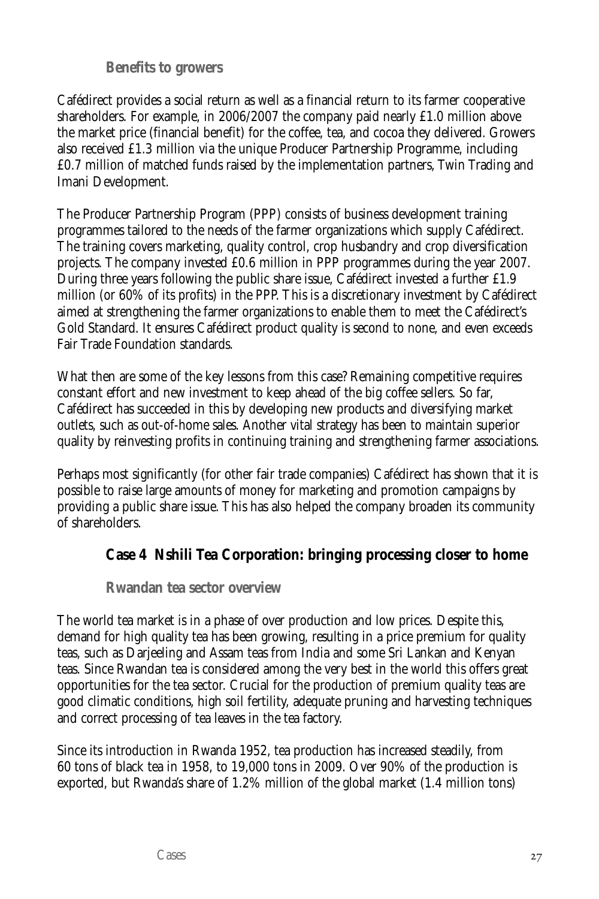### Benefits to growers

Cafédirect provides a social return as well as a financial return to its farmer cooperative shareholders. For example, in 2006/2007 the company paid nearly £1.0 million above the market price (financial benefit) for the coffee, tea, and cocoa they delivered. Growers also received £1.3 million via the unique Producer Partnership Programme, including £0.7 million of matched funds raised by the implementation partners, Twin Trading and Imani Development.

The Producer Partnership Program (PPP) consists of business development training programmes tailored to the needs of the farmer organizations which supply Cafédirect. The training covers marketing, quality control, crop husbandry and crop diversification projects. The company invested £0.6 million in PPP programmes during the year 2007. During three years following the public share issue, Cafédirect invested a further £1.9 million (or 60% of its profits) in the PPP. This is a discretionary investment by Cafédirect aimed at strengthening the farmer organizations to enable them to meet the Cafédirect's Gold Standard. It ensures Cafédirect product quality is second to none, and even exceeds Fair Trade Foundation standards.

What then are some of the key lessons from this case? Remaining competitive requires constant effort and new investment to keep ahead of the big coffee sellers. So far, Cafédirect has succeeded in this by developing new products and diversifying market outlets, such as out-of-home sales. Another vital strategy has been to maintain superior quality by reinvesting profits in continuing training and strengthening farmer associations.

Perhaps most significantly (for other fair trade companies) Cafédirect has shown that it is possible to raise large amounts of money for marketing and promotion campaigns by providing a public share issue. This has also helped the company broaden its community of shareholders.

## Case 4 Nshili Tea Corporation: bringing processing closer to home

### Rwandan tea sector overview

The world tea market is in a phase of over production and low prices. Despite this, demand for high quality tea has been growing, resulting in a price premium for quality teas, such as Darjeeling and Assam teas from India and some Sri Lankan and Kenyan teas. Since Rwandan tea is considered among the very best in the world this offers great opportunities for the tea sector. Crucial for the production of premium quality teas are good climatic conditions, high soil fertility, adequate pruning and harvesting techniques and correct processing of tea leaves in the tea factory.

Since its introduction in Rwanda 1952, tea production has increased steadily, from 60 tons of black tea in 1958, to 19,000 tons in 2009. Over 90% of the production is exported, but Rwanda's share of 1.2% million of the global market (1.4 million tons)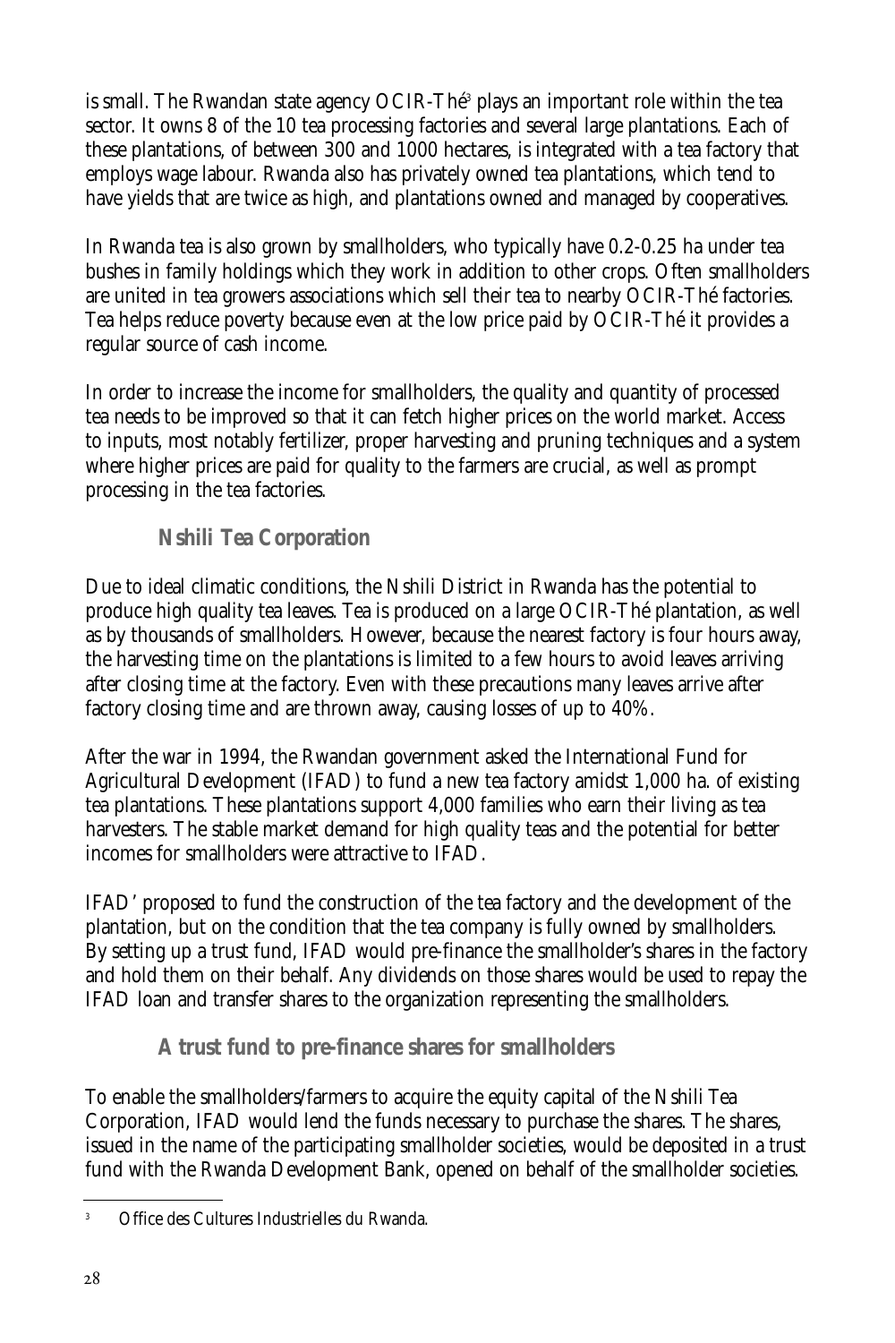is small. The Rwandan state agency OCIR-Thé[3] plays an important role within the tea sector. It owns 8 of the 10 tea processing factories and several large plantations. Each of these plantations, of between 300 and 1000 hectares, is integrated with a tea factory that employs wage labour. Rwanda also has privately owned tea plantations, which tend to have yields that are twice as high, and plantations owned and managed by cooperatives.

In Rwanda tea is also grown by smallholders, who typically have 0.2-0.25 ha under tea bushes in family holdings which they work in addition to other crops. Often smallholders are united in tea growers associations which sell their tea to nearby OCIR-Thé factories. Tea helps reduce poverty because even at the low price paid by OCIR-Thé it provides a regular source of cash income.

In order to increase the income for smallholders, the quality and quantity of processed tea needs to be improved so that it can fetch higher prices on the world market. Access to inputs, most notably fertilizer, proper harvesting and pruning techniques and a system where higher prices are paid for quality to the farmers are crucial, as well as prompt processing in the tea factories.

### Nshili Tea Corporation

Due to ideal climatic conditions, the Nshili District in Rwanda has the potential to produce high quality tea leaves. Tea is produced on a large OCIR-Thé plantation, as well as by thousands of smallholders. However, because the nearest factory is four hours away, the harvesting time on the plantations is limited to a few hours to avoid leaves arriving after closing time at the factory. Even with these precautions many leaves arrive after factory closing time and are thrown away, causing losses of up to 40%.

After the war in 1994, the Rwandan government asked the International Fund for Agricultural Development (IFAD) to fund a new tea factory amidst 1,000 ha. of existing tea plantations. These plantations support 4,000 families who earn their living as tea harvesters. The stable market demand for high quality teas and the potential for better incomes for smallholders were attractive to IFAD.

IFAD' proposed to fund the construction of the tea factory and the development of the plantation, but on the condition that the tea company is fully owned by smallholders. By setting up a trust fund, IFAD would pre-finance the smallholder's shares in the factory and hold them on their behalf. Any dividends on those shares would be used to repay the IFAD loan and transfer shares to the organization representing the smallholders.

### A trust fund to pre-finance shares for smallholders

To enable the smallholders/farmers to acquire the equity capital of the Nshili Tea Corporation, IFAD would lend the funds necessary to purchase the shares. The shares, issued in the name of the participating smallholder societies, would be deposited in a trust fund with the Rwanda Development Bank, opened on behalf of the smallholder societies.

[3] Office des Cultures Industrielles du Rwanda.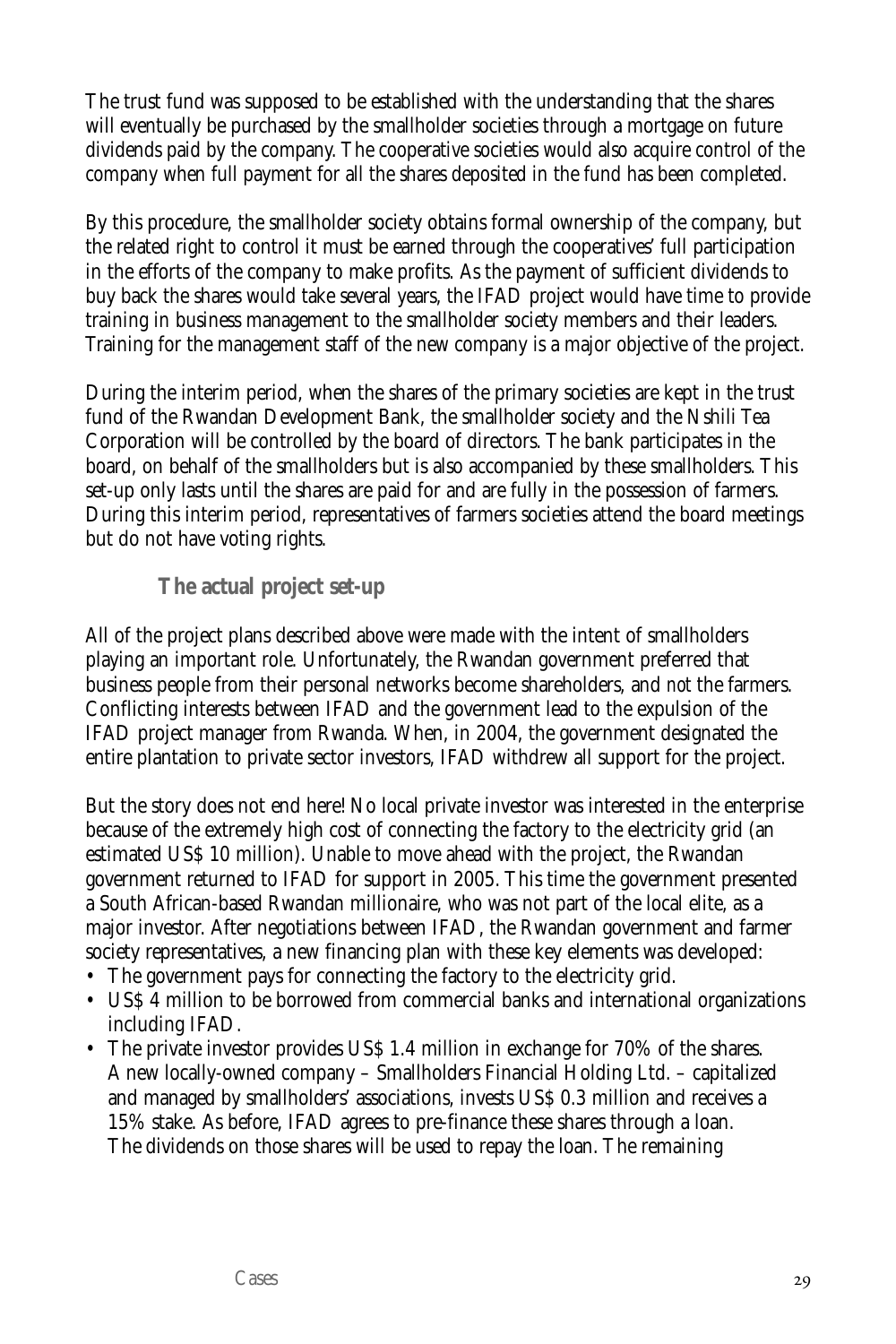The trust fund was supposed to be established with the understanding that the shares will eventually be purchased by the smallholder societies through a mortgage on future dividends paid by the company. The cooperative societies would also acquire control of the company when full payment for all the shares deposited in the fund has been completed.

By this procedure, the smallholder society obtains formal ownership of the company, but the related right to control it must be earned through the cooperatives' full participation in the efforts of the company to make profits. As the payment of sufficient dividends to buy back the shares would take several years, the IFAD project would have time to provide training in business management to the smallholder society members and their leaders. Training for the management staff of the new company is a major objective of the project.

During the interim period, when the shares of the primary societies are kept in the trust fund of the Rwandan Development Bank, the smallholder society and the Nshili Tea Corporation will be controlled by the board of directors. The bank participates in the board, on behalf of the smallholders but is also accompanied by these smallholders. This set-up only lasts until the shares are paid for and are fully in the possession of farmers. During this interim period, representatives of farmers societies attend the board meetings but do not have voting rights.

### The actual project set-up

All of the project plans described above were made with the intent of smallholders playing an important role. Unfortunately, the Rwandan government preferred that business people from their personal networks become shareholders, and *not* the farmers. Conflicting interests between IFAD and the government lead to the expulsion of the IFAD project manager from Rwanda. When, in 2004, the government designated the entire plantation to private sector investors, IFAD withdrew all support for the project.

But the story does not end here! No local private investor was interested in the enterprise because of the extremely high cost of connecting the factory to the electricity grid (an estimated US$ 10 million). Unable to move ahead with the project, the Rwandan government returned to IFAD for support in 2005. This time the government presented a South African-based Rwandan millionaire, who was not part of the local elite, as a major investor. After negotiations between IFAD, the Rwandan government and farmer society representatives, a new financing plan with these key elements was developed:

- The government pays for connecting the factory to the electricity grid.
- US$ 4 million to be borrowed from commercial banks and international organizations including IFAD.
- The private investor provides US$ 1.4 million in exchange for 70% of the shares. A new locally-owned company – Smallholders Financial Holding Ltd. – capitalized and managed by smallholders' associations, invests US$ 0.3 million and receives a 15% stake. As before, IFAD agrees to pre-finance these shares through a loan. The dividends on those shares will be used to repay the loan. The remaining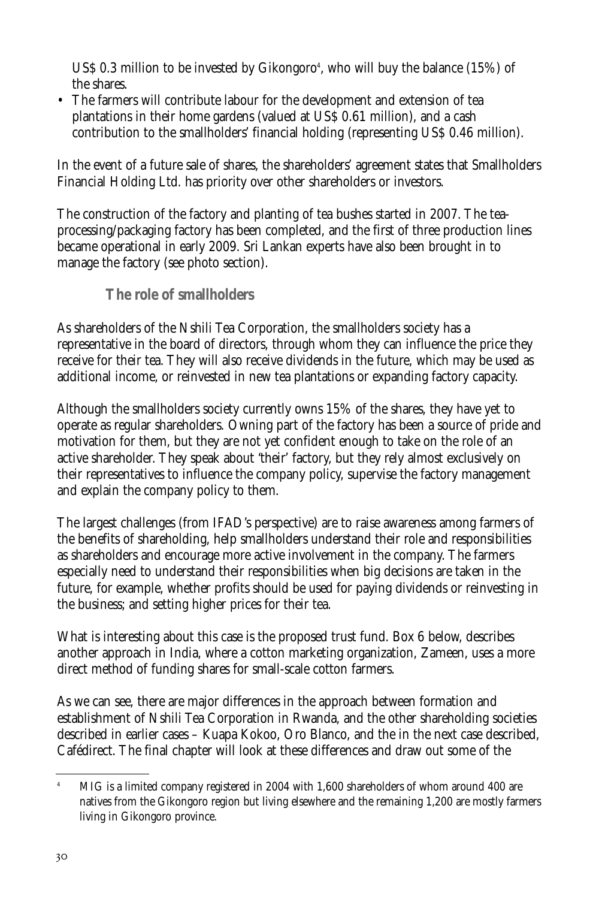US$ 0.3 million to be invested by Gikongoro[4], who will buy the balance (15%) of the shares.

- The farmers will contribute labour for the development and extension of tea plantations in their home gardens (valued at US$ 0.61 million), and a cash contribution to the smallholders' financial holding (representing US$ 0.46 million).

In the event of a future sale of shares, the shareholders' agreement states that Smallholders Financial Holding Ltd. has priority over other shareholders or investors.

The construction of the factory and planting of tea bushes started in 2007. The tea-processing/packaging factory has been completed, and the first of three production lines became operational in early 2009. Sri Lankan experts have also been brought in to manage the factory (see photo section).

### The role of smallholders

As shareholders of the Nshili Tea Corporation, the smallholders society has a representative in the board of directors, through whom they can influence the price they receive for their tea. They will also receive dividends in the future, which may be used as additional income, or reinvested in new tea plantations or expanding factory capacity.

Although the smallholders society currently owns 15% of the shares, they have yet to operate as regular shareholders. Owning part of the factory has been a source of pride and motivation for them, but they are not yet confident enough to take on the role of an active shareholder. They speak about 'their' factory, but they rely almost exclusively on their representatives to influence the company policy, supervise the factory management and explain the company policy to them.

The largest challenges (from IFAD's perspective) are to raise awareness among farmers of the benefits of shareholding, help smallholders understand their role and responsibilities as shareholders and encourage more active involvement in the company. The farmers especially need to understand their responsibilities when big decisions are taken in the future, for example, whether profits should be used for paying dividends or reinvesting in the business; and setting higher prices for their tea.

What is interesting about this case is the proposed trust fund. Box 6 below, describes another approach in India, where a cotton marketing organization, Zameen, uses a more direct method of funding shares for small-scale cotton farmers.

As we can see, there are major differences in the approach between formation and establishment of Nshili Tea Corporation in Rwanda, and the other shareholding societies described in earlier cases – Kuapa Kokoo, Oro Blanco, and the in the next case described, Cafédirect. The final chapter will look at these differences and draw out some of the

---

[4] MIG is a limited company registered in 2004 with 1,600 shareholders of whom around 400 are natives from the Gikongoro region but living elsewhere and the remaining 1,200 are mostly farmers living in Gikongoro province.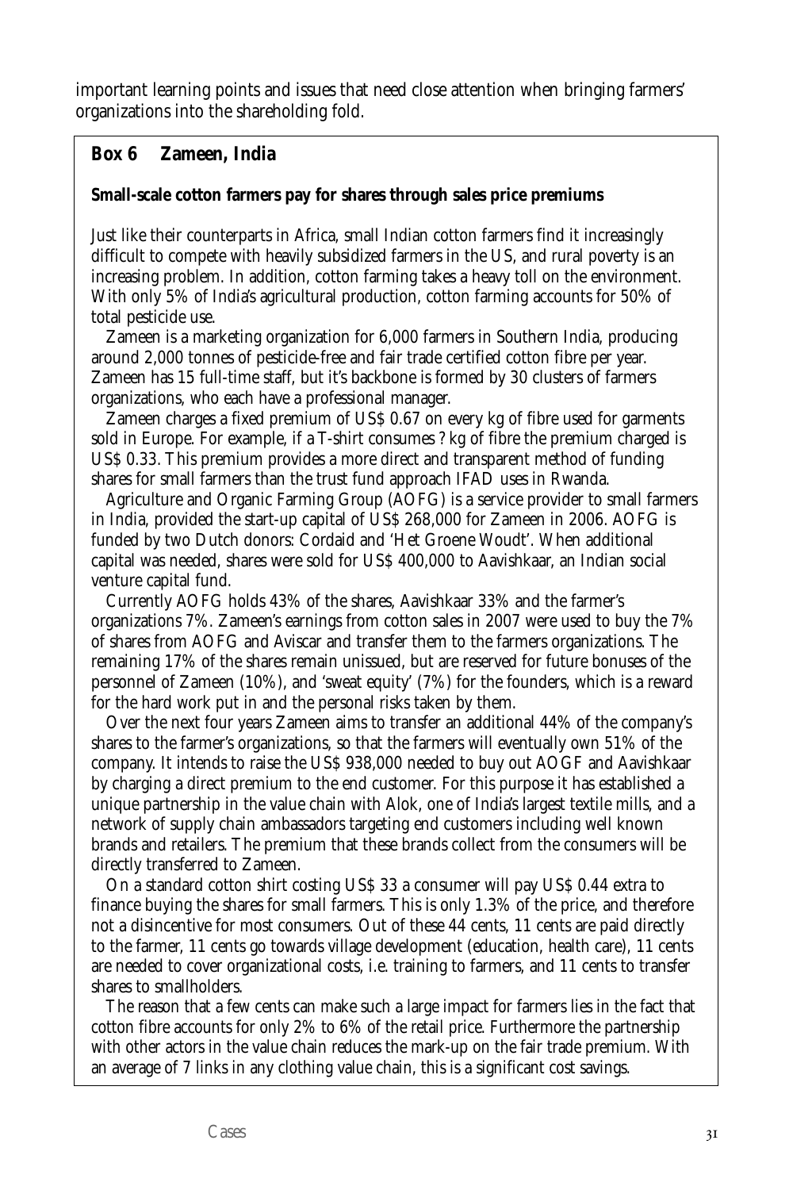important learning points and issues that need close attention when bringing farmers' organizations into the shareholding fold.

### Box 6 Zameen, India

**Small-scale cotton farmers pay for shares through sales price premiums**

Just like their counterparts in Africa, small Indian cotton farmers find it increasingly difficult to compete with heavily subsidized farmers in the US, and rural poverty is an increasing problem. In addition, cotton farming takes a heavy toll on the environment. With only 5% of India's agricultural production, cotton farming accounts for 50% of total pesticide use.

Zameen is a marketing organization for 6,000 farmers in Southern India, producing around 2,000 tonnes of pesticide-free and fair trade certified cotton fibre per year. Zameen has 15 full-time staff, but it's backbone is formed by 30 clusters of farmers organizations, who each have a professional manager.

Zameen charges a fixed premium of US$ 0.67 on every kg of fibre used for garments sold in Europe. For example, if a T-shirt consumes ? kg of fibre the premium charged is US$ 0.33. This premium provides a more direct and transparent method of funding shares for small farmers than the trust fund approach IFAD uses in Rwanda.

Agriculture and Organic Farming Group (AOFG) is a service provider to small farmers in India, provided the start-up capital of US$ 268,000 for Zameen in 2006. AOFG is funded by two Dutch donors: Cordaid and 'Het Groene Woudt'. When additional capital was needed, shares were sold for US$ 400,000 to Aavishkaar, an Indian social venture capital fund.

Currently AOFG holds 43% of the shares, Aavishkaar 33% and the farmer's organizations 7%. Zameen's earnings from cotton sales in 2007 were used to buy the 7% of shares from AOFG and Aviscar and transfer them to the farmers organizations. The remaining 17% of the shares remain unissued, but are reserved for future bonuses of the personnel of Zameen (10%), and 'sweat equity' (7%) for the founders, which is a reward for the hard work put in and the personal risks taken by them.

Over the next four years Zameen aims to transfer an additional 44% of the company's shares to the farmer's organizations, so that the farmers will eventually own 51% of the company. It intends to raise the US$ 938,000 needed to buy out AOGF and Aavishkaar by charging a direct premium to the end customer. For this purpose it has established a unique partnership in the value chain with Alok, one of India's largest textile mills, and a network of supply chain ambassadors targeting end customers including well known brands and retailers. The premium that these brands collect from the consumers will be directly transferred to Zameen.

On a standard cotton shirt costing US$ 33 a consumer will pay US$ 0.44 extra to finance buying the shares for small farmers. This is only 1.3% of the price, and therefore not a disincentive for most consumers. Out of these 44 cents, 11 cents are paid directly to the farmer, 11 cents go towards village development (education, health care), 11 cents are needed to cover organizational costs, i.e. training to farmers, and 11 cents to transfer shares to smallholders.

The reason that a few cents can make such a large impact for farmers lies in the fact that cotton fibre accounts for only 2% to 6% of the retail price. Furthermore the partnership with other actors in the value chain reduces the mark-up on the fair trade premium. With an average of 7 links in any clothing value chain, this is a significant cost savings.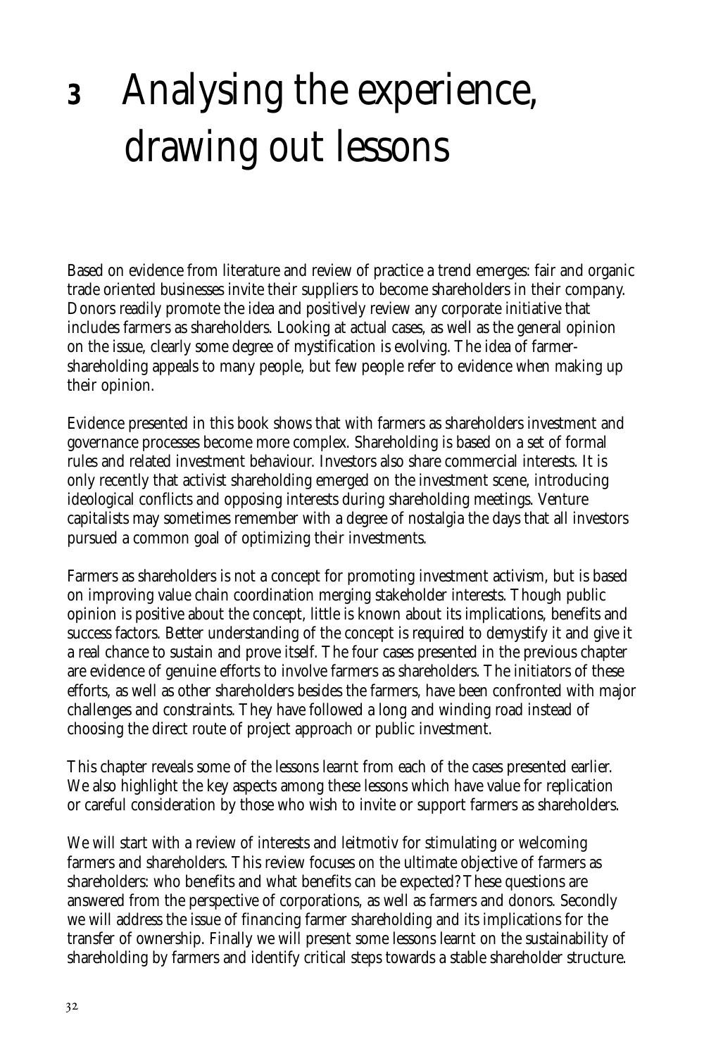# 3 Analysing the experience, drawing out lessons

Based on evidence from literature and review of practice a trend emerges: fair and organic trade oriented businesses invite their suppliers to become shareholders in their company. Donors readily promote the idea and positively review any corporate initiative that includes farmers as shareholders. Looking at actual cases, as well as the general opinion on the issue, clearly some degree of mystification is evolving. The idea of farmer-shareholding appeals to many people, but few people refer to evidence when making up their opinion.

Evidence presented in this book shows that with farmers as shareholders investment and governance processes become more complex. Shareholding is based on a set of formal rules and related investment behaviour. Investors also share commercial interests. It is only recently that activist shareholding emerged on the investment scene, introducing ideological conflicts and opposing interests during shareholding meetings. Venture capitalists may sometimes remember with a degree of nostalgia the days that all investors pursued a common goal of optimizing their investments.

Farmers as shareholders is not a concept for promoting investment activism, but is based on improving value chain coordination merging stakeholder interests. Though public opinion is positive about the concept, little is known about its implications, benefits and success factors. Better understanding of the concept is required to demystify it and give it a real chance to sustain and prove itself. The four cases presented in the previous chapter are evidence of genuine efforts to involve farmers as shareholders. The initiators of these efforts, as well as other shareholders besides the farmers, have been confronted with major challenges and constraints. They have followed a long and winding road instead of choosing the direct route of project approach or public investment.

This chapter reveals some of the lessons learnt from each of the cases presented earlier. We also highlight the key aspects among these lessons which have value for replication or careful consideration by those who wish to invite or support farmers as shareholders.

We will start with a review of interests and leitmotiv for stimulating or welcoming farmers and shareholders. This review focuses on the ultimate objective of farmers as shareholders: who benefits and what benefits can be expected? These questions are answered from the perspective of corporations, as well as farmers and donors. Secondly we will address the issue of financing farmer shareholding and its implications for the transfer of ownership. Finally we will present some lessons learnt on the sustainability of shareholding by farmers and identify critical steps towards a stable shareholder structure.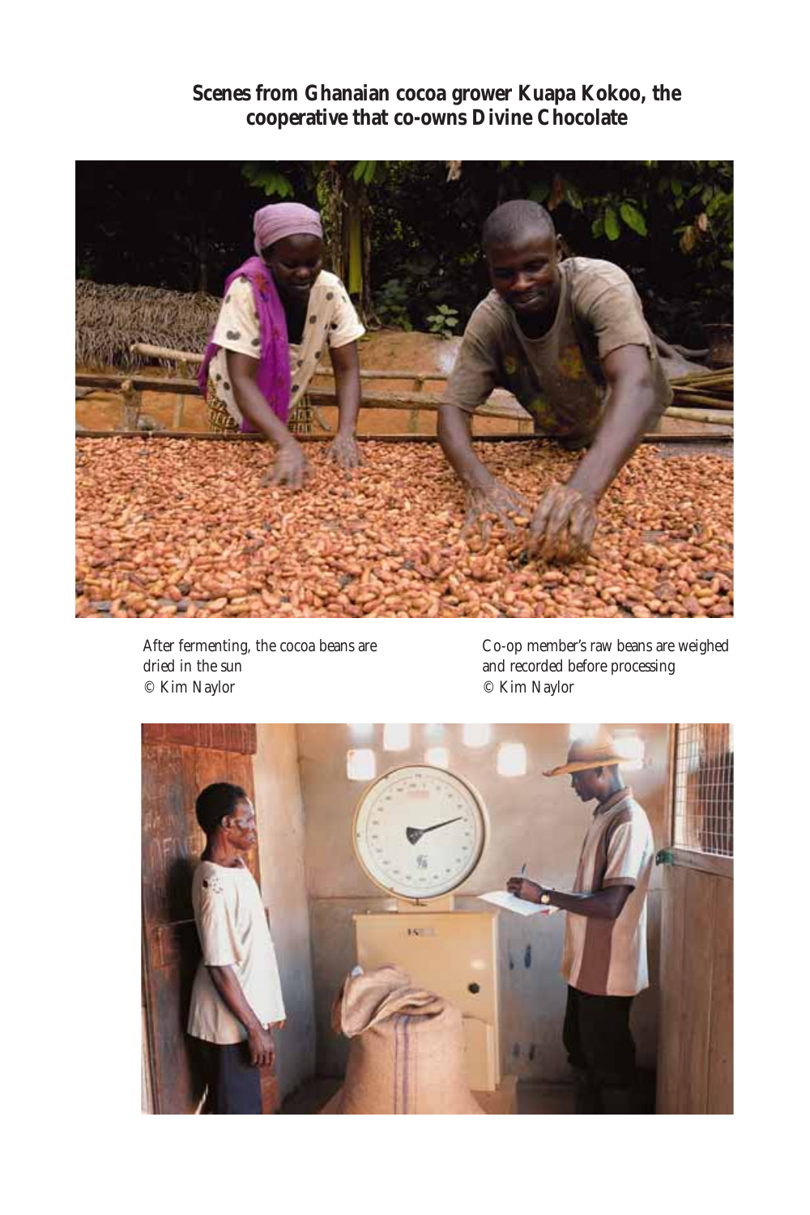**Scenes from Ghanaian cocoa grower Kuapa Kokoo, the cooperative that co-owns Divine Chocolate**

After fermenting, the cocoa beans are dried in the sun
© Kim Naylor

Co-op member's raw beans are weighed and recorded before processing
© Kim Naylor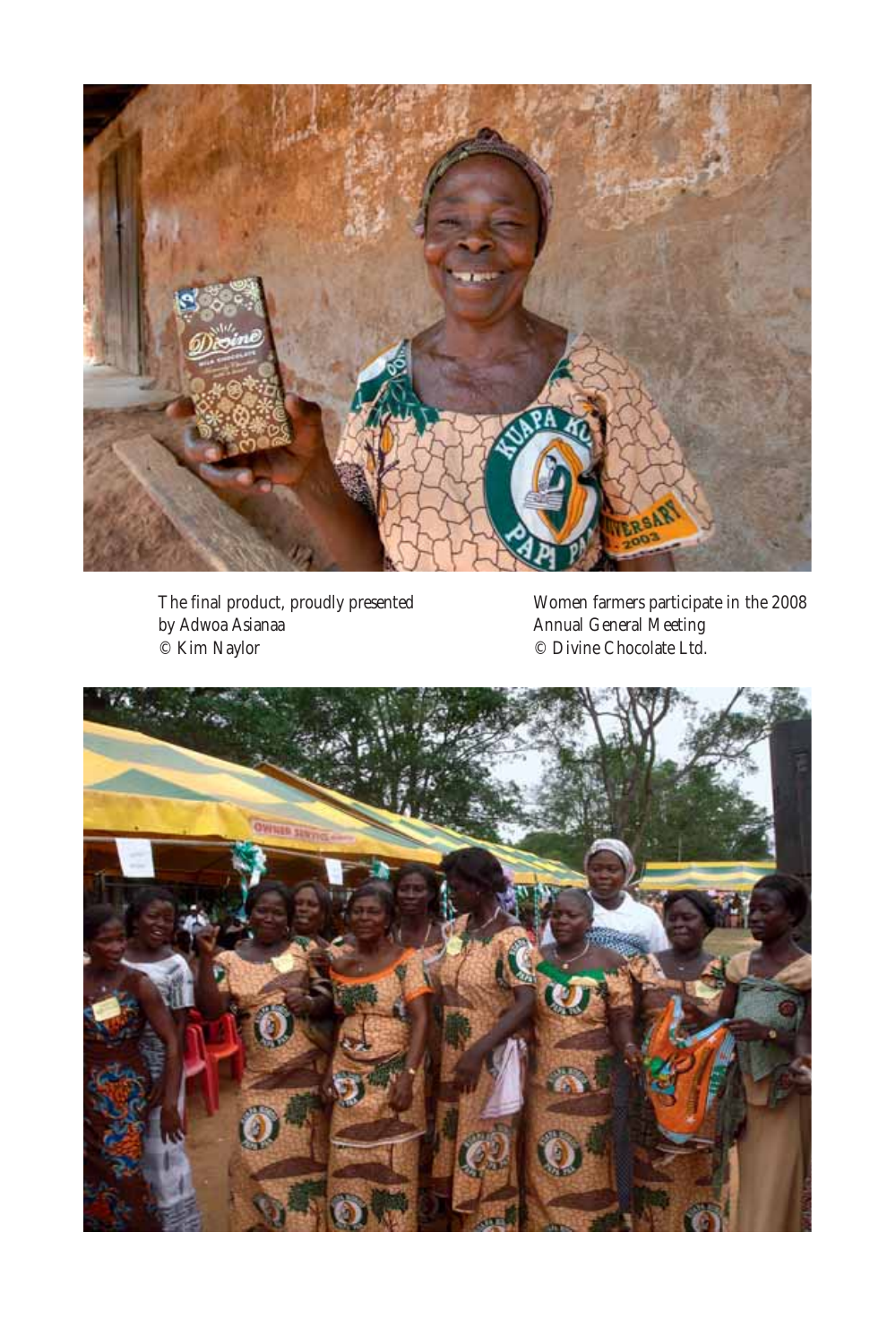The final product, proudly presented by Adwoa Asianaa
© Kim Naylor

Women farmers participate in the 2008 Annual General Meeting
© Divine Chocolate Ltd.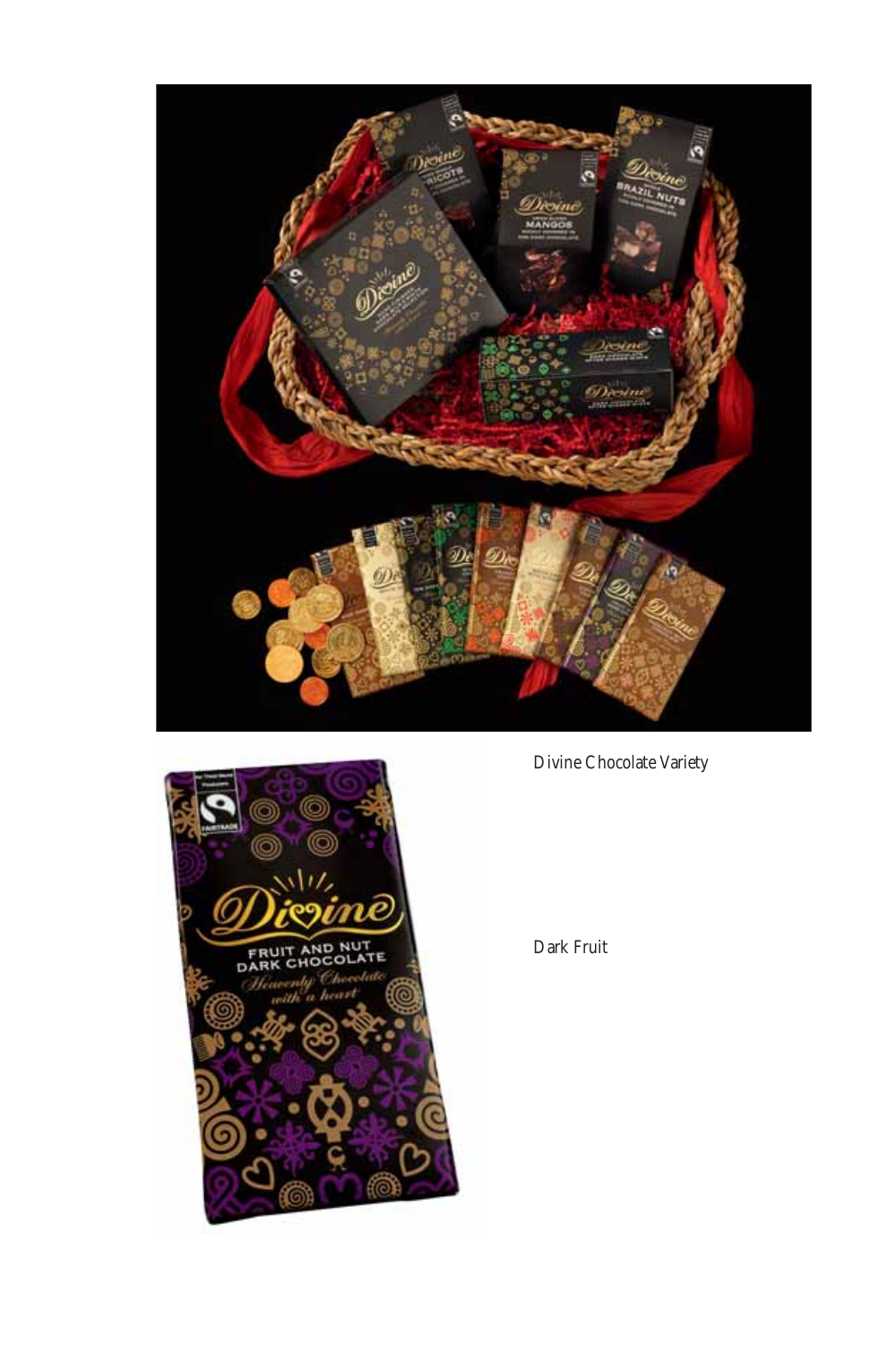Divine Chocolate Variety

Dark Fruit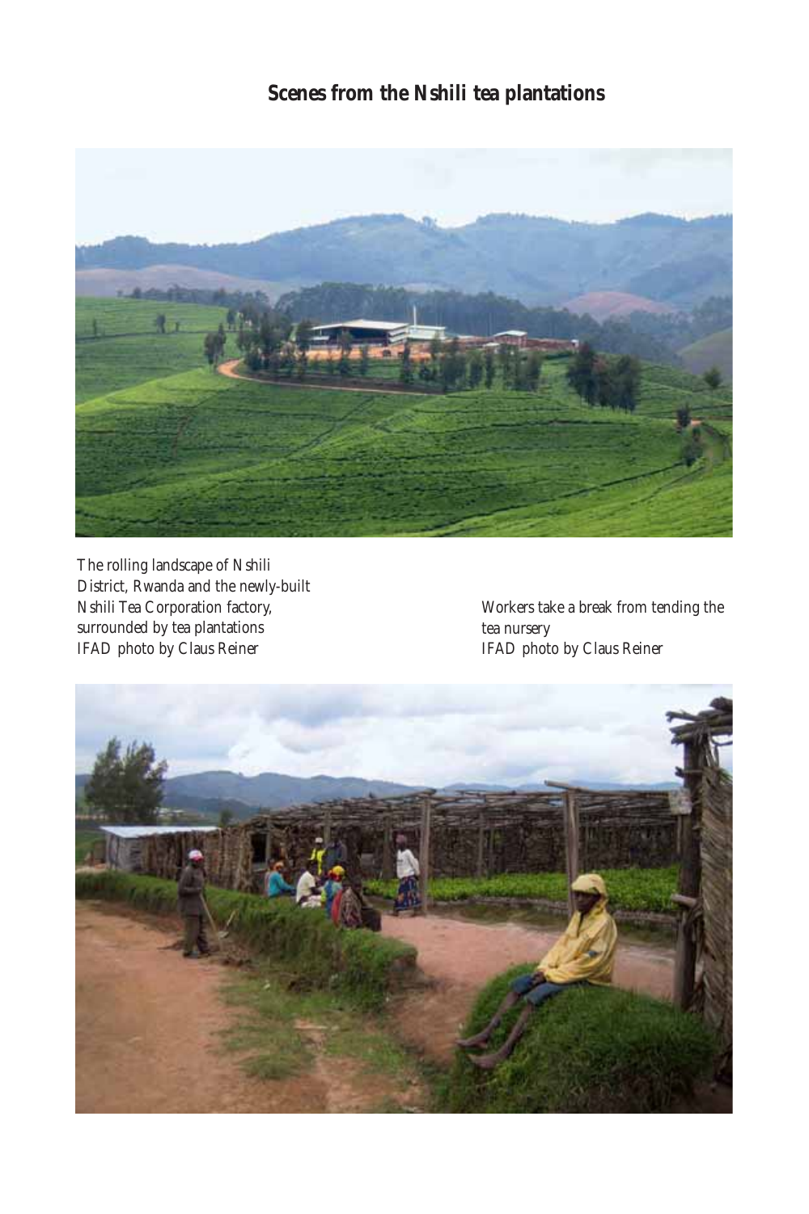## Scenes from the Nshili tea plantations

The rolling landscape of Nshili District, Rwanda and the newly-built Nshili Tea Corporation factory, surrounded by tea plantations
IFAD photo by Claus Reiner

Workers take a break from tending the tea nursery
IFAD photo by Claus Reiner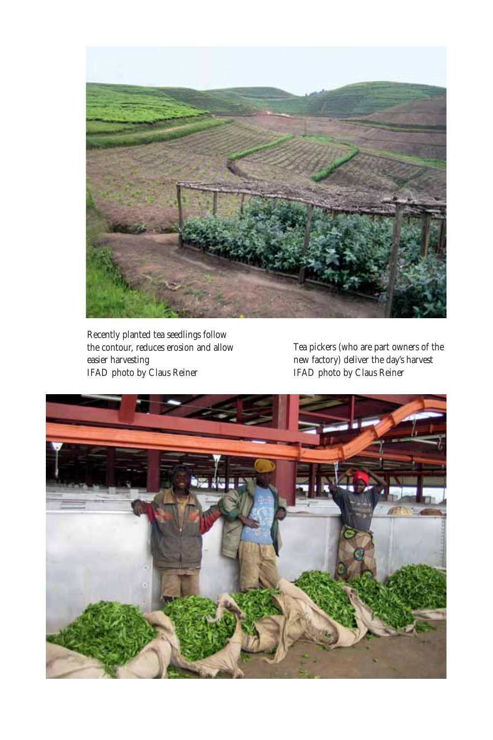Recently planted tea seedlings follow the contour, reduces erosion and allow easier harvesting
IFAD photo by Claus Reiner

Tea pickers (who are part owners of the new factory) deliver the day's harvest
IFAD photo by Claus Reiner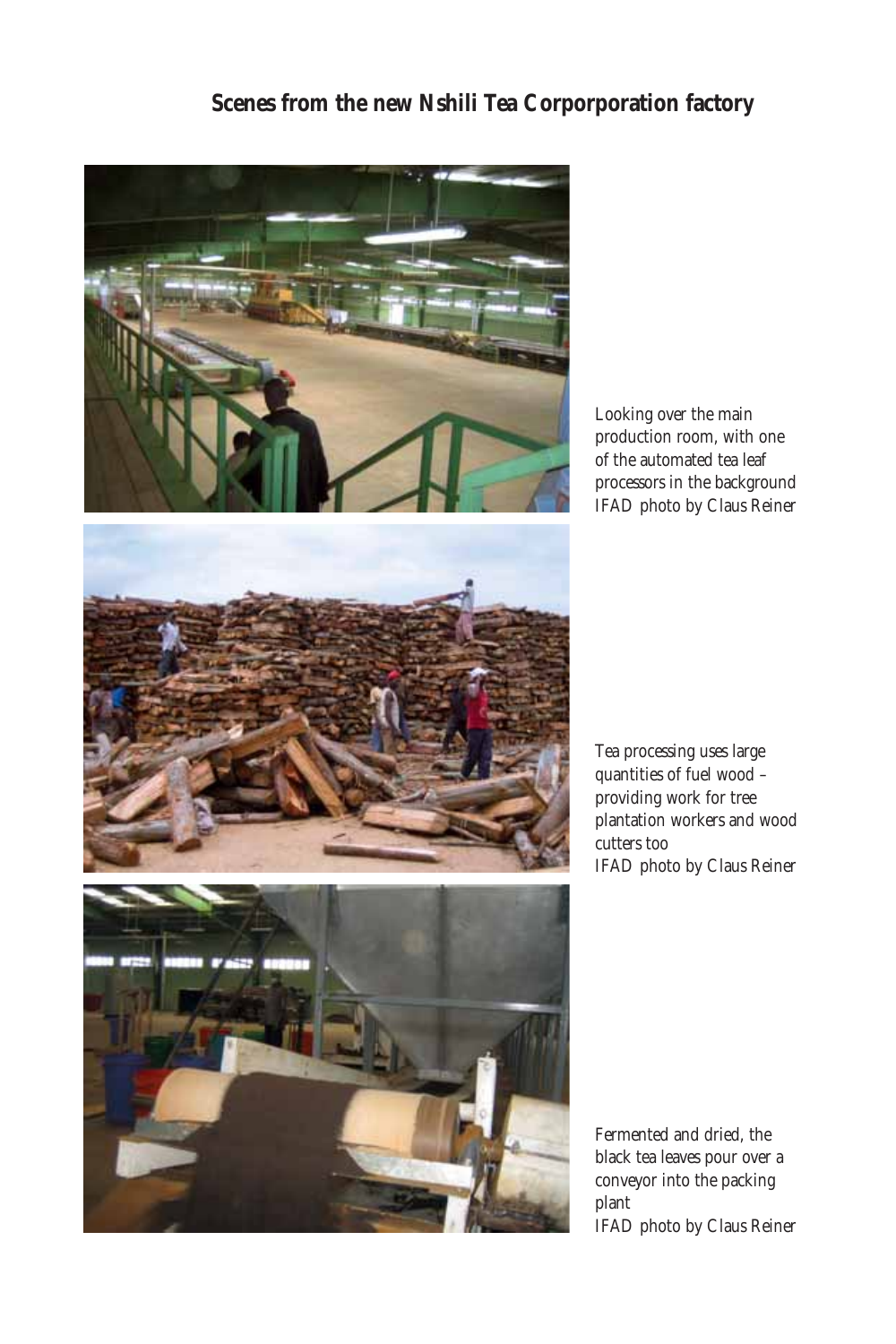## Scenes from the new Nshili Tea Corporporation factory

Looking over the main production room, with one of the automated tea leaf processors in the background
IFAD photo by Claus Reiner

Tea processing uses large quantities of fuel wood – providing work for tree plantation workers and wood cutters too
IFAD photo by Claus Reiner

Fermented and dried, the black tea leaves pour over a conveyor into the packing plant
IFAD photo by Claus Reiner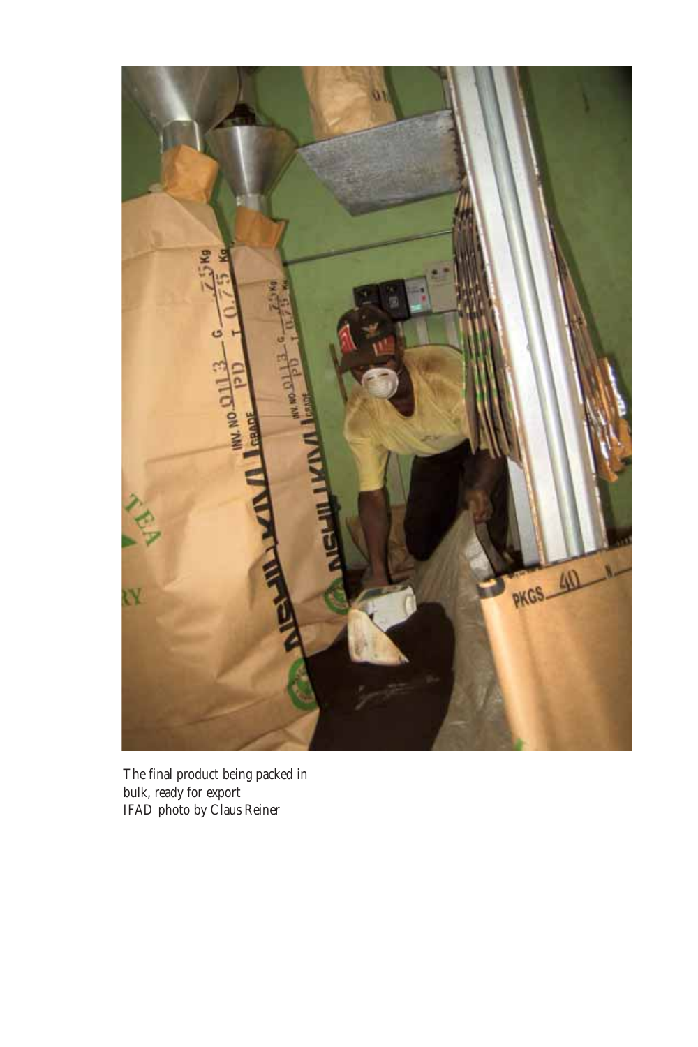The final product being packed in
bulk, ready for export
IFAD photo by Claus Reiner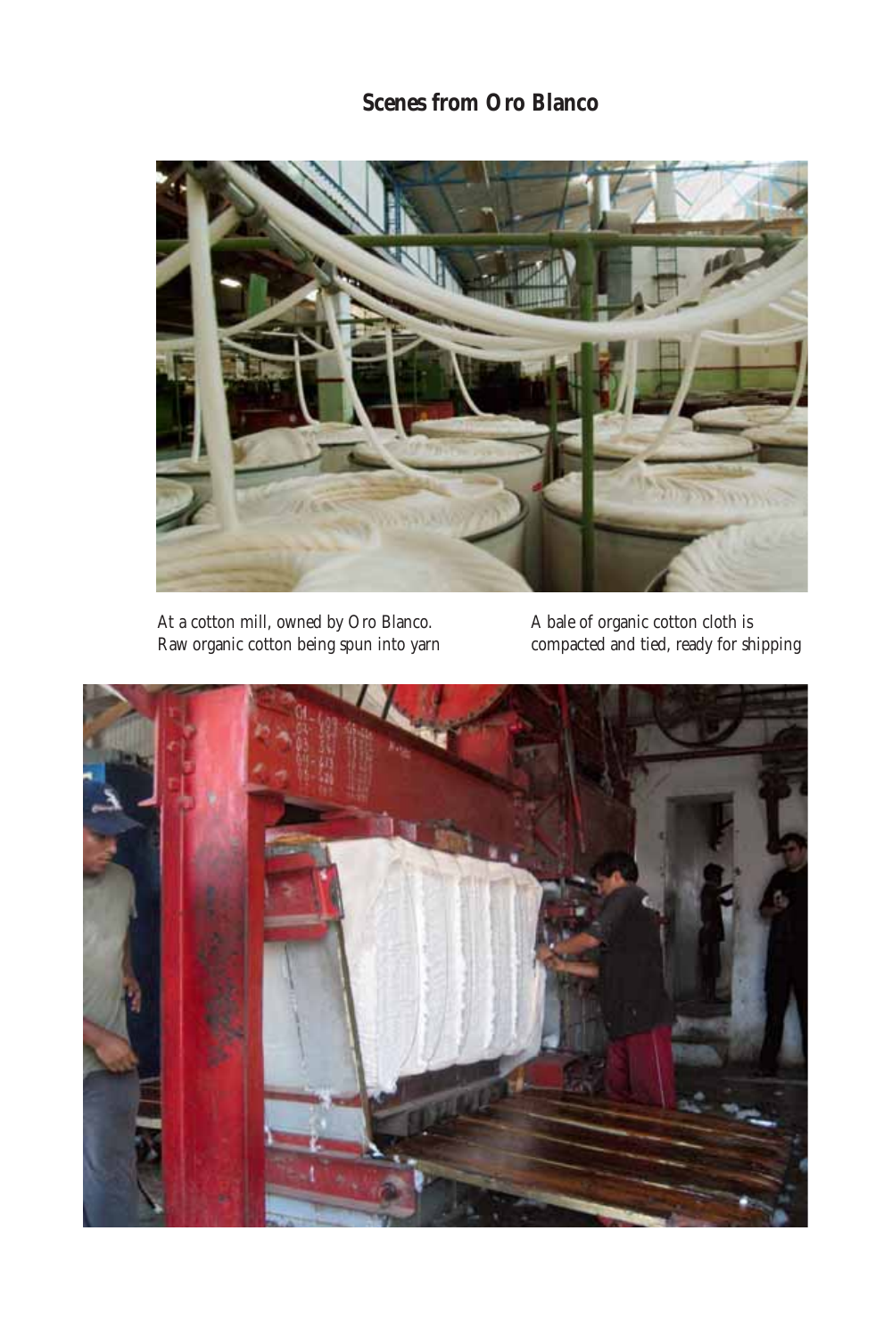## Scenes from Oro Blanco

At a cotton mill, owned by Oro Blanco. Raw organic cotton being spun into yarn

A bale of organic cotton cloth is compacted and tied, ready for shipping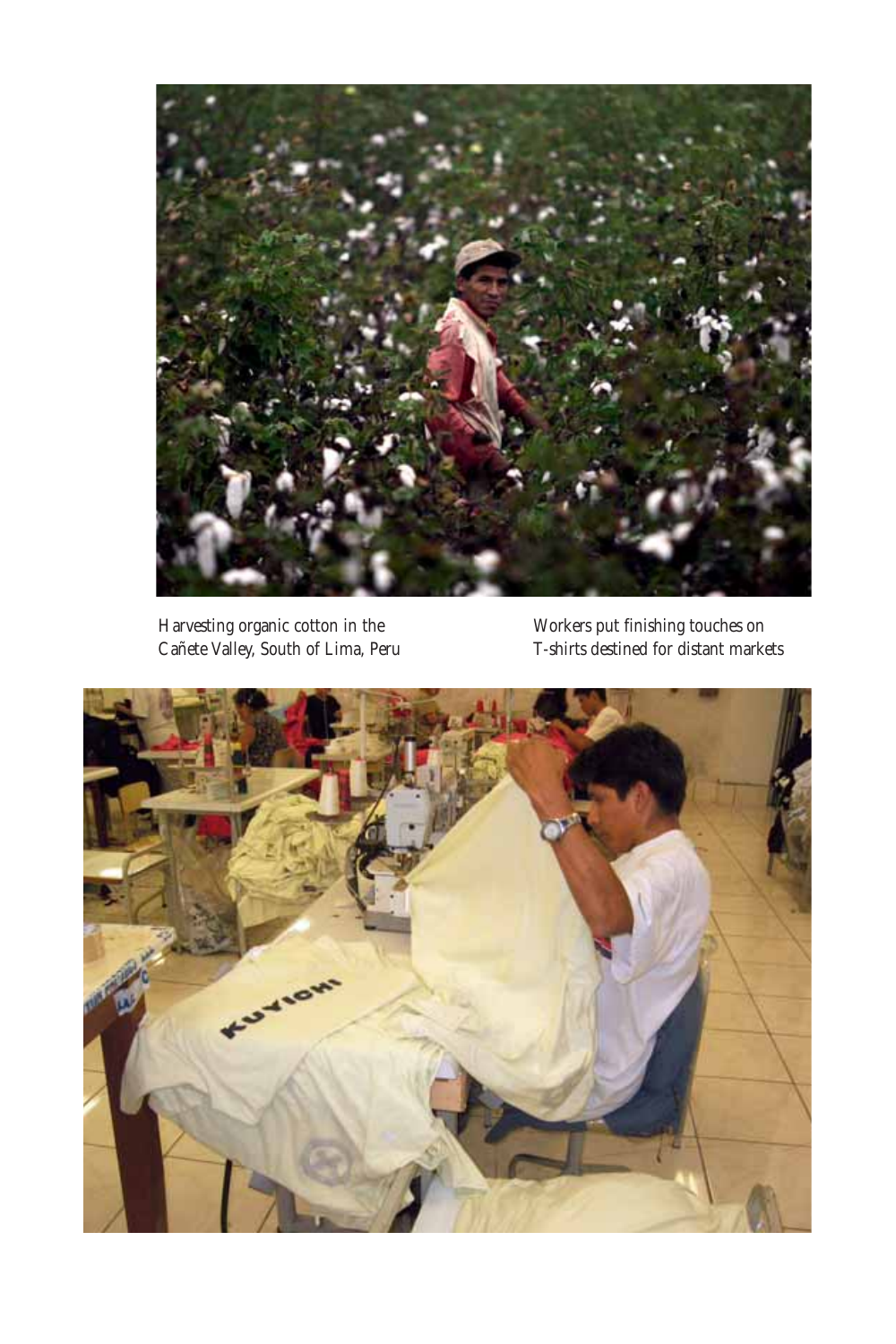Harvesting organic cotton in the Cañete Valley, South of Lima, Peru

Workers put finishing touches on T-shirts destined for distant markets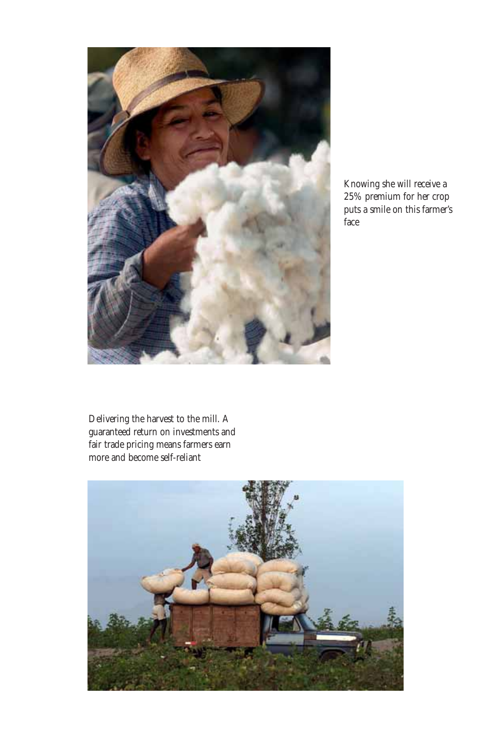Knowing she will receive a 25% premium for her crop puts a smile on this farmer's face

Delivering the harvest to the mill. A guaranteed return on investments and fair trade pricing means farmers earn more and become self-reliant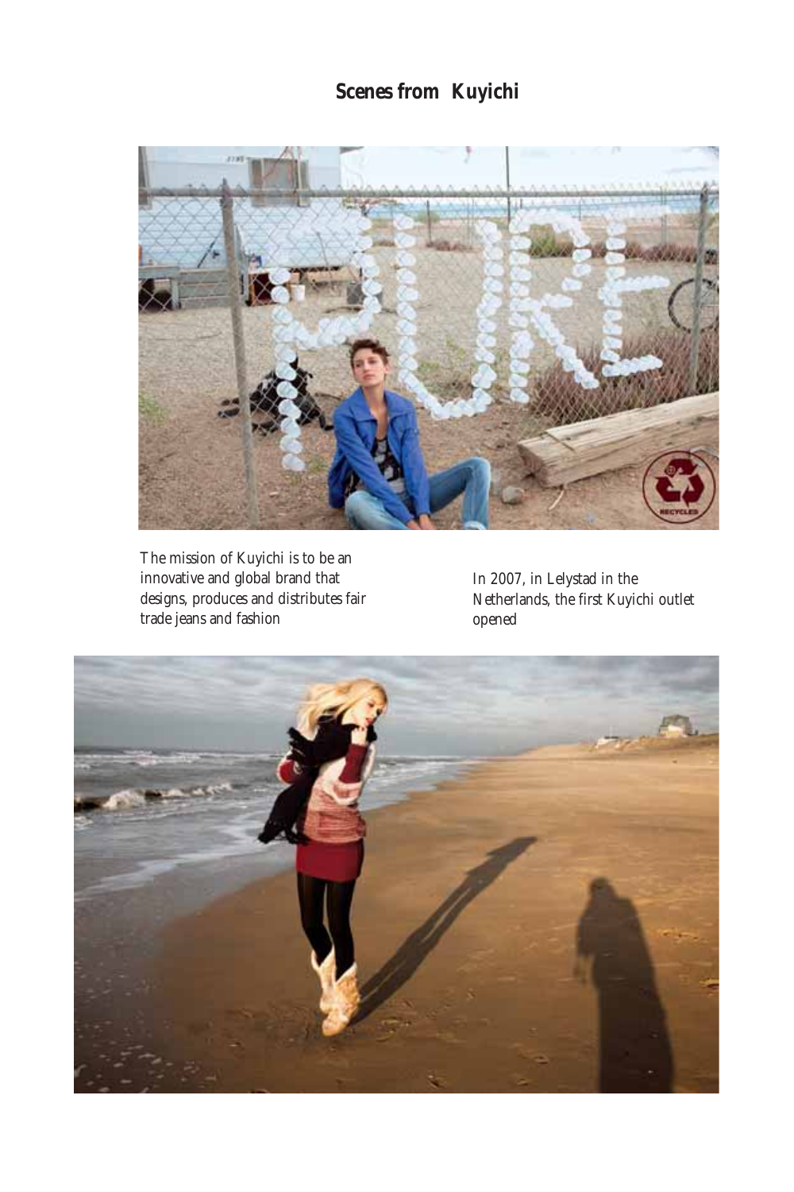## Scenes from Kuyichi

The mission of Kuyichi is to be an innovative and global brand that designs, produces and distributes fair trade jeans and fashion

In 2007, in Lelystad in the Netherlands, the first Kuyichi outlet opened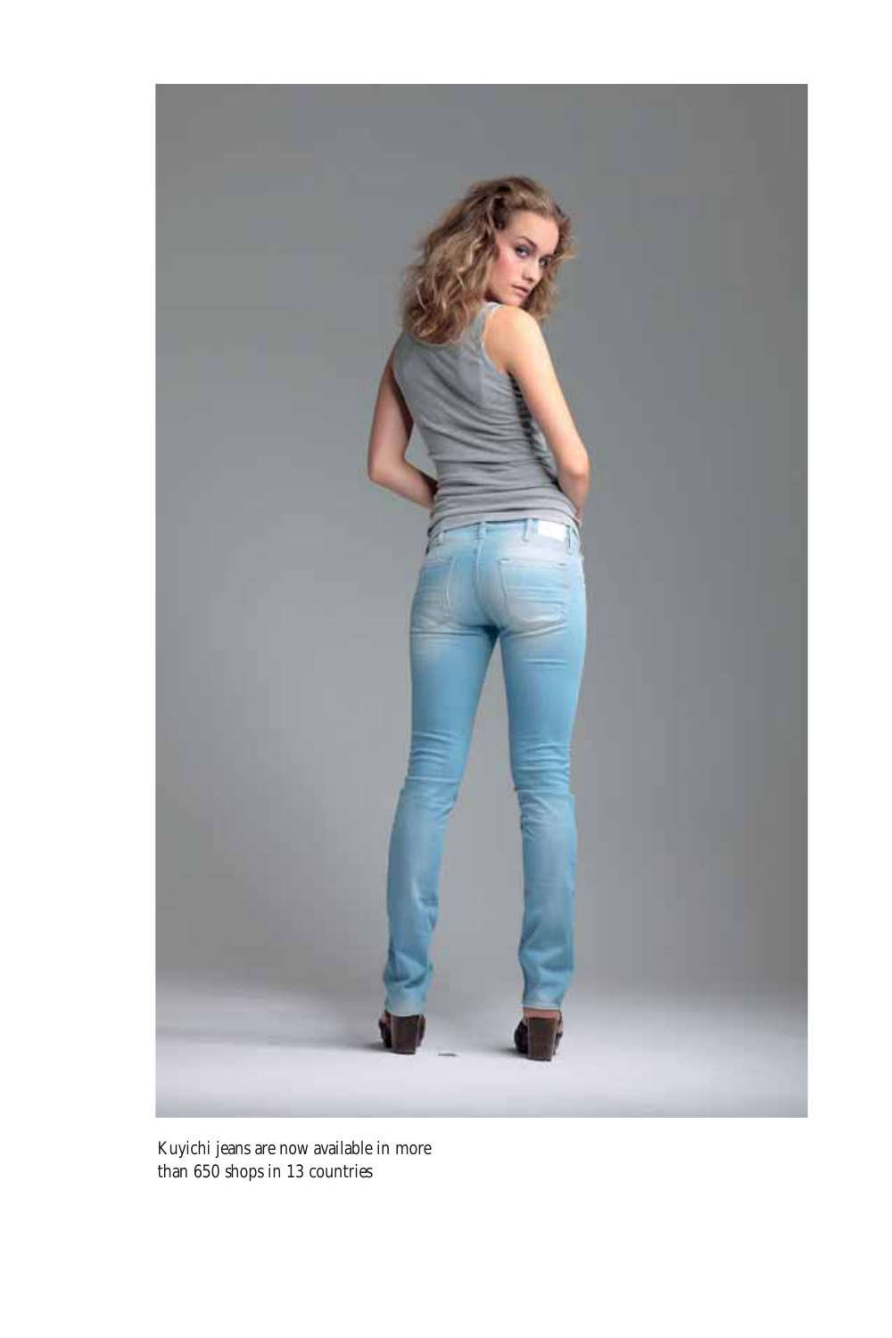Kuyichi jeans are now available in more than 650 shops in 13 countries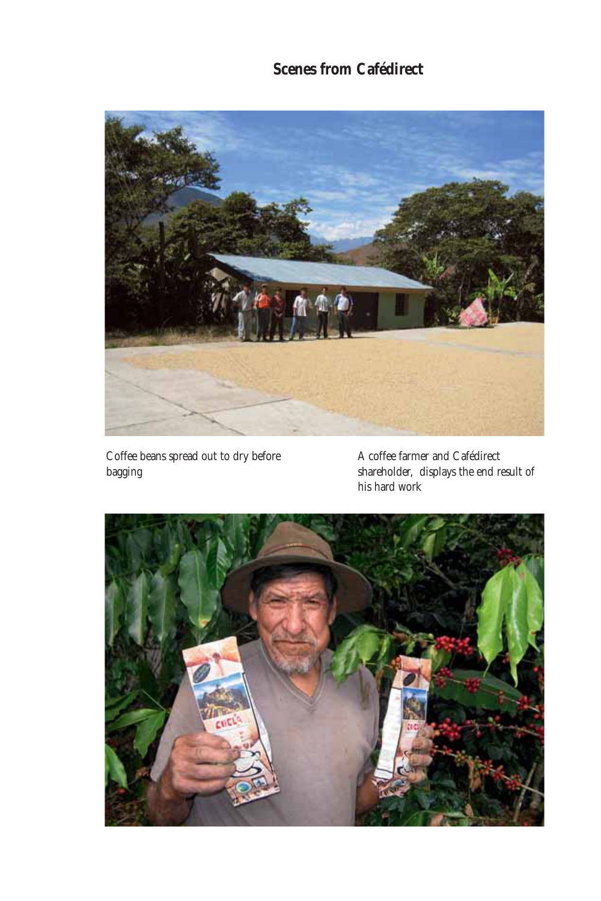## Scenes from Cafédirect

Coffee beans spread out to dry before bagging

A coffee farmer and Cafédirect shareholder, displays the end result of his hard work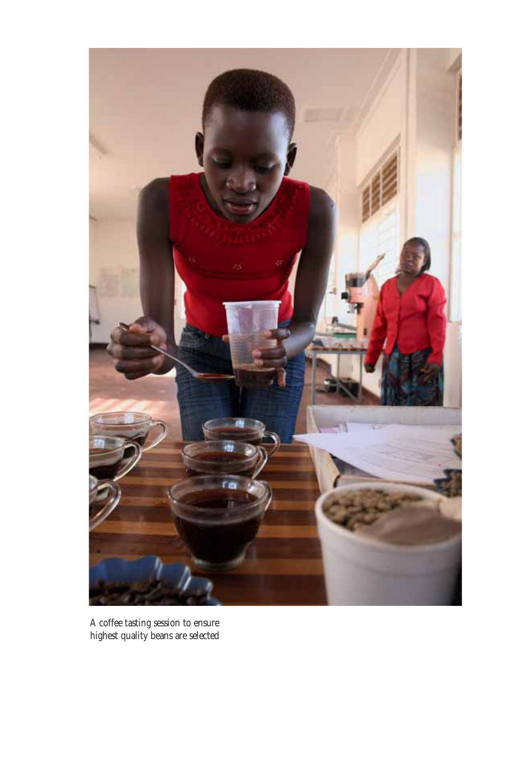A coffee tasting session to ensure highest quality beans are selected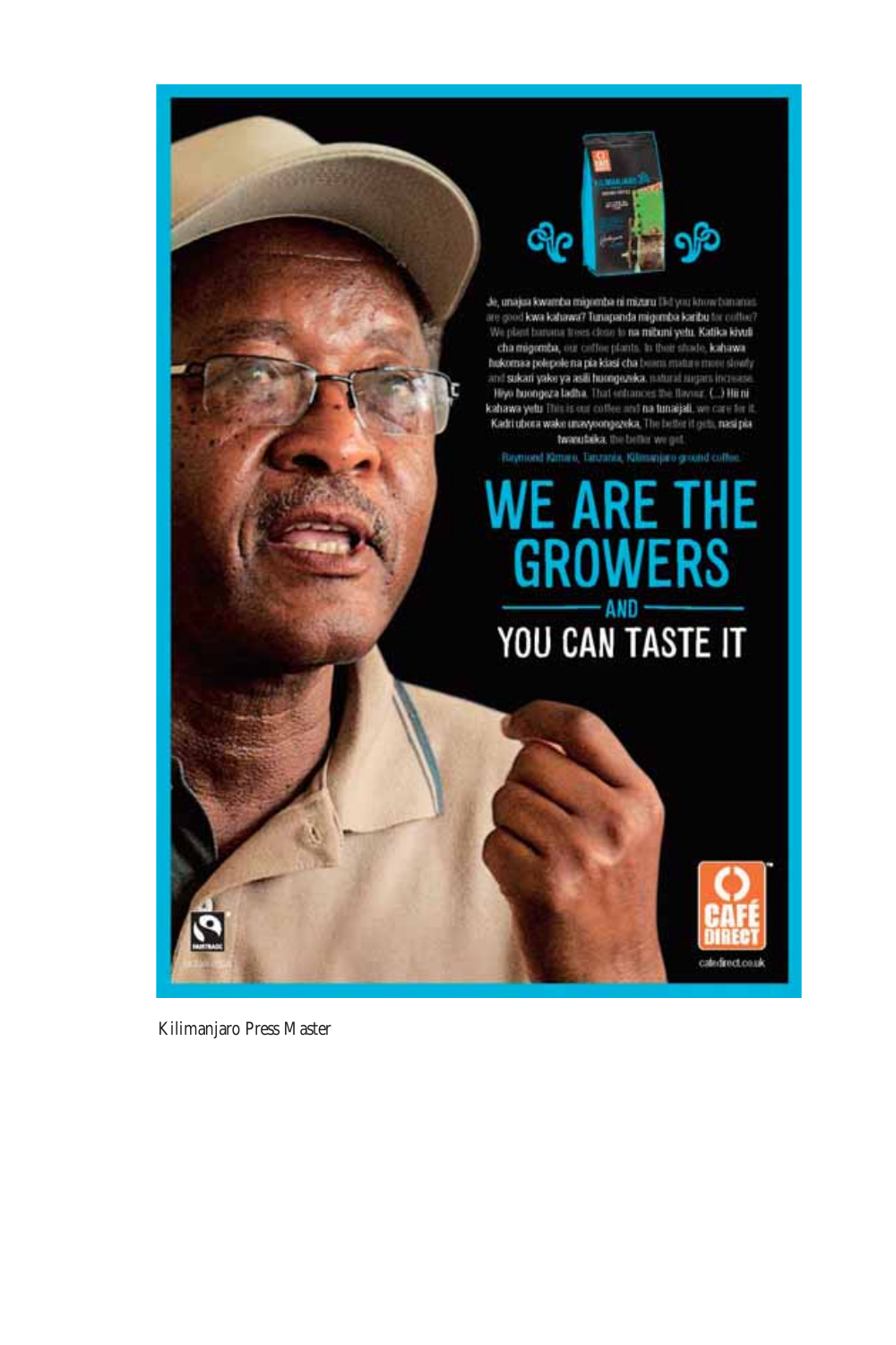Je, unajua kwamba migomba ni mizuri Did you know bananas are good kwa kahawa? Tunapanda migomba karibu for coffee? We plant banana trees close to na mibuni yetu. Katika kivuli cha migomba, our coffee plants. In their shade, kahawa hukomaa polepole na pia kiasi cha beans mature more slowly and sukari yake ya asili huongezeka, natural sugars increase. Hiyo huongeza ladha. That enhances the flavour. (...) Hii ni kahawa yetu This is our coffee and na tunaijali, we care for it. Kadri ubora wake unavyoongezeka, The better it gets, nasi pia twanufaika, the better we get.

Raymond Kimaro, Tanzania, Kilimanjaro ground coffee.

**WE ARE THE GROWERS**

**AND**

**YOU CAN TASTE IT**

CAFÉ DIRECT

cafedirect.co.uk

Kilimanjaro Press Master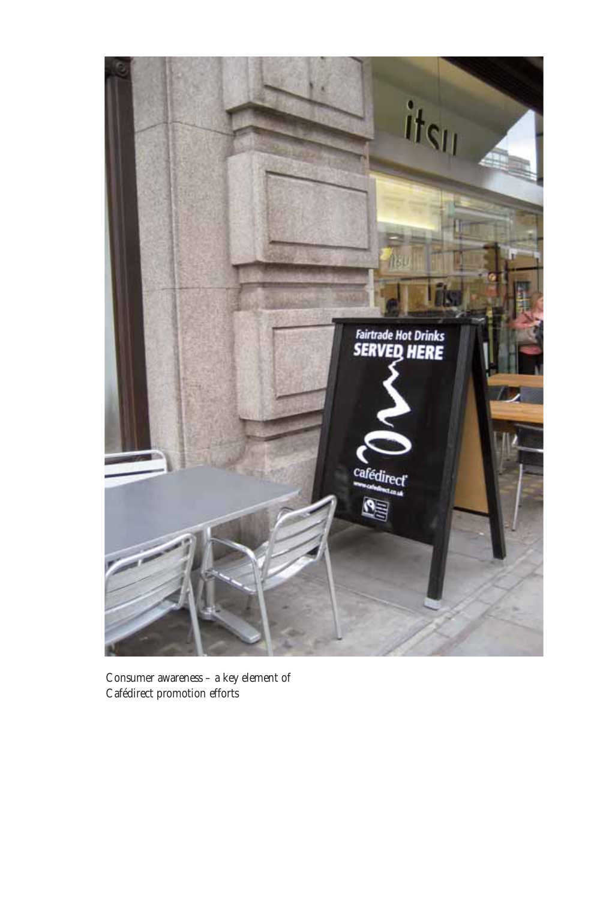Consumer awareness – a key element of Cafédirect promotion efforts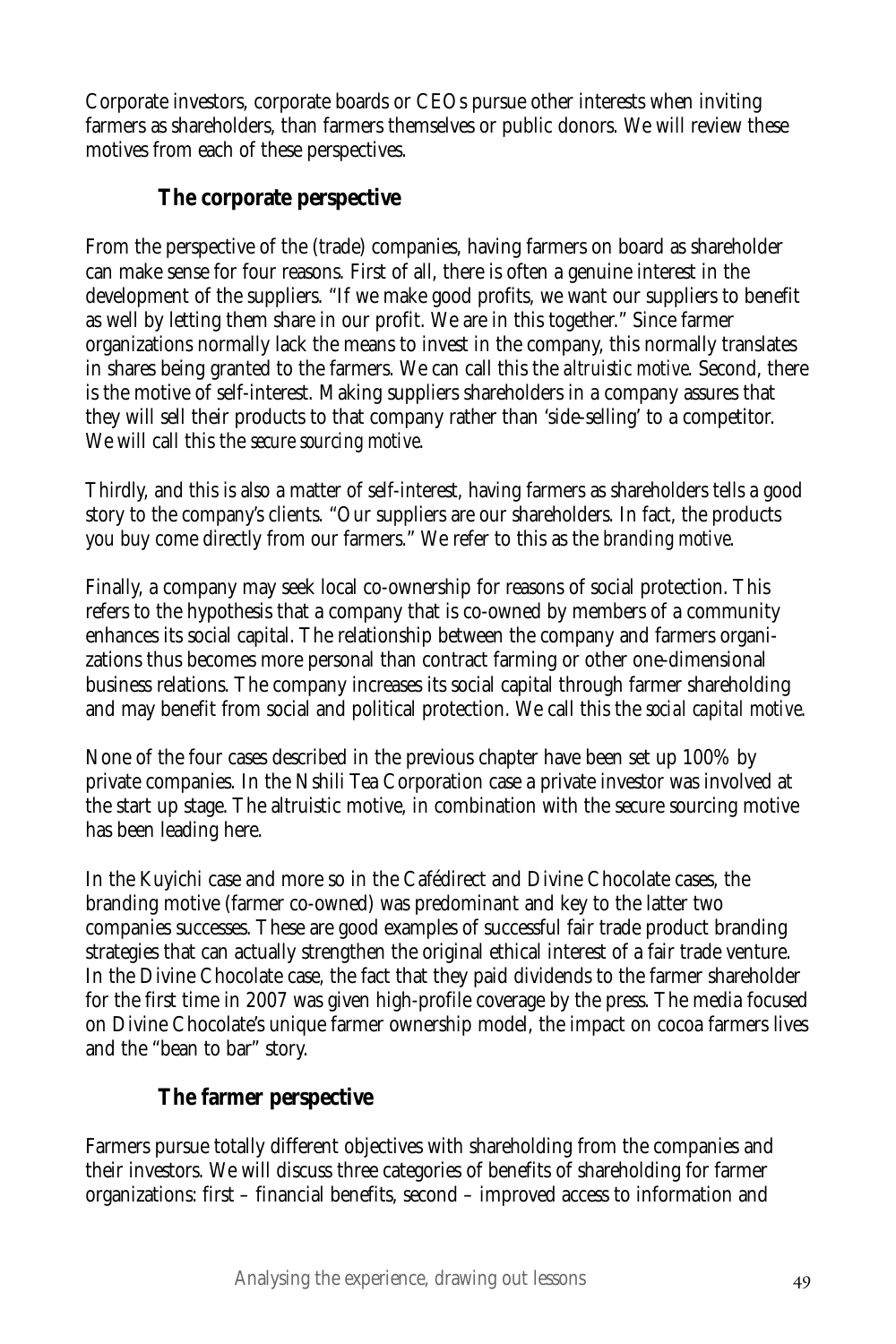Corporate investors, corporate boards or CEOs pursue other interests when inviting farmers as shareholders, than farmers themselves or public donors. We will review these motives from each of these perspectives.

### The corporate perspective

From the perspective of the (trade) companies, having farmers on board as shareholder can make sense for four reasons. First of all, there is often a genuine interest in the development of the suppliers. "If we make good profits, we want our suppliers to benefit as well by letting them share in our profit. We are in this together." Since farmer organizations normally lack the means to invest in the company, this normally translates in shares being granted to the farmers. We can call this the *altruistic motive*. Second, there is the motive of self-interest. Making suppliers shareholders in a company assures that they will sell their products to that company rather than 'side-selling' to a competitor. We will call this the *secure sourcing motive*.

Thirdly, and this is also a matter of self-interest, having farmers as shareholders tells a good story to the company's clients. "Our suppliers are our shareholders. In fact, the products you buy come directly from our farmers." We refer to this as the *branding motive*.

Finally, a company may seek local co-ownership for reasons of social protection. This refers to the hypothesis that a company that is co-owned by members of a community enhances its social capital. The relationship between the company and farmers organizations thus becomes more personal than contract farming or other one-dimensional business relations. The company increases its social capital through farmer shareholding and may benefit from social and political protection. We call this the *social capital motive*.

None of the four cases described in the previous chapter have been set up 100% by private companies. In the Nshili Tea Corporation case a private investor was involved at the start up stage. The altruistic motive, in combination with the secure sourcing motive has been leading here.

In the Kuyichi case and more so in the Cafédirect and Divine Chocolate cases, the branding motive (farmer co-owned) was predominant and key to the latter two companies successes. These are good examples of successful fair trade product branding strategies that can actually strengthen the original ethical interest of a fair trade venture. In the Divine Chocolate case, the fact that they paid dividends to the farmer shareholder for the first time in 2007 was given high-profile coverage by the press. The media focused on Divine Chocolate's unique farmer ownership model, the impact on cocoa farmers lives and the "bean to bar" story.

### The farmer perspective

Farmers pursue totally different objectives with shareholding from the companies and their investors. We will discuss three categories of benefits of shareholding for farmer organizations: first – financial benefits, second – improved access to information and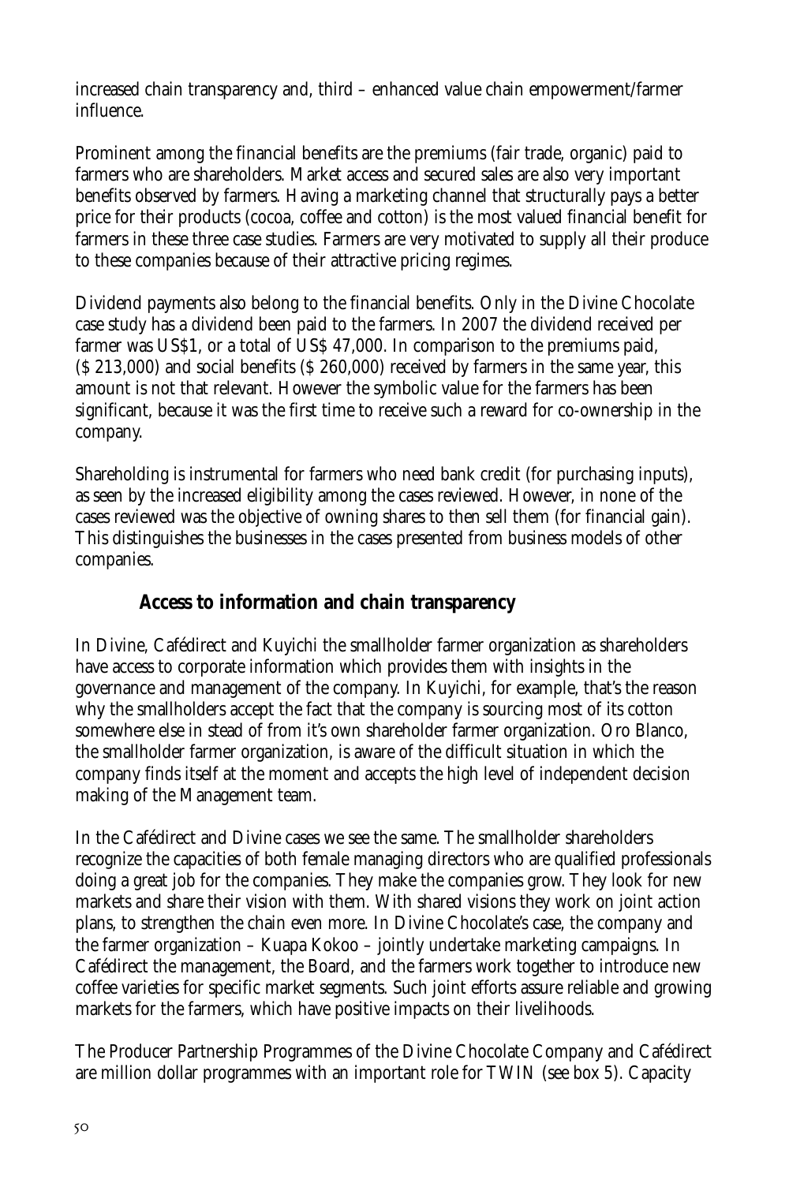increased chain transparency and, third – enhanced value chain empowerment/farmer influence.

Prominent among the financial benefits are the premiums (fair trade, organic) paid to farmers who are shareholders. Market access and secured sales are also very important benefits observed by farmers. Having a marketing channel that structurally pays a better price for their products (cocoa, coffee and cotton) is the most valued financial benefit for farmers in these three case studies. Farmers are very motivated to supply all their produce to these companies because of their attractive pricing regimes.

Dividend payments also belong to the financial benefits. Only in the Divine Chocolate case study has a dividend been paid to the farmers. In 2007 the dividend received per farmer was US$1, or a total of US$ 47,000. In comparison to the premiums paid, ($ 213,000) and social benefits ($ 260,000) received by farmers in the same year, this amount is not that relevant. However the symbolic value for the farmers has been significant, because it was the first time to receive such a reward for co-ownership in the company.

Shareholding is instrumental for farmers who need bank credit (for purchasing inputs), as seen by the increased eligibility among the cases reviewed. However, in none of the cases reviewed was the objective of owning shares to then sell them (for financial gain). This distinguishes the businesses in the cases presented from business models of other companies.

### Access to information and chain transparency

In Divine, Cafédirect and Kuyichi the smallholder farmer organization as shareholders have access to corporate information which provides them with insights in the governance and management of the company. In Kuyichi, for example, that's the reason why the smallholders accept the fact that the company is sourcing most of its cotton somewhere else in stead of from it's own shareholder farmer organization. Oro Blanco, the smallholder farmer organization, is aware of the difficult situation in which the company finds itself at the moment and accepts the high level of independent decision making of the Management team.

In the Cafédirect and Divine cases we see the same. The smallholder shareholders recognize the capacities of both female managing directors who are qualified professionals doing a great job for the companies. They make the companies grow. They look for new markets and share their vision with them. With shared visions they work on joint action plans, to strengthen the chain even more. In Divine Chocolate's case, the company and the farmer organization – Kuapa Kokoo – jointly undertake marketing campaigns. In Cafédirect the management, the Board, and the farmers work together to introduce new coffee varieties for specific market segments. Such joint efforts assure reliable and growing markets for the farmers, which have positive impacts on their livelihoods.

The Producer Partnership Programmes of the Divine Chocolate Company and Cafédirect are million dollar programmes with an important role for TWIN (see box 5). Capacity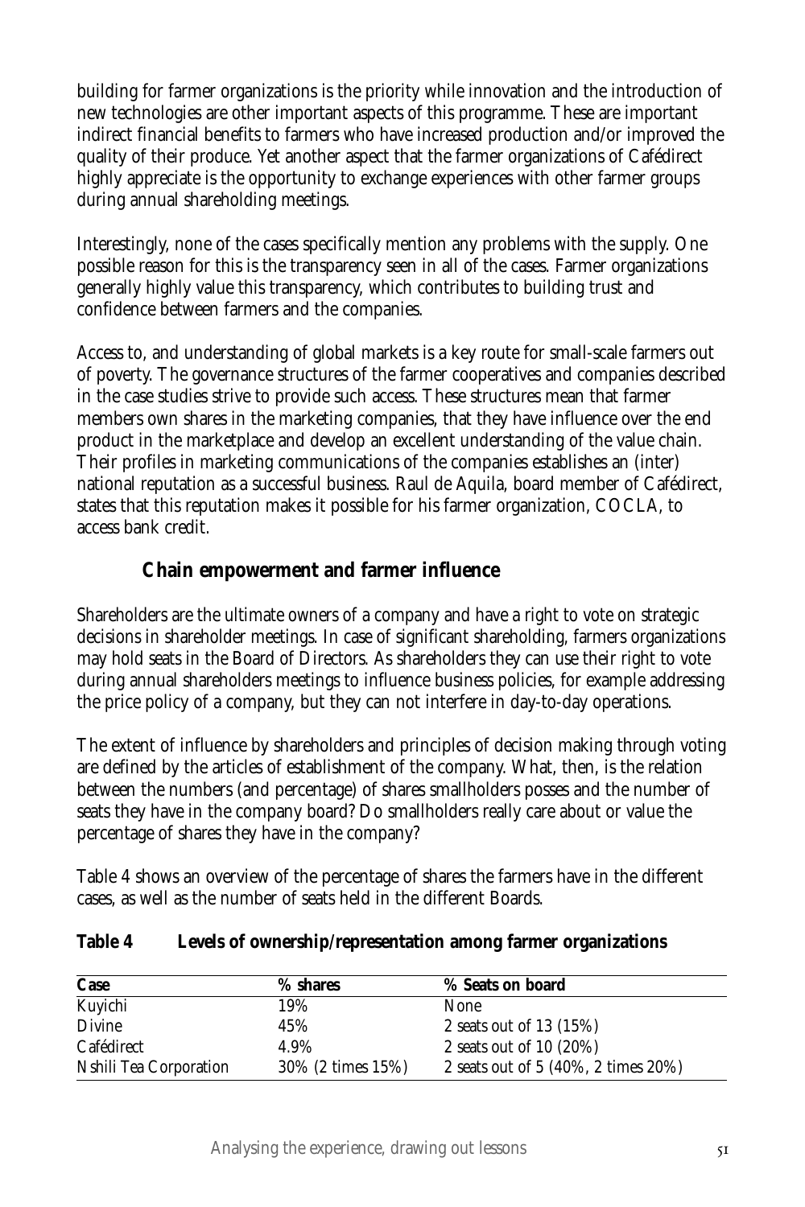building for farmer organizations is the priority while innovation and the introduction of new technologies are other important aspects of this programme. These are important indirect financial benefits to farmers who have increased production and/or improved the quality of their produce. Yet another aspect that the farmer organizations of Cafédirect highly appreciate is the opportunity to exchange experiences with other farmer groups during annual shareholding meetings.

Interestingly, none of the cases specifically mention any problems with the supply. One possible reason for this is the transparency seen in all of the cases. Farmer organizations generally highly value this transparency, which contributes to building trust and confidence between farmers and the companies.

Access to, and understanding of global markets is a key route for small-scale farmers out of poverty. The governance structures of the farmer cooperatives and companies described in the case studies strive to provide such access. These structures mean that farmer members own shares in the marketing companies, that they have influence over the end product in the marketplace and develop an excellent understanding of the value chain. Their profiles in marketing communications of the companies establishes an (inter) national reputation as a successful business. Raul de Aquila, board member of Cafédirect, states that this reputation makes it possible for his farmer organization, COCLA, to access bank credit.

## Chain empowerment and farmer influence

Shareholders are the ultimate owners of a company and have a right to vote on strategic decisions in shareholder meetings. In case of significant shareholding, farmers organizations may hold seats in the Board of Directors. As shareholders they can use their right to vote during annual shareholders meetings to influence business policies, for example addressing the price policy of a company, but they can not interfere in day-to-day operations.

The extent of influence by shareholders and principles of decision making through voting are defined by the articles of establishment of the company. What, then, is the relation between the numbers (and percentage) of shares smallholders posses and the number of seats they have in the company board? Do smallholders really care about or value the percentage of shares they have in the company?

Table 4 shows an overview of the percentage of shares the farmers have in the different cases, as well as the number of seats held in the different Boards.

**Table 4 Levels of ownership/representation among farmer organizations**

| Case | % shares | % Seats on board |
|---|---|---|
| Kuyichi | 19% | None |
| Divine | 45% | 2 seats out of 13 (15%) |
| Cafédirect | 4.9% | 2 seats out of 10 (20%) |
| Nshili Tea Corporation | 30% (2 times 15%) | 2 seats out of 5 (40%, 2 times 20%) |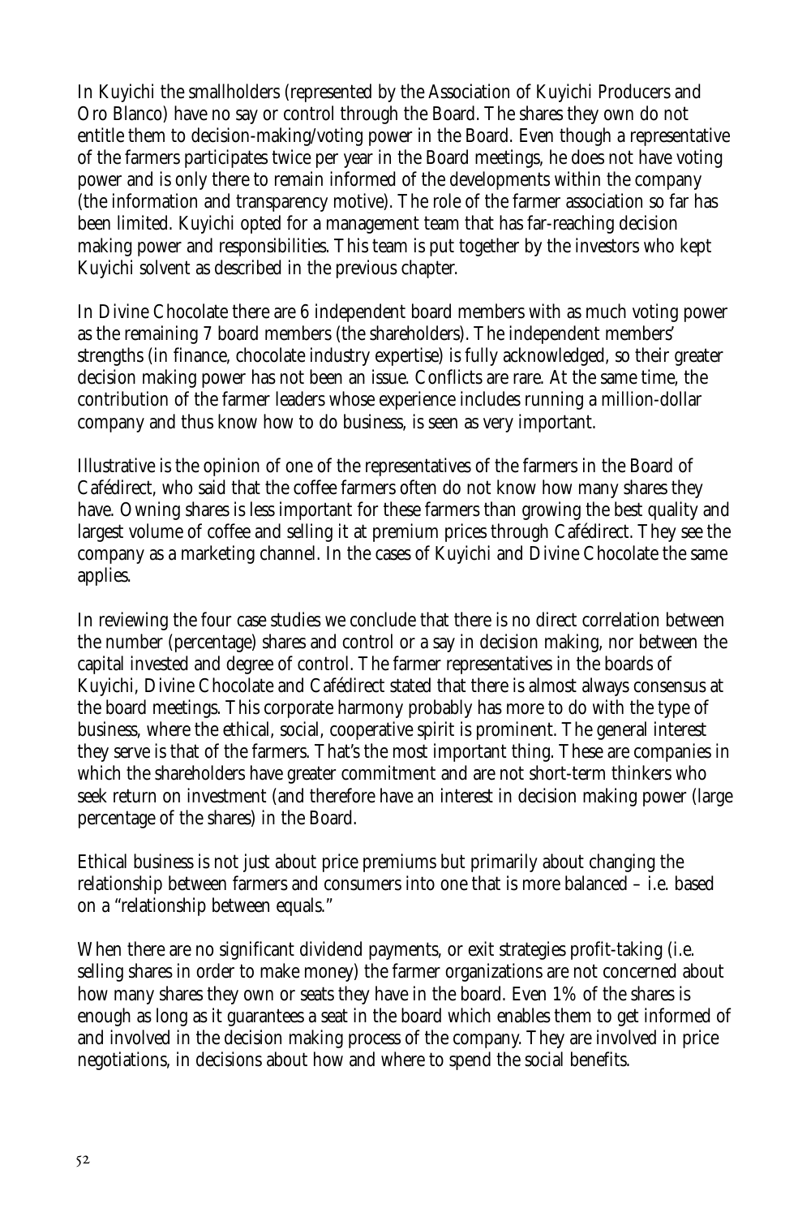In Kuyichi the smallholders (represented by the Association of Kuyichi Producers and Oro Blanco) have no say or control through the Board. The shares they own do not entitle them to decision-making/voting power in the Board. Even though a representative of the farmers participates twice per year in the Board meetings, he does not have voting power and is only there to remain informed of the developments within the company (the information and transparency motive). The role of the farmer association so far has been limited. Kuyichi opted for a management team that has far-reaching decision making power and responsibilities. This team is put together by the investors who kept Kuyichi solvent as described in the previous chapter.

In Divine Chocolate there are 6 independent board members with as much voting power as the remaining 7 board members (the shareholders). The independent members' strengths (in finance, chocolate industry expertise) is fully acknowledged, so their greater decision making power has not been an issue. Conflicts are rare. At the same time, the contribution of the farmer leaders whose experience includes running a million-dollar company and thus know how to do business, is seen as very important.

Illustrative is the opinion of one of the representatives of the farmers in the Board of Cafédirect, who said that the coffee farmers often do not know how many shares they have. Owning shares is less important for these farmers than growing the best quality and largest volume of coffee and selling it at premium prices through Cafédirect. They see the company as a marketing channel. In the cases of Kuyichi and Divine Chocolate the same applies.

In reviewing the four case studies we conclude that there is no direct correlation between the number (percentage) shares and control or a say in decision making, nor between the capital invested and degree of control. The farmer representatives in the boards of Kuyichi, Divine Chocolate and Cafédirect stated that there is almost always consensus at the board meetings. This corporate harmony probably has more to do with the type of business, where the ethical, social, cooperative spirit is prominent. The general interest they serve is that of the farmers. That's the most important thing. These are companies in which the shareholders have greater commitment and are not short-term thinkers who seek return on investment (and therefore have an interest in decision making power (large percentage of the shares) in the Board.

Ethical business is not just about price premiums but primarily about changing the relationship between farmers and consumers into one that is more balanced – i.e. based on a "relationship between equals."

When there are no significant dividend payments, or exit strategies profit-taking (i.e. selling shares in order to make money) the farmer organizations are not concerned about how many shares they own or seats they have in the board. Even 1% of the shares is enough as long as it guarantees a seat in the board which enables them to get informed of and involved in the decision making process of the company. They are involved in price negotiations, in decisions about how and where to spend the social benefits.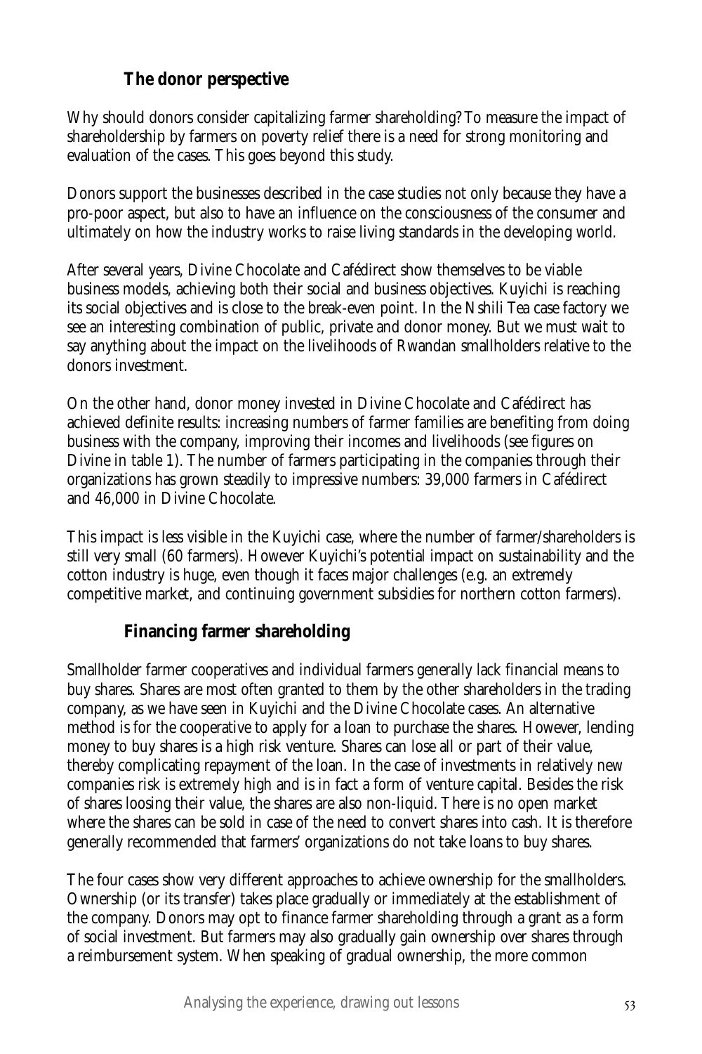## The donor perspective

Why should donors consider capitalizing farmer shareholding? To measure the impact of shareholdership by farmers on poverty relief there is a need for strong monitoring and evaluation of the cases. This goes beyond this study.

Donors support the businesses described in the case studies not only because they have a pro-poor aspect, but also to have an influence on the consciousness of the consumer and ultimately on how the industry works to raise living standards in the developing world.

After several years, Divine Chocolate and Cafédirect show themselves to be viable business models, achieving both their social and business objectives. Kuyichi is reaching its social objectives and is close to the break-even point. In the Nshili Tea case factory we see an interesting combination of public, private and donor money. But we must wait to say anything about the impact on the livelihoods of Rwandan smallholders relative to the donors investment.

On the other hand, donor money invested in Divine Chocolate and Cafédirect has achieved definite results: increasing numbers of farmer families are benefiting from doing business with the company, improving their incomes and livelihoods (see figures on Divine in table 1). The number of farmers participating in the companies through their organizations has grown steadily to impressive numbers: 39,000 farmers in Cafédirect and 46,000 in Divine Chocolate.

This impact is less visible in the Kuyichi case, where the number of farmer/shareholders is still very small (60 farmers). However Kuyichi's potential impact on sustainability and the cotton industry is huge, even though it faces major challenges (e.g. an extremely competitive market, and continuing government subsidies for northern cotton farmers).

## Financing farmer shareholding

Smallholder farmer cooperatives and individual farmers generally lack financial means to buy shares. Shares are most often granted to them by the other shareholders in the trading company, as we have seen in Kuyichi and the Divine Chocolate cases. An alternative method is for the cooperative to apply for a loan to purchase the shares. However, lending money to buy shares is a high risk venture. Shares can lose all or part of their value, thereby complicating repayment of the loan. In the case of investments in relatively new companies risk is extremely high and is in fact a form of venture capital. Besides the risk of shares loosing their value, the shares are also non-liquid. There is no open market where the shares can be sold in case of the need to convert shares into cash. It is therefore generally recommended that farmers' organizations do not take loans to buy shares.

The four cases show very different approaches to achieve ownership for the smallholders. Ownership (or its transfer) takes place gradually or immediately at the establishment of the company. Donors may opt to finance farmer shareholding through a grant as a form of social investment. But farmers may also gradually gain ownership over shares through a reimbursement system. When speaking of gradual ownership, the more common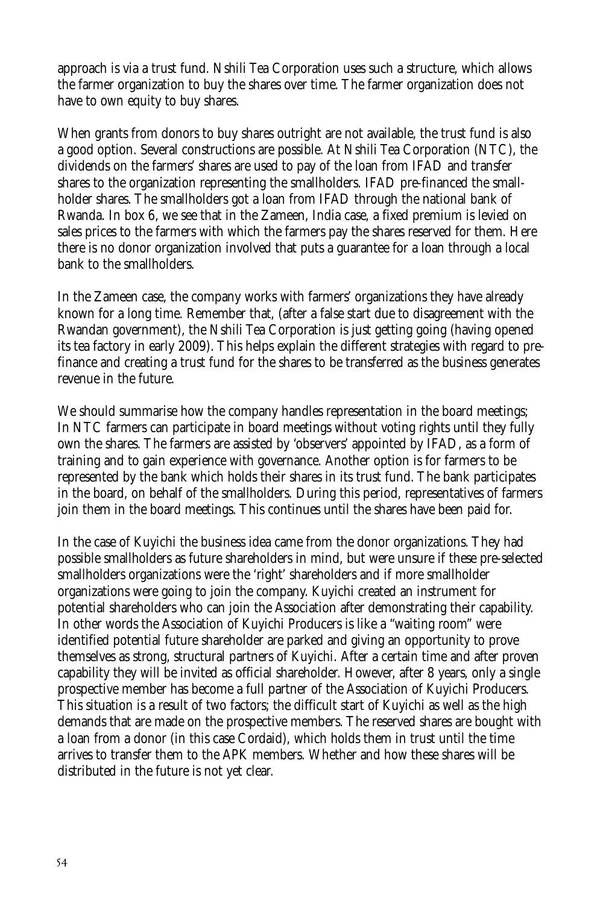approach is via a trust fund. Nshili Tea Corporation uses such a structure, which allows the farmer organization to buy the shares over time. The farmer organization does not have to own equity to buy shares.

When grants from donors to buy shares outright are not available, the trust fund is also a good option. Several constructions are possible. At Nshili Tea Corporation (NTC), the dividends on the farmers' shares are used to pay of the loan from IFAD and transfer shares to the organization representing the smallholders. IFAD pre-financed the smallholder shares. The smallholders got a loan from IFAD through the national bank of Rwanda. In box 6, we see that in the Zameen, India case, a fixed premium is levied on sales prices to the farmers with which the farmers pay the shares reserved for them. Here there is no donor organization involved that puts a guarantee for a loan through a local bank to the smallholders.

In the Zameen case, the company works with farmers' organizations they have already known for a long time. Remember that, (after a false start due to disagreement with the Rwandan government), the Nshili Tea Corporation is just getting going (having opened its tea factory in early 2009). This helps explain the different strategies with regard to pre-finance and creating a trust fund for the shares to be transferred as the business generates revenue in the future.

We should summarise how the company handles representation in the board meetings; In NTC farmers can participate in board meetings without voting rights until they fully own the shares. The farmers are assisted by 'observers' appointed by IFAD, as a form of training and to gain experience with governance. Another option is for farmers to be represented by the bank which holds their shares in its trust fund. The bank participates in the board, on behalf of the smallholders. During this period, representatives of farmers join them in the board meetings. This continues until the shares have been paid for.

In the case of Kuyichi the business idea came from the donor organizations. They had possible smallholders as future shareholders in mind, but were unsure if these pre-selected smallholders organizations were the 'right' shareholders and if more smallholder organizations were going to join the company. Kuyichi created an instrument for potential shareholders who can join the Association after demonstrating their capability. In other words the Association of Kuyichi Producers is like a "waiting room" were identified potential future shareholder are parked and giving an opportunity to prove themselves as strong, structural partners of Kuyichi. After a certain time and after proven capability they will be invited as official shareholder. However, after 8 years, only a single prospective member has become a full partner of the Association of Kuyichi Producers. This situation is a result of two factors; the difficult start of Kuyichi as well as the high demands that are made on the prospective members. The reserved shares are bought with a loan from a donor (in this case Cordaid), which holds them in trust until the time arrives to transfer them to the APK members. Whether and how these shares will be distributed in the future is not yet clear.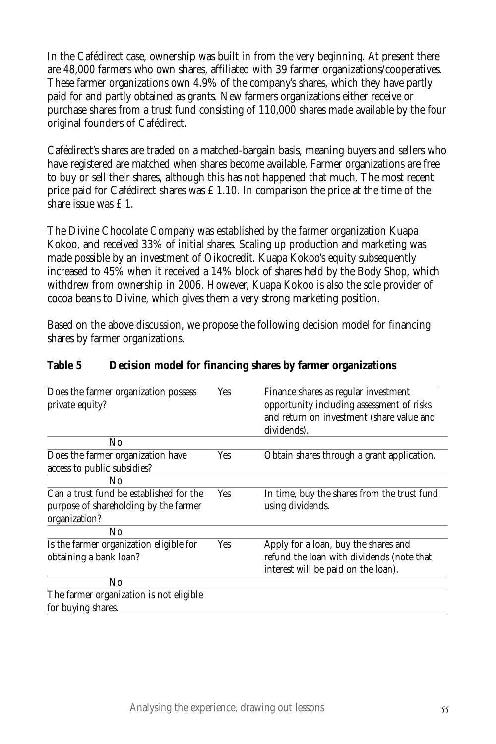In the Cafédirect case, ownership was built in from the very beginning. At present there are 48,000 farmers who own shares, affiliated with 39 farmer organizations/cooperatives. These farmer organizations own 4.9% of the company's shares, which they have partly paid for and partly obtained as grants. New farmers organizations either receive or purchase shares from a trust fund consisting of 110,000 shares made available by the four original founders of Cafédirect.

Cafédirect's shares are traded on a matched-bargain basis, meaning buyers and sellers who have registered are matched when shares become available. Farmer organizations are free to buy or sell their shares, although this has not happened that much. The most recent price paid for Cafédirect shares was £ 1.10. In comparison the price at the time of the share issue was £ 1.

The Divine Chocolate Company was established by the farmer organization Kuapa Kokoo, and received 33% of initial shares. Scaling up production and marketing was made possible by an investment of Oikocredit. Kuapa Kokoo's equity subsequently increased to 45% when it received a 14% block of shares held by the Body Shop, which withdrew from ownership in 2006. However, Kuapa Kokoo is also the sole provider of cocoa beans to Divine, which gives them a very strong marketing position.

Based on the above discussion, we propose the following decision model for financing shares by farmer organizations.

**Table 5 Decision model for financing shares by farmer organizations**

| | | |
|---|---|---|
| Does the farmer organization possess private equity? | Yes | Finance shares as regular investment opportunity including assessment of risks and return on investment (share value and dividends). |
| No | | |
| Does the farmer organization have access to public subsidies? | Yes | Obtain shares through a grant application. |
| No | | |
| Can a trust fund be established for the purpose of shareholding by the farmer organization? | Yes | In time, buy the shares from the trust fund using dividends. |
| No | | |
| Is the farmer organization eligible for obtaining a bank loan? | Yes | Apply for a loan, buy the shares and refund the loan with dividends (note that interest will be paid on the loan). |
| No | | |
| The farmer organization is not eligible for buying shares. | | |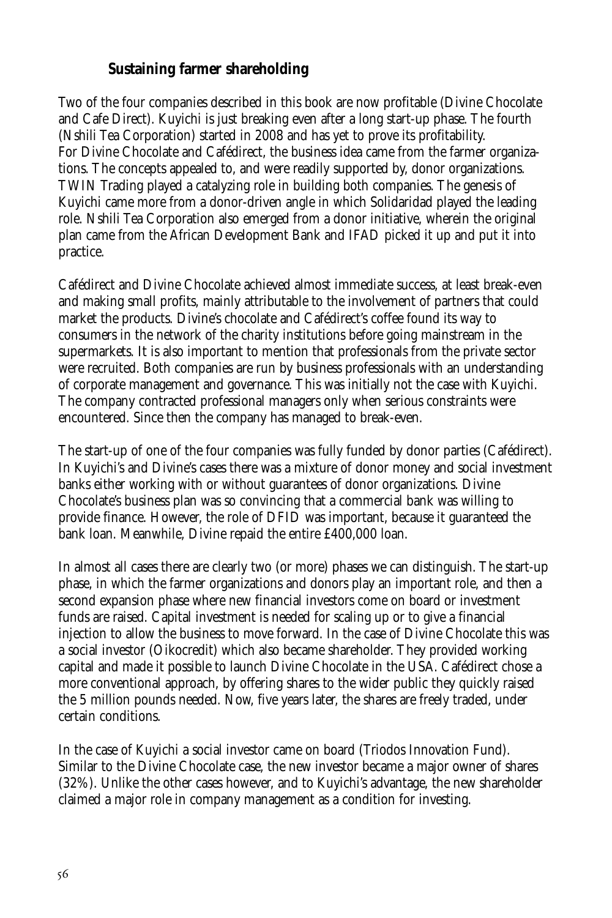### Sustaining farmer shareholding

Two of the four companies described in this book are now profitable (Divine Chocolate and Cafe Direct). Kuyichi is just breaking even after a long start-up phase. The fourth (Nshili Tea Corporation) started in 2008 and has yet to prove its profitability. For Divine Chocolate and Cafédirect, the business idea came from the farmer organizations. The concepts appealed to, and were readily supported by, donor organizations. TWIN Trading played a catalyzing role in building both companies. The genesis of Kuyichi came more from a donor-driven angle in which Solidaridad played the leading role. Nshili Tea Corporation also emerged from a donor initiative, wherein the original plan came from the African Development Bank and IFAD picked it up and put it into practice.

Cafédirect and Divine Chocolate achieved almost immediate success, at least break-even and making small profits, mainly attributable to the involvement of partners that could market the products. Divine's chocolate and Cafédirect's coffee found its way to consumers in the network of the charity institutions before going mainstream in the supermarkets. It is also important to mention that professionals from the private sector were recruited. Both companies are run by business professionals with an understanding of corporate management and governance. This was initially not the case with Kuyichi. The company contracted professional managers only when serious constraints were encountered. Since then the company has managed to break-even.

The start-up of one of the four companies was fully funded by donor parties (Cafédirect). In Kuyichi's and Divine's cases there was a mixture of donor money and social investment banks either working with or without guarantees of donor organizations. Divine Chocolate's business plan was so convincing that a commercial bank was willing to provide finance. However, the role of DFID was important, because it guaranteed the bank loan. Meanwhile, Divine repaid the entire £400,000 loan.

In almost all cases there are clearly two (or more) phases we can distinguish. The start-up phase, in which the farmer organizations and donors play an important role, and then a second expansion phase where new financial investors come on board or investment funds are raised. Capital investment is needed for scaling up or to give a financial injection to allow the business to move forward. In the case of Divine Chocolate this was a social investor (Oikocredit) which also became shareholder. They provided working capital and made it possible to launch Divine Chocolate in the USA. Cafédirect chose a more conventional approach, by offering shares to the wider public they quickly raised the 5 million pounds needed. Now, five years later, the shares are freely traded, under certain conditions.

In the case of Kuyichi a social investor came on board (Triodos Innovation Fund). Similar to the Divine Chocolate case, the new investor became a major owner of shares (32%). Unlike the other cases however, and to Kuyichi's advantage, the new shareholder claimed a major role in company management as a condition for investing.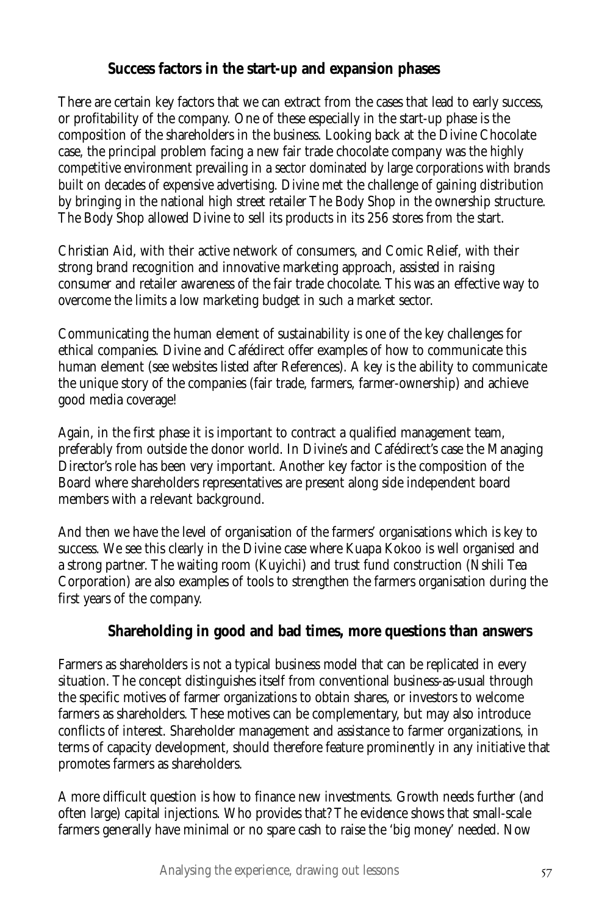### Success factors in the start-up and expansion phases

There are certain key factors that we can extract from the cases that lead to early success, or profitability of the company. One of these especially in the start-up phase is the composition of the shareholders in the business. Looking back at the Divine Chocolate case, the principal problem facing a new fair trade chocolate company was the highly competitive environment prevailing in a sector dominated by large corporations with brands built on decades of expensive advertising. Divine met the challenge of gaining distribution by bringing in the national high street retailer The Body Shop in the ownership structure. The Body Shop allowed Divine to sell its products in its 256 stores from the start.

Christian Aid, with their active network of consumers, and Comic Relief, with their strong brand recognition and innovative marketing approach, assisted in raising consumer and retailer awareness of the fair trade chocolate. This was an effective way to overcome the limits a low marketing budget in such a market sector.

Communicating the human element of sustainability is one of the key challenges for ethical companies. Divine and Cafédirect offer examples of how to communicate this human element (see websites listed after References). A key is the ability to communicate the unique story of the companies (fair trade, farmers, farmer-ownership) and achieve good media coverage!

Again, in the first phase it is important to contract a qualified management team, preferably from outside the donor world. In Divine's and Cafédirect's case the Managing Director's role has been very important. Another key factor is the composition of the Board where shareholders representatives are present along side independent board members with a relevant background.

And then we have the level of organisation of the farmers' organisations which is key to success. We see this clearly in the Divine case where Kuapa Kokoo is well organised and a strong partner. The waiting room (Kuyichi) and trust fund construction (Nshili Tea Corporation) are also examples of tools to strengthen the farmers organisation during the first years of the company.

### Shareholding in good and bad times, more questions than answers

Farmers as shareholders is not a typical business model that can be replicated in every situation. The concept distinguishes itself from conventional business-as-usual through the specific motives of farmer organizations to obtain shares, or investors to welcome farmers as shareholders. These motives can be complementary, but may also introduce conflicts of interest. Shareholder management and assistance to farmer organizations, in terms of capacity development, should therefore feature prominently in any initiative that promotes farmers as shareholders.

A more difficult question is how to finance new investments. Growth needs further (and often large) capital injections. Who provides that? The evidence shows that small-scale farmers generally have minimal or no spare cash to raise the 'big money' needed. Now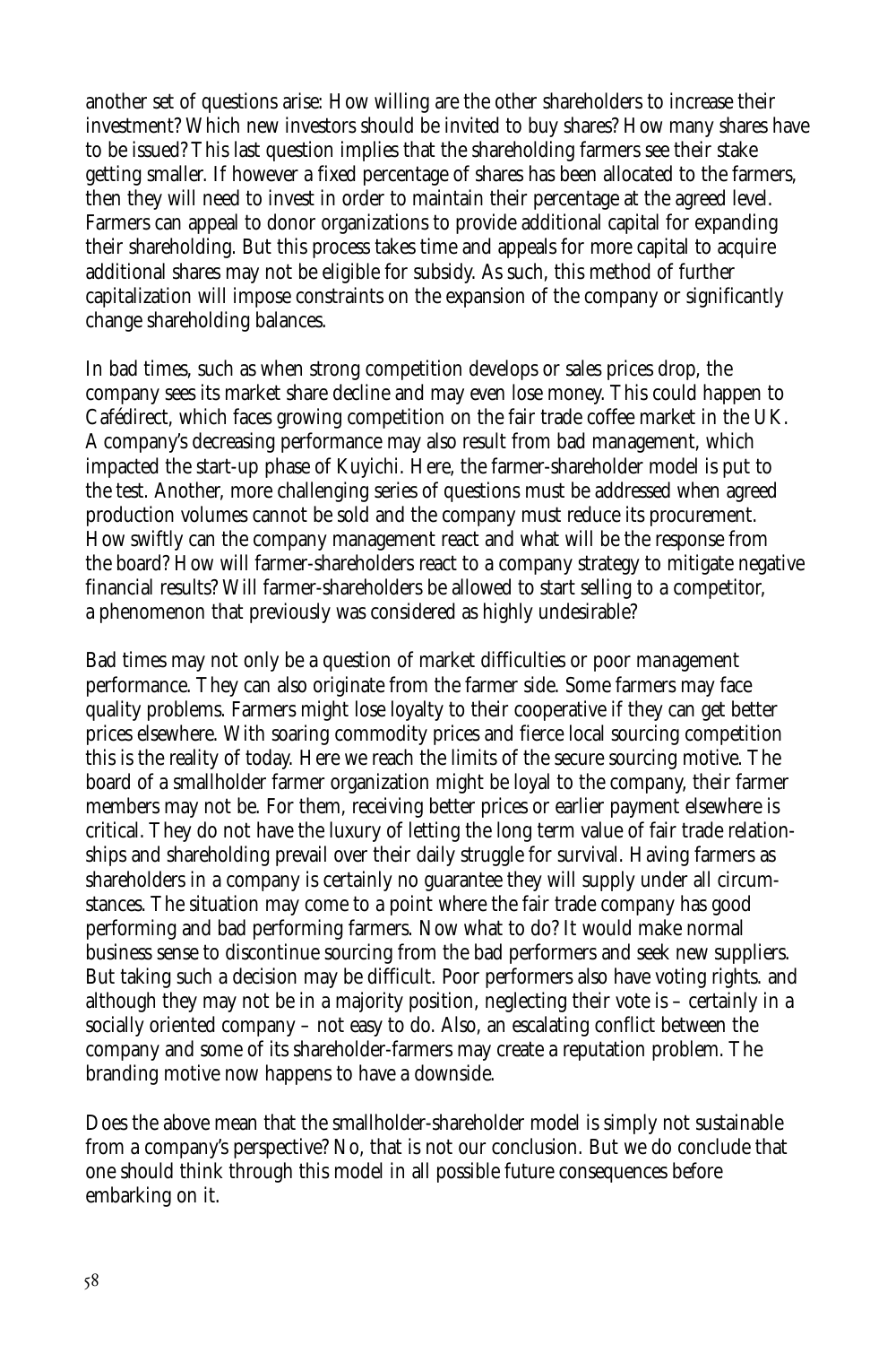another set of questions arise: How willing are the other shareholders to increase their investment? Which new investors should be invited to buy shares? How many shares have to be issued? This last question implies that the shareholding farmers see their stake getting smaller. If however a fixed percentage of shares has been allocated to the farmers, then they will need to invest in order to maintain their percentage at the agreed level. Farmers can appeal to donor organizations to provide additional capital for expanding their shareholding. But this process takes time and appeals for more capital to acquire additional shares may not be eligible for subsidy. As such, this method of further capitalization will impose constraints on the expansion of the company or significantly change shareholding balances.

In bad times, such as when strong competition develops or sales prices drop, the company sees its market share decline and may even lose money. This could happen to Cafédirect, which faces growing competition on the fair trade coffee market in the UK. A company's decreasing performance may also result from bad management, which impacted the start-up phase of Kuyichi. Here, the farmer-shareholder model is put to the test. Another, more challenging series of questions must be addressed when agreed production volumes cannot be sold and the company must reduce its procurement. How swiftly can the company management react and what will be the response from the board? How will farmer-shareholders react to a company strategy to mitigate negative financial results? Will farmer-shareholders be allowed to start selling to a competitor, a phenomenon that previously was considered as highly undesirable?

Bad times may not only be a question of market difficulties or poor management performance. They can also originate from the farmer side. Some farmers may face quality problems. Farmers might lose loyalty to their cooperative if they can get better prices elsewhere. With soaring commodity prices and fierce local sourcing competition this is the reality of today. Here we reach the limits of the secure sourcing motive. The board of a smallholder farmer organization might be loyal to the company, their farmer members may not be. For them, receiving better prices or earlier payment elsewhere is critical. They do not have the luxury of letting the long term value of fair trade relationships and shareholding prevail over their daily struggle for survival. Having farmers as shareholders in a company is certainly no guarantee they will supply under all circumstances. The situation may come to a point where the fair trade company has good performing and bad performing farmers. Now what to do? It would make normal business sense to discontinue sourcing from the bad performers and seek new suppliers. But taking such a decision may be difficult. Poor performers also have voting rights. and although they may not be in a majority position, neglecting their vote is – certainly in a socially oriented company – not easy to do. Also, an escalating conflict between the company and some of its shareholder-farmers may create a reputation problem. The branding motive now happens to have a downside.

Does the above mean that the smallholder-shareholder model is simply not sustainable from a company's perspective? No, that is not our conclusion. But we do conclude that one should think through this model in all possible future consequences before embarking on it.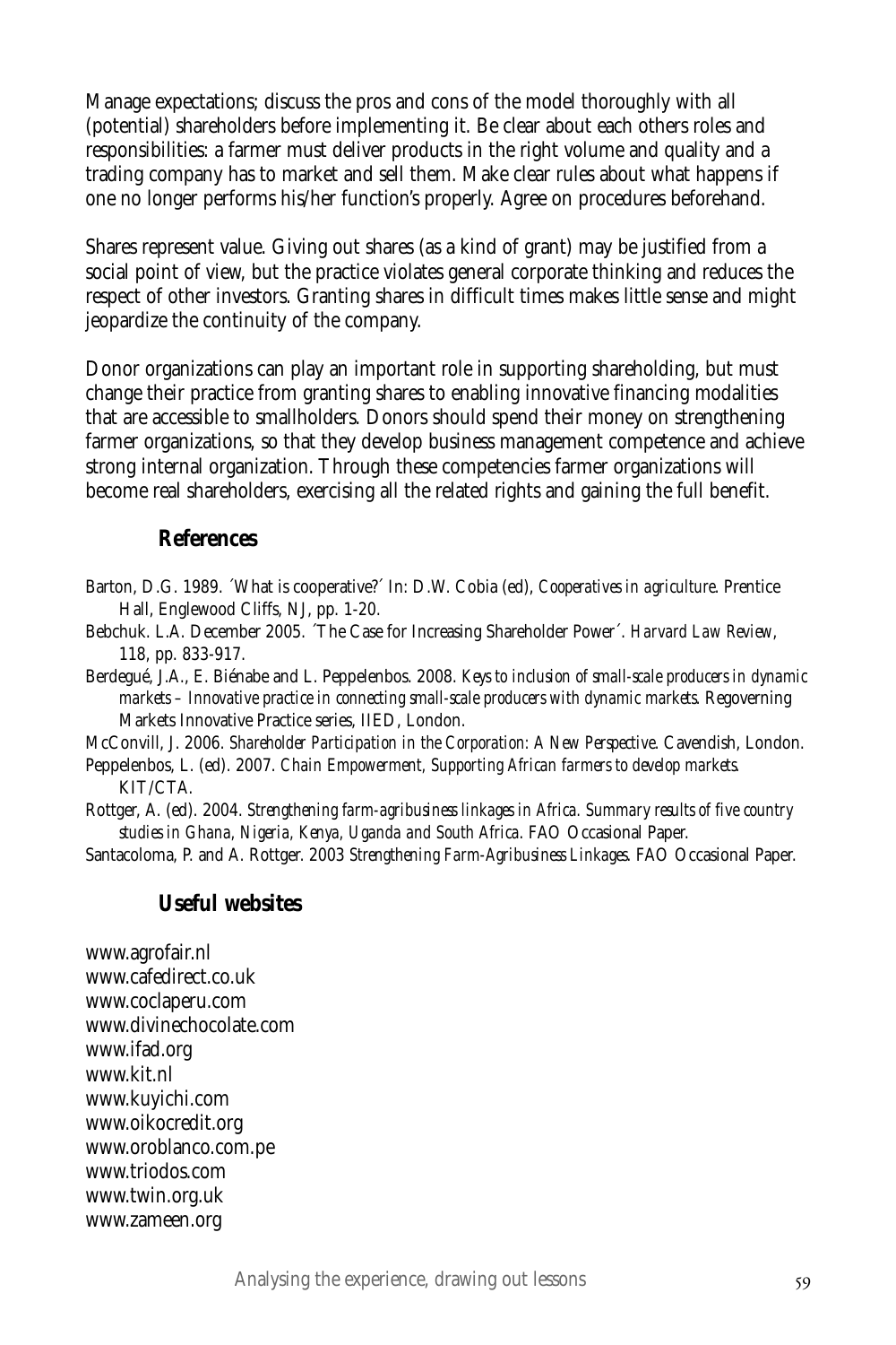Manage expectations; discuss the pros and cons of the model thoroughly with all (potential) shareholders before implementing it. Be clear about each others roles and responsibilities: a farmer must deliver products in the right volume and quality and a trading company has to market and sell them. Make clear rules about what happens if one no longer performs his/her function's properly. Agree on procedures beforehand.

Shares represent value. Giving out shares (as a kind of grant) may be justified from a social point of view, but the practice violates general corporate thinking and reduces the respect of other investors. Granting shares in difficult times makes little sense and might jeopardize the continuity of the company.

Donor organizations can play an important role in supporting shareholding, but must change their practice from granting shares to enabling innovative financing modalities that are accessible to smallholders. Donors should spend their money on strengthening farmer organizations, so that they develop business management competence and achieve strong internal organization. Through these competencies farmer organizations will become real shareholders, exercising all the related rights and gaining the full benefit.

## References

Barton, D.G. 1989. ´What is cooperative?´ In: D.W. Cobia (ed), *Cooperatives in agriculture*. Prentice Hall, Englewood Cliffs, NJ, pp. 1-20.

Bebchuk. L.A. December 2005. ´The Case for Increasing Shareholder Power´. *Harvard Law Review*, 118, pp. 833-917.

Berdegué, J.A., E. Biénabe and L. Peppelenbos. 2008. *Keys to inclusion of small-scale producers in dynamic markets – Innovative practice in connecting small-scale producers with dynamic markets*. Regoverning Markets Innovative Practice series, IIED, London.

McConvill, J. 2006. *Shareholder Participation in the Corporation: A New Perspective*. Cavendish, London.

Peppelenbos, L. (ed). 2007. *Chain Empowerment, Supporting African farmers to develop markets*. KIT/CTA.

Rottger, A. (ed). 2004. *Strengthening farm-agribusiness linkages in Africa. Summary results of five country studies in Ghana, Nigeria, Kenya, Uganda and South Africa.* FAO Occasional Paper.

Santacoloma, P. and A. Rottger. 2003 *Strengthening Farm-Agribusiness Linkages*. FAO Occasional Paper.

## Useful websites

www.agrofair.nl
www.cafedirect.co.uk
www.coclaperu.com
www.divinechocolate.com
www.ifad.org
www.kit.nl
www.kuyichi.com
www.oikocredit.org
www.oroblanco.com.pe
www.triodos.com
www.twin.org.uk
www.zameen.org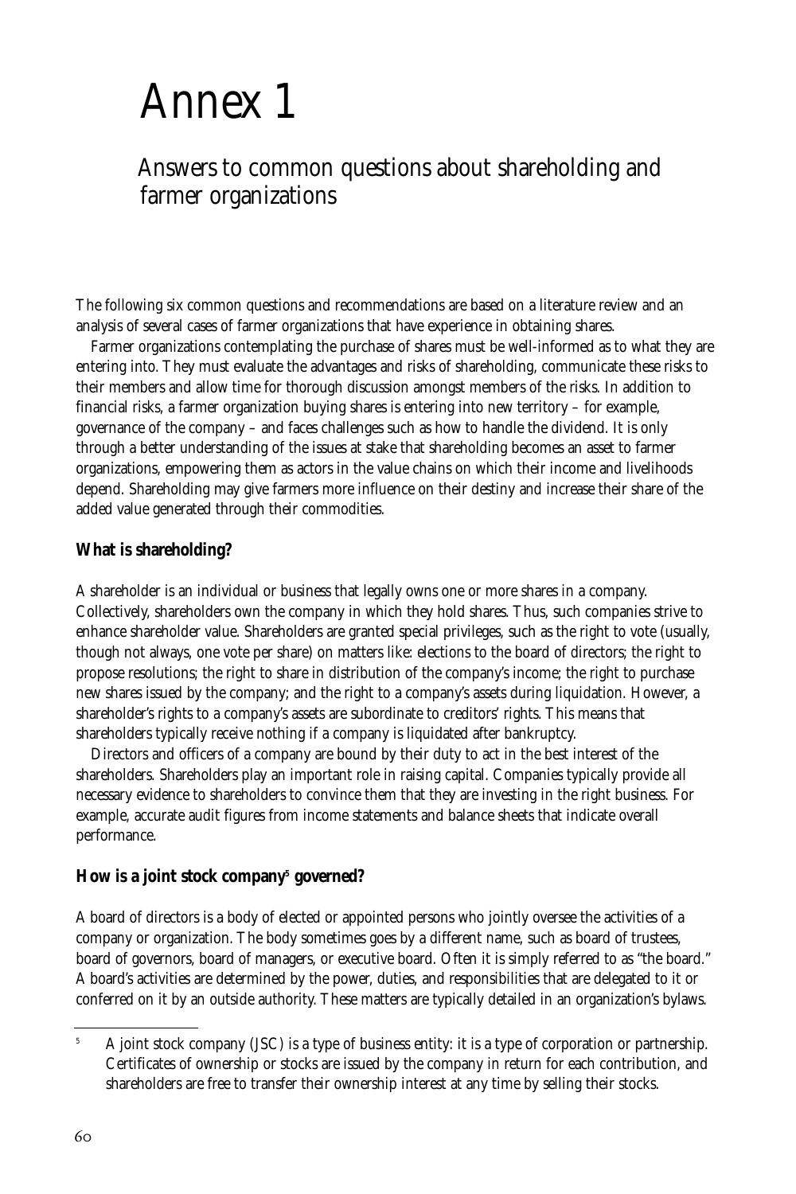# Annex 1

## Answers to common questions about shareholding and farmer organizations

The following six common questions and recommendations are based on a literature review and an analysis of several cases of farmer organizations that have experience in obtaining shares.

Farmer organizations contemplating the purchase of shares must be well-informed as to what they are entering into. They must evaluate the advantages and risks of shareholding, communicate these risks to their members and allow time for thorough discussion amongst members of the risks. In addition to financial risks, a farmer organization buying shares is entering into new territory – for example, governance of the company – and faces challenges such as how to handle the dividend. It is only through a better understanding of the issues at stake that shareholding becomes an asset to farmer organizations, empowering them as actors in the value chains on which their income and livelihoods depend. Shareholding may give farmers more influence on their destiny and increase their share of the added value generated through their commodities.

### What is shareholding?

A shareholder is an individual or business that legally owns one or more shares in a company. Collectively, shareholders own the company in which they hold shares. Thus, such companies strive to enhance shareholder value. Shareholders are granted special privileges, such as the right to vote (usually, though not always, one vote per share) on matters like: elections to the board of directors; the right to propose resolutions; the right to share in distribution of the company's income; the right to purchase new shares issued by the company; and the right to a company's assets during liquidation. However, a shareholder's rights to a company's assets are subordinate to creditors' rights. This means that shareholders typically receive nothing if a company is liquidated after bankruptcy.

Directors and officers of a company are bound by their duty to act in the best interest of the shareholders. Shareholders play an important role in raising capital. Companies typically provide all necessary evidence to shareholders to convince them that they are investing in the right business. For example, accurate audit figures from income statements and balance sheets that indicate overall performance.

### How is a joint stock company[5] governed?

A board of directors is a body of elected or appointed persons who jointly oversee the activities of a company or organization. The body sometimes goes by a different name, such as board of trustees, board of governors, board of managers, or executive board. Often it is simply referred to as "the board." A board's activities are determined by the power, duties, and responsibilities that are delegated to it or conferred on it by an outside authority. These matters are typically detailed in an organization's bylaws.

---

[5] A joint stock company (JSC) is a type of business entity: it is a type of corporation or partnership. Certificates of ownership or stocks are issued by the company in return for each contribution, and shareholders are free to transfer their ownership interest at any time by selling their stocks.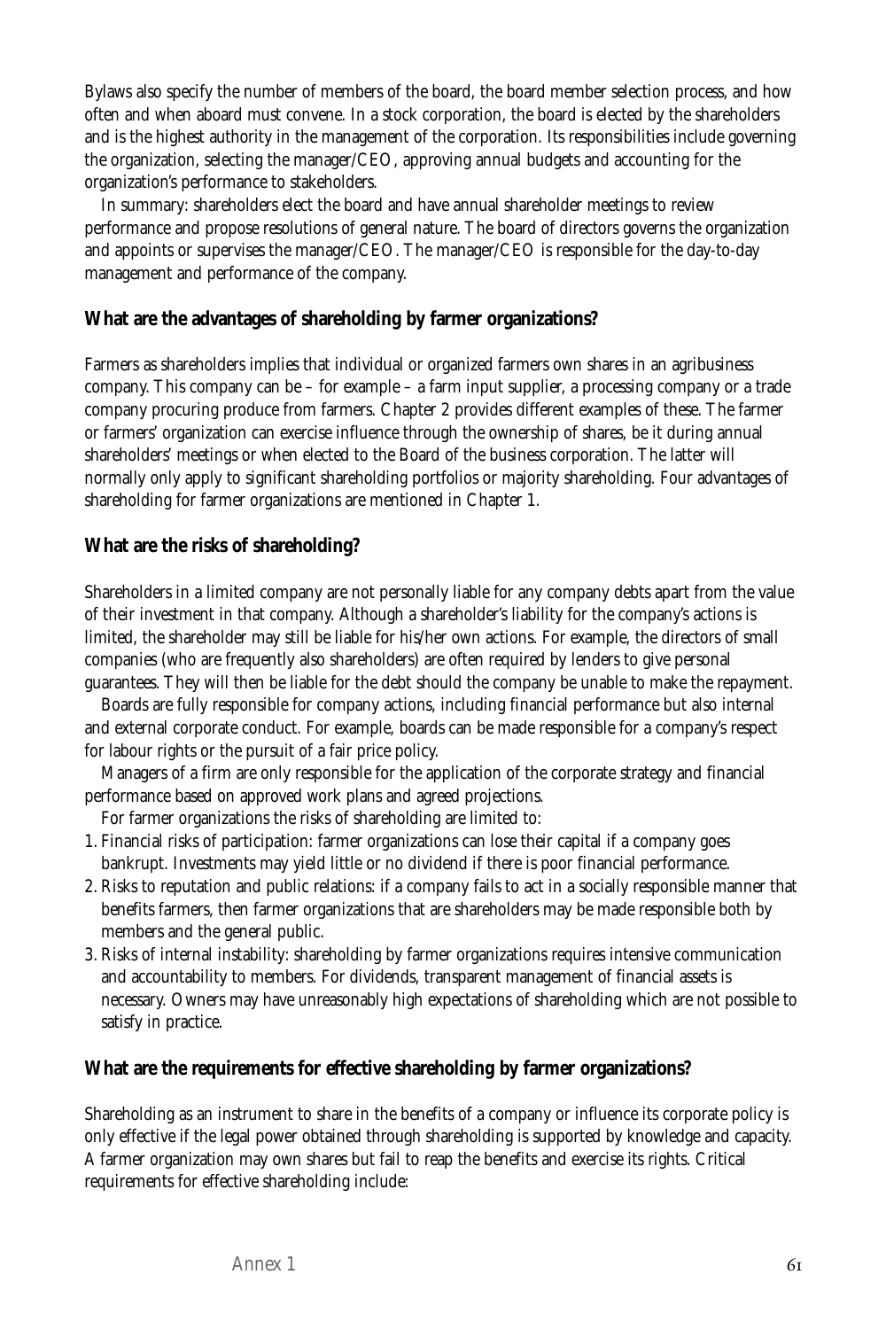Bylaws also specify the number of members of the board, the board member selection process, and how often and when aboard must convene. In a stock corporation, the board is elected by the shareholders and is the highest authority in the management of the corporation. Its responsibilities include governing the organization, selecting the manager/CEO, approving annual budgets and accounting for the organization's performance to stakeholders.

In summary: shareholders elect the board and have annual shareholder meetings to review performance and propose resolutions of general nature. The board of directors governs the organization and appoints or supervises the manager/CEO. The manager/CEO is responsible for the day-to-day management and performance of the company.

### What are the advantages of shareholding by farmer organizations?

Farmers as shareholders implies that individual or organized farmers own shares in an agribusiness company. This company can be – for example – a farm input supplier, a processing company or a trade company procuring produce from farmers. Chapter 2 provides different examples of these. The farmer or farmers' organization can exercise influence through the ownership of shares, be it during annual shareholders' meetings or when elected to the Board of the business corporation. The latter will normally only apply to significant shareholding portfolios or majority shareholding. Four advantages of shareholding for farmer organizations are mentioned in Chapter 1.

### What are the risks of shareholding?

Shareholders in a limited company are not personally liable for any company debts apart from the value of their investment in that company. Although a shareholder's liability for the company's actions is limited, the shareholder may still be liable for his/her own actions. For example, the directors of small companies (who are frequently also shareholders) are often required by lenders to give personal guarantees. They will then be liable for the debt should the company be unable to make the repayment.

Boards are fully responsible for company actions, including financial performance but also internal and external corporate conduct. For example, boards can be made responsible for a company's respect for labour rights or the pursuit of a fair price policy.

Managers of a firm are only responsible for the application of the corporate strategy and financial performance based on approved work plans and agreed projections.

For farmer organizations the risks of shareholding are limited to:

1. Financial risks of participation: farmer organizations can lose their capital if a company goes bankrupt. Investments may yield little or no dividend if there is poor financial performance.
2. Risks to reputation and public relations: if a company fails to act in a socially responsible manner that benefits farmers, then farmer organizations that are shareholders may be made responsible both by members and the general public.
3. Risks of internal instability: shareholding by farmer organizations requires intensive communication and accountability to members. For dividends, transparent management of financial assets is necessary. Owners may have unreasonably high expectations of shareholding which are not possible to satisfy in practice.

### What are the requirements for effective shareholding by farmer organizations?

Shareholding as an instrument to share in the benefits of a company or influence its corporate policy is only effective if the legal power obtained through shareholding is supported by knowledge and capacity. A farmer organization may own shares but fail to reap the benefits and exercise its rights. Critical requirements for effective shareholding include: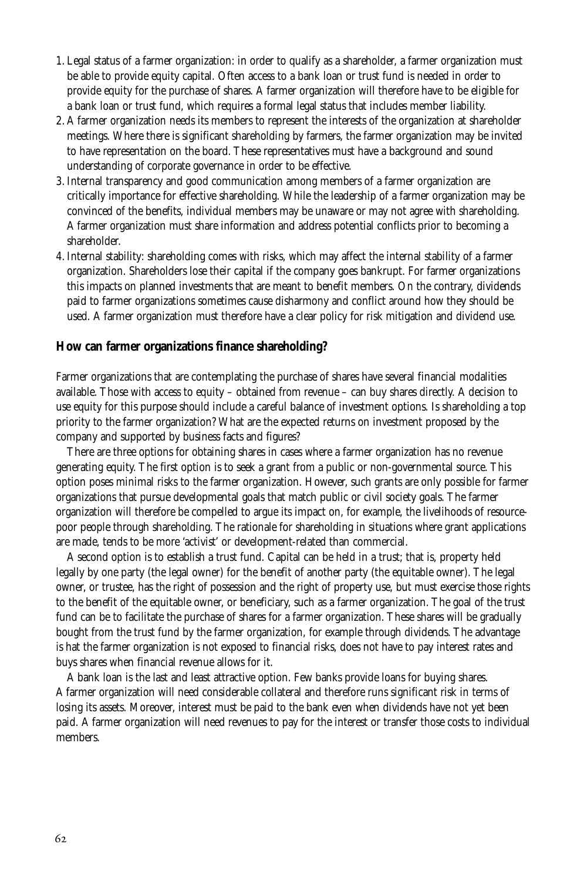1. Legal status of a farmer organization: in order to qualify as a shareholder, a farmer organization must be able to provide equity capital. Often access to a bank loan or trust fund is needed in order to provide equity for the purchase of shares. A farmer organization will therefore have to be eligible for a bank loan or trust fund, which requires a formal legal status that includes member liability.
2. A farmer organization needs its members to represent the interests of the organization at shareholder meetings. Where there is significant shareholding by farmers, the farmer organization may be invited to have representation on the board. These representatives must have a background and sound understanding of corporate governance in order to be effective.
3. Internal transparency and good communication among members of a farmer organization are critically importance for effective shareholding. While the leadership of a farmer organization may be convinced of the benefits, individual members may be unaware or may not agree with shareholding. A farmer organization must share information and address potential conflicts prior to becoming a shareholder.
4. Internal stability: shareholding comes with risks, which may affect the internal stability of a farmer organization. Shareholders lose their capital if the company goes bankrupt. For farmer organizations this impacts on planned investments that are meant to benefit members. On the contrary, dividends paid to farmer organizations sometimes cause disharmony and conflict around how they should be used. A farmer organization must therefore have a clear policy for risk mitigation and dividend use.

### How can farmer organizations finance shareholding?

Farmer organizations that are contemplating the purchase of shares have several financial modalities available. Those with access to equity – obtained from revenue – can buy shares directly. A decision to use equity for this purpose should include a careful balance of investment options. Is shareholding a top priority to the farmer organization? What are the expected returns on investment proposed by the company and supported by business facts and figures?

There are three options for obtaining shares in cases where a farmer organization has no revenue generating equity. The first option is to seek a grant from a public or non-governmental source. This option poses minimal risks to the farmer organization. However, such grants are only possible for farmer organizations that pursue developmental goals that match public or civil society goals. The farmer organization will therefore be compelled to argue its impact on, for example, the livelihoods of resource-poor people through shareholding. The rationale for shareholding in situations where grant applications are made, tends to be more 'activist' or development-related than commercial.

A second option is to establish a trust fund. Capital can be held in a trust; that is, property held legally by one party (the legal owner) for the benefit of another party (the equitable owner). The legal owner, or trustee, has the right of possession and the right of property use, but must exercise those rights to the benefit of the equitable owner, or beneficiary, such as a farmer organization. The goal of the trust fund can be to facilitate the purchase of shares for a farmer organization. These shares will be gradually bought from the trust fund by the farmer organization, for example through dividends. The advantage is hat the farmer organization is not exposed to financial risks, does not have to pay interest rates and buys shares when financial revenue allows for it.

A bank loan is the last and least attractive option. Few banks provide loans for buying shares. A farmer organization will need considerable collateral and therefore runs significant risk in terms of losing its assets. Moreover, interest must be paid to the bank even when dividends have not yet been paid. A farmer organization will need revenues to pay for the interest or transfer those costs to individual members.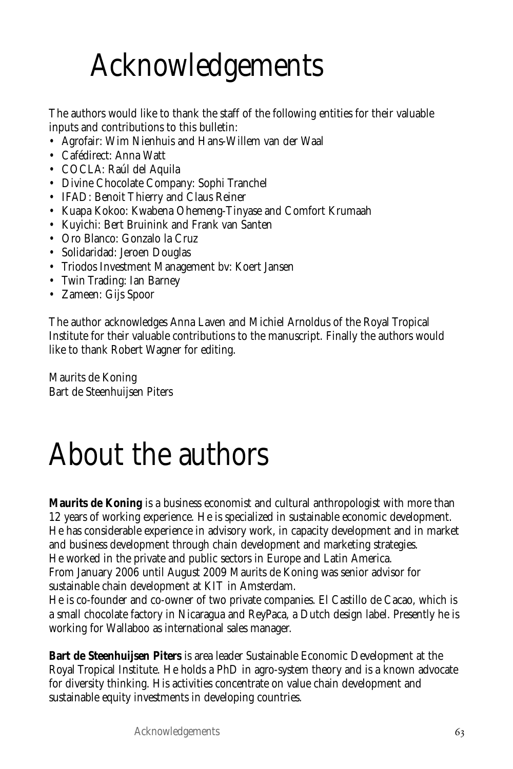# Acknowledgements

The authors would like to thank the staff of the following entities for their valuable inputs and contributions to this bulletin:

- Agrofair: Wim Nienhuis and Hans-Willem van der Waal
- Cafédirect: Anna Watt
- COCLA: Raúl del Aquila
- Divine Chocolate Company: Sophi Tranchel
- IFAD: Benoit Thierry and Claus Reiner
- Kuapa Kokoo: Kwabena Ohemeng-Tinyase and Comfort Krumaah
- Kuyichi: Bert Bruinink and Frank van Santen
- Oro Blanco: Gonzalo la Cruz
- Solidaridad: Jeroen Douglas
- Triodos Investment Management bv: Koert Jansen
- Twin Trading: Ian Barney
- Zameen: Gijs Spoor

The author acknowledges Anna Laven and Michiel Arnoldus of the Royal Tropical Institute for their valuable contributions to the manuscript. Finally the authors would like to thank Robert Wagner for editing.

Maurits de Koning
Bart de Steenhuijsen Piters

# About the authors

**Maurits de Koning** is a business economist and cultural anthropologist with more than 12 years of working experience. He is specialized in sustainable economic development. He has considerable experience in advisory work, in capacity development and in market and business development through chain development and marketing strategies.
He worked in the private and public sectors in Europe and Latin America.
From January 2006 until August 2009 Maurits de Koning was senior advisor for sustainable chain development at KIT in Amsterdam.
He is co-founder and co-owner of two private companies. El Castillo de Cacao, which is a small chocolate factory in Nicaragua and ReyPaca, a Dutch design label. Presently he is working for Wallaboo as international sales manager.

**Bart de Steenhuijsen Piters** is area leader Sustainable Economic Development at the Royal Tropical Institute. He holds a PhD in agro-system theory and is a known advocate for diversity thinking. His activities concentrate on value chain development and sustainable equity investments in developing countries.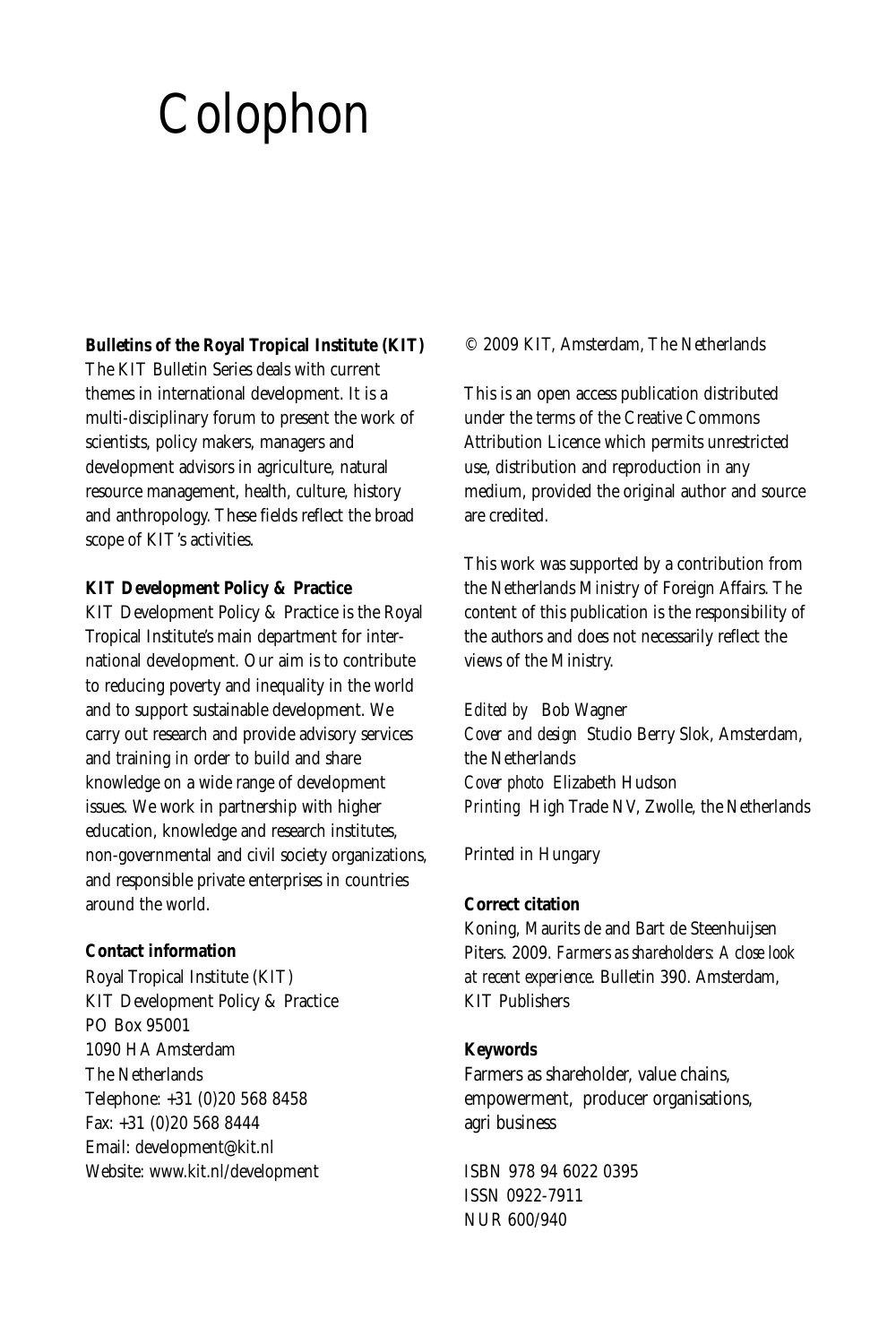# Colophon

**Bulletins of the Royal Tropical Institute (KIT)**
The KIT Bulletin Series deals with current themes in international development. It is a multi-disciplinary forum to present the work of scientists, policy makers, managers and development advisors in agriculture, natural resource management, health, culture, history and anthropology. These fields reflect the broad scope of KIT's activities.

**KIT Development Policy & Practice**
KIT Development Policy & Practice is the Royal Tropical Institute's main department for international development. Our aim is to contribute to reducing poverty and inequality in the world and to support sustainable development. We carry out research and provide advisory services and training in order to build and share knowledge on a wide range of development issues. We work in partnership with higher education, knowledge and research institutes, non-governmental and civil society organizations, and responsible private enterprises in countries around the world.

**Contact information**
Royal Tropical Institute (KIT)
KIT Development Policy & Practice
PO Box 95001
1090 HA Amsterdam
The Netherlands
Telephone: +31 (0)20 568 8458
Fax: +31 (0)20 568 8444
Email: development@kit.nl
Website: www.kit.nl/development

© 2009 KIT, Amsterdam, The Netherlands

This is an open access publication distributed under the terms of the Creative Commons Attribution Licence which permits unrestricted use, distribution and reproduction in any medium, provided the original author and source are credited.

This work was supported by a contribution from the Netherlands Ministry of Foreign Affairs. The content of this publication is the responsibility of the authors and does not necessarily reflect the views of the Ministry.

*Edited by* Bob Wagner
*Cover and design* Studio Berry Slok, Amsterdam, the Netherlands
*Cover photo* Elizabeth Hudson
*Printing* High Trade NV, Zwolle, the Netherlands

Printed in Hungary

**Correct citation**
Koning, Maurits de and Bart de Steenhuijsen Piters. 2009. *Farmers as shareholders: A close look at recent experience.* Bulletin 390. Amsterdam, KIT Publishers

**Keywords**
Farmers as shareholder, value chains, empowerment, producer organisations, agri business

ISBN 978 94 6022 0395
ISSN 0922-7911
NUR 600/940